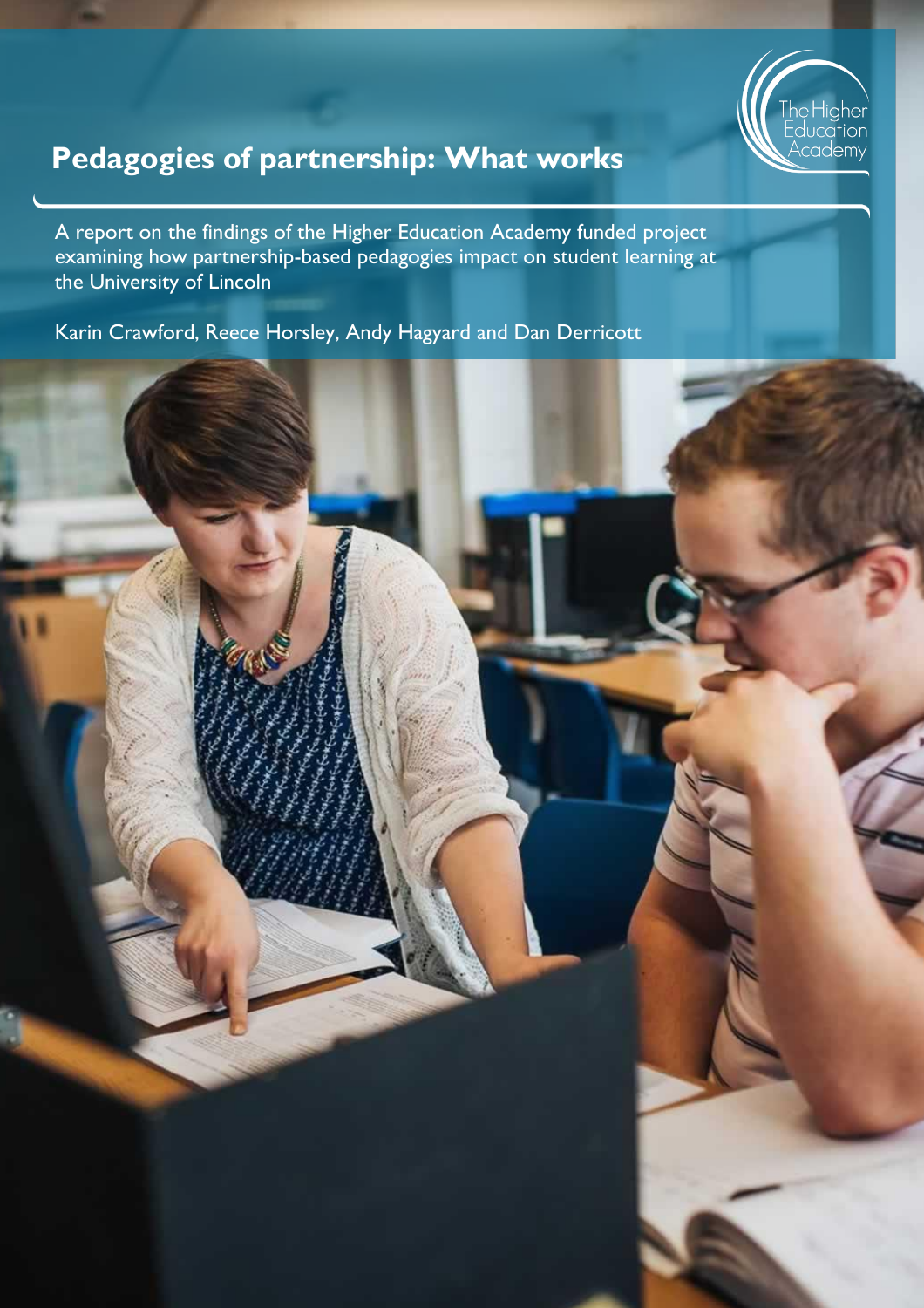The Higher Education Academy

# Pedagogies of partnership: What works

A report on the findings of the Higher Education Academy funded project examining how partnership-based pedagogies impact on student learning at the University of Lincoln

Karin Crawford, Reece Horsley, Andy Hagyard and Dan Derricott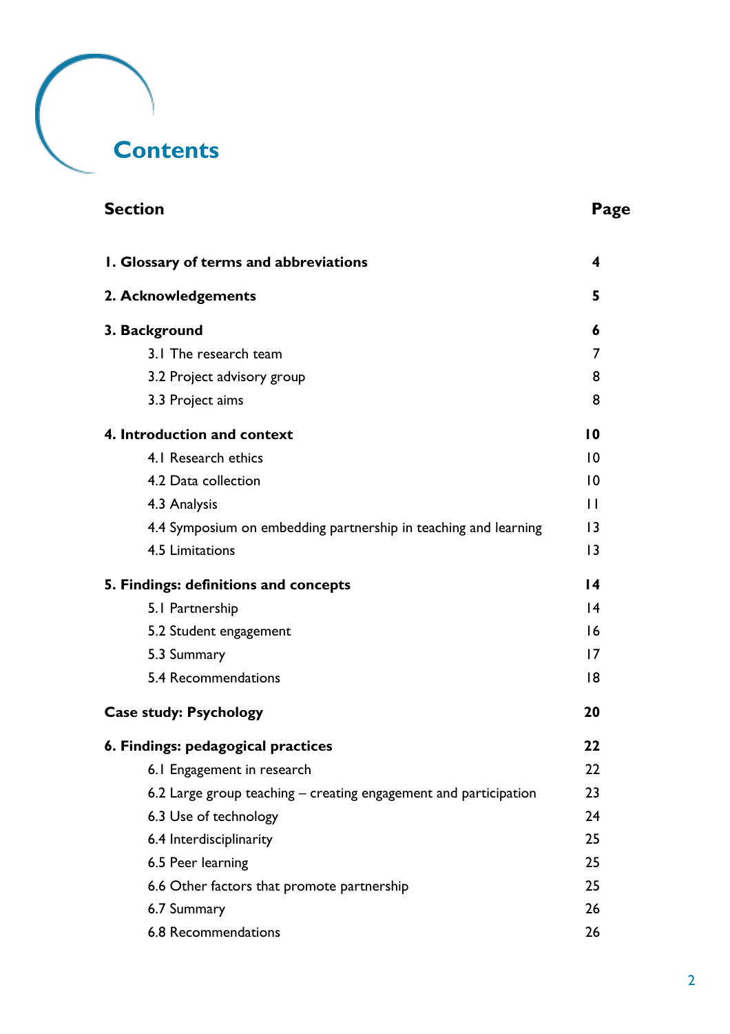# Contents

| Section | Page |
|---|---|
| **1. Glossary of terms and abbreviations** | **4** |
| **2. Acknowledgements** | **5** |
| **3. Background** | **6** |
| 3.1 The research team | 7 |
| 3.2 Project advisory group | 8 |
| 3.3 Project aims | 8 |
| **4. Introduction and context** | **10** |
| 4.1 Research ethics | 10 |
| 4.2 Data collection | 10 |
| 4.3 Analysis | 11 |
| 4.4 Symposium on embedding partnership in teaching and learning | 13 |
| 4.5 Limitations | 13 |
| **5. Findings: definitions and concepts** | **14** |
| 5.1 Partnership | 14 |
| 5.2 Student engagement | 16 |
| 5.3 Summary | 17 |
| 5.4 Recommendations | 18 |
| **Case study: Psychology** | **20** |
| **6. Findings: pedagogical practices** | **22** |
| 6.1 Engagement in research | 22 |
| 6.2 Large group teaching – creating engagement and participation | 23 |
| 6.3 Use of technology | 24 |
| 6.4 Interdisciplinarity | 25 |
| 6.5 Peer learning | 25 |
| 6.6 Other factors that promote partnership | 25 |
| 6.7 Summary | 26 |
| 6.8 Recommendations | 26 |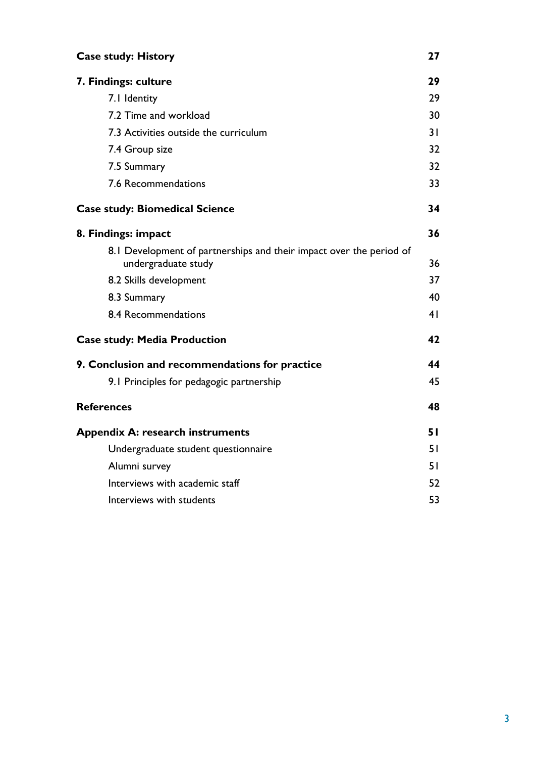| | |
|---|---|
| **Case study: History** | **27** |
| **7. Findings: culture** | **29** |
| 7.1 Identity | 29 |
| 7.2 Time and workload | 30 |
| 7.3 Activities outside the curriculum | 31 |
| 7.4 Group size | 32 |
| 7.5 Summary | 32 |
| 7.6 Recommendations | 33 |
| **Case study: Biomedical Science** | **34** |
| **8. Findings: impact** | **36** |
| 8.1 Development of partnerships and their impact over the period of undergraduate study | 36 |
| 8.2 Skills development | 37 |
| 8.3 Summary | 40 |
| 8.4 Recommendations | 41 |
| **Case study: Media Production** | **42** |
| **9. Conclusion and recommendations for practice** | **44** |
| 9.1 Principles for pedagogic partnership | 45 |
| **References** | **48** |
| **Appendix A: research instruments** | **51** |
| Undergraduate student questionnaire | 51 |
| Alumni survey | 51 |
| Interviews with academic staff | 52 |
| Interviews with students | 53 |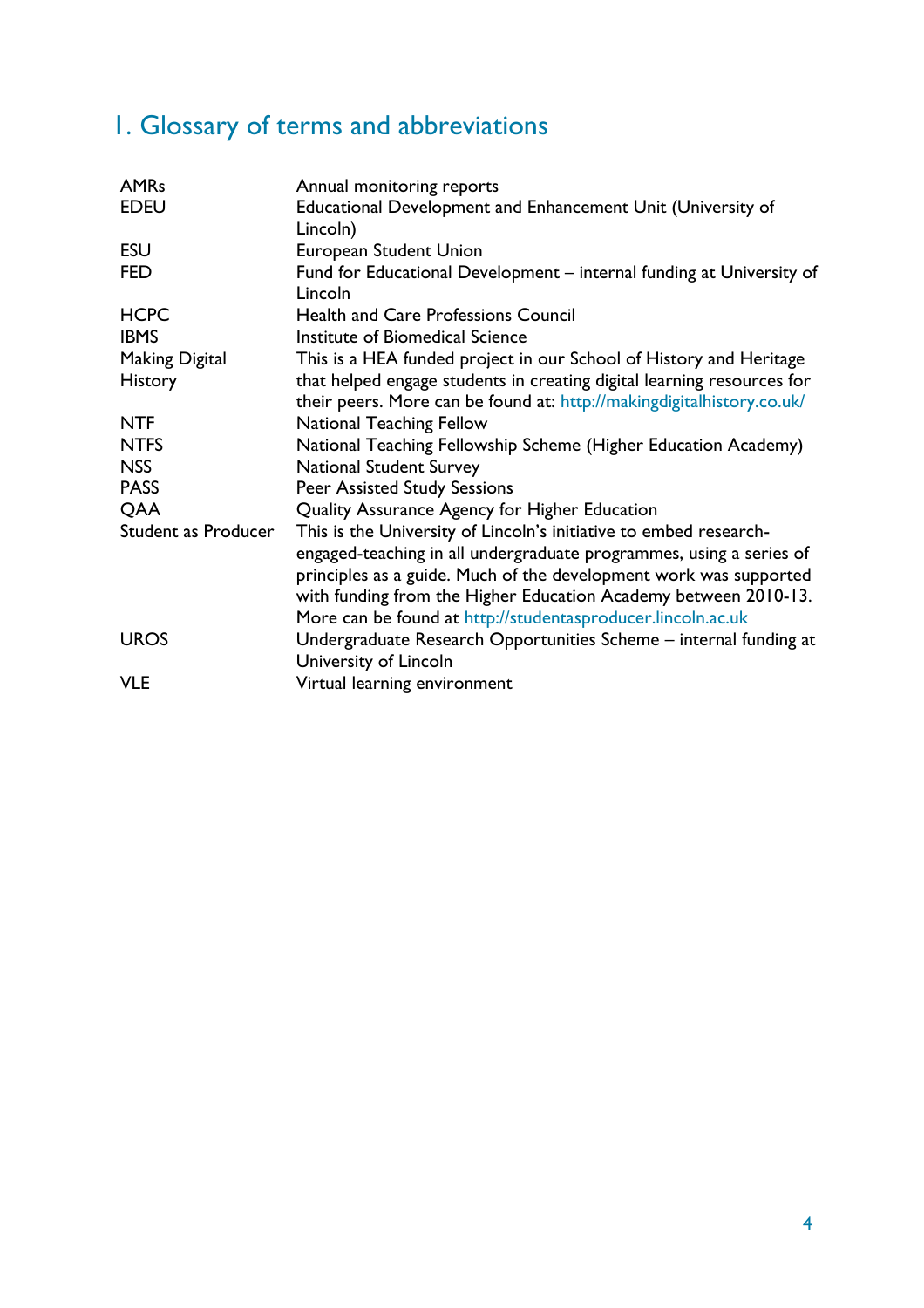# 1. Glossary of terms and abbreviations

| | |
|---|---|
| AMRs | Annual monitoring reports |
| EDEU | Educational Development and Enhancement Unit (University of Lincoln) |
| ESU | European Student Union |
| FED | Fund for Educational Development – internal funding at University of Lincoln |
| HCPC | Health and Care Professions Council |
| IBMS | Institute of Biomedical Science |
| Making Digital History | This is a HEA funded project in our School of History and Heritage that helped engage students in creating digital learning resources for their peers. More can be found at: http://makingdigitalhistory.co.uk/ |
| NTF | National Teaching Fellow |
| NTFS | National Teaching Fellowship Scheme (Higher Education Academy) |
| NSS | National Student Survey |
| PASS | Peer Assisted Study Sessions |
| QAA | Quality Assurance Agency for Higher Education |
| Student as Producer | This is the University of Lincoln's initiative to embed research-engaged-teaching in all undergraduate programmes, using a series of principles as a guide. Much of the development work was supported with funding from the Higher Education Academy between 2010-13. More can be found at http://studentasproducer.lincoln.ac.uk |
| UROS | Undergraduate Research Opportunities Scheme – internal funding at University of Lincoln |
| VLE | Virtual learning environment |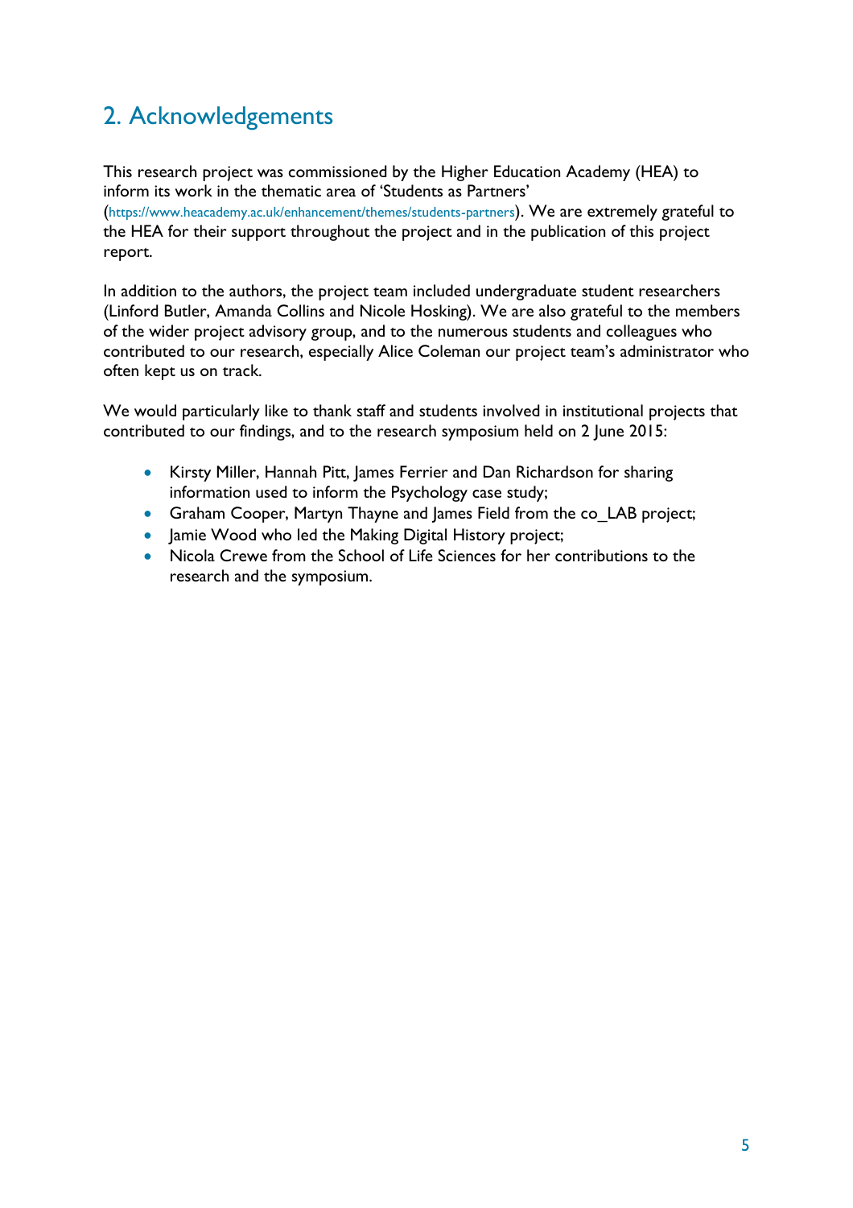## 2. Acknowledgements

This research project was commissioned by the Higher Education Academy (HEA) to inform its work in the thematic area of 'Students as Partners' (https://www.heacademy.ac.uk/enhancement/themes/students-partners). We are extremely grateful to the HEA for their support throughout the project and in the publication of this project report.

In addition to the authors, the project team included undergraduate student researchers (Linford Butler, Amanda Collins and Nicole Hosking). We are also grateful to the members of the wider project advisory group, and to the numerous students and colleagues who contributed to our research, especially Alice Coleman our project team's administrator who often kept us on track.

We would particularly like to thank staff and students involved in institutional projects that contributed to our findings, and to the research symposium held on 2 June 2015:

- Kirsty Miller, Hannah Pitt, James Ferrier and Dan Richardson for sharing information used to inform the Psychology case study;
- Graham Cooper, Martyn Thayne and James Field from the co_LAB project;
- Jamie Wood who led the Making Digital History project;
- Nicola Crewe from the School of Life Sciences for her contributions to the research and the symposium.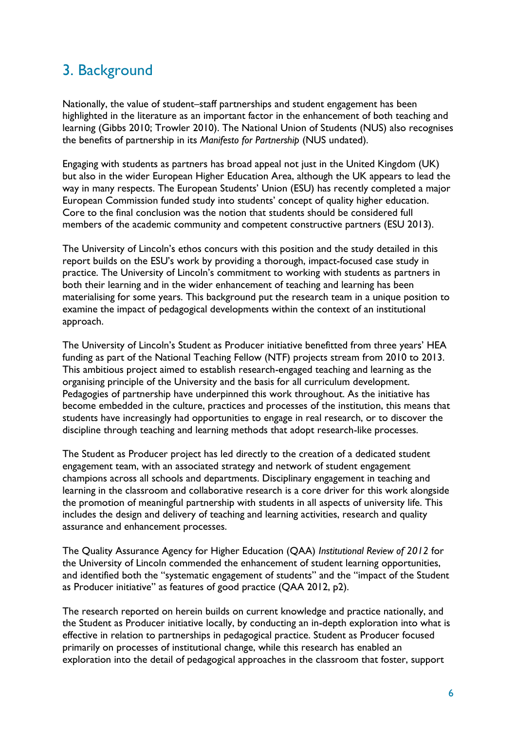## 3. Background

Nationally, the value of student–staff partnerships and student engagement has been highlighted in the literature as an important factor in the enhancement of both teaching and learning (Gibbs 2010; Trowler 2010). The National Union of Students (NUS) also recognises the benefits of partnership in its *Manifesto for Partnership* (NUS undated).

Engaging with students as partners has broad appeal not just in the United Kingdom (UK) but also in the wider European Higher Education Area, although the UK appears to lead the way in many respects. The European Students' Union (ESU) has recently completed a major European Commission funded study into students' concept of quality higher education. Core to the final conclusion was the notion that students should be considered full members of the academic community and competent constructive partners (ESU 2013).

The University of Lincoln's ethos concurs with this position and the study detailed in this report builds on the ESU's work by providing a thorough, impact-focused case study in practice. The University of Lincoln's commitment to working with students as partners in both their learning and in the wider enhancement of teaching and learning has been materialising for some years. This background put the research team in a unique position to examine the impact of pedagogical developments within the context of an institutional approach.

The University of Lincoln's Student as Producer initiative benefitted from three years' HEA funding as part of the National Teaching Fellow (NTF) projects stream from 2010 to 2013. This ambitious project aimed to establish research-engaged teaching and learning as the organising principle of the University and the basis for all curriculum development. Pedagogies of partnership have underpinned this work throughout. As the initiative has become embedded in the culture, practices and processes of the institution, this means that students have increasingly had opportunities to engage in real research, or to discover the discipline through teaching and learning methods that adopt research-like processes.

The Student as Producer project has led directly to the creation of a dedicated student engagement team, with an associated strategy and network of student engagement champions across all schools and departments. Disciplinary engagement in teaching and learning in the classroom and collaborative research is a core driver for this work alongside the promotion of meaningful partnership with students in all aspects of university life. This includes the design and delivery of teaching and learning activities, research and quality assurance and enhancement processes.

The Quality Assurance Agency for Higher Education (QAA) *Institutional Review of 2012* for the University of Lincoln commended the enhancement of student learning opportunities, and identified both the "systematic engagement of students" and the "impact of the Student as Producer initiative" as features of good practice (QAA 2012, p2).

The research reported on herein builds on current knowledge and practice nationally, and the Student as Producer initiative locally, by conducting an in-depth exploration into what is effective in relation to partnerships in pedagogical practice. Student as Producer focused primarily on processes of institutional change, while this research has enabled an exploration into the detail of pedagogical approaches in the classroom that foster, support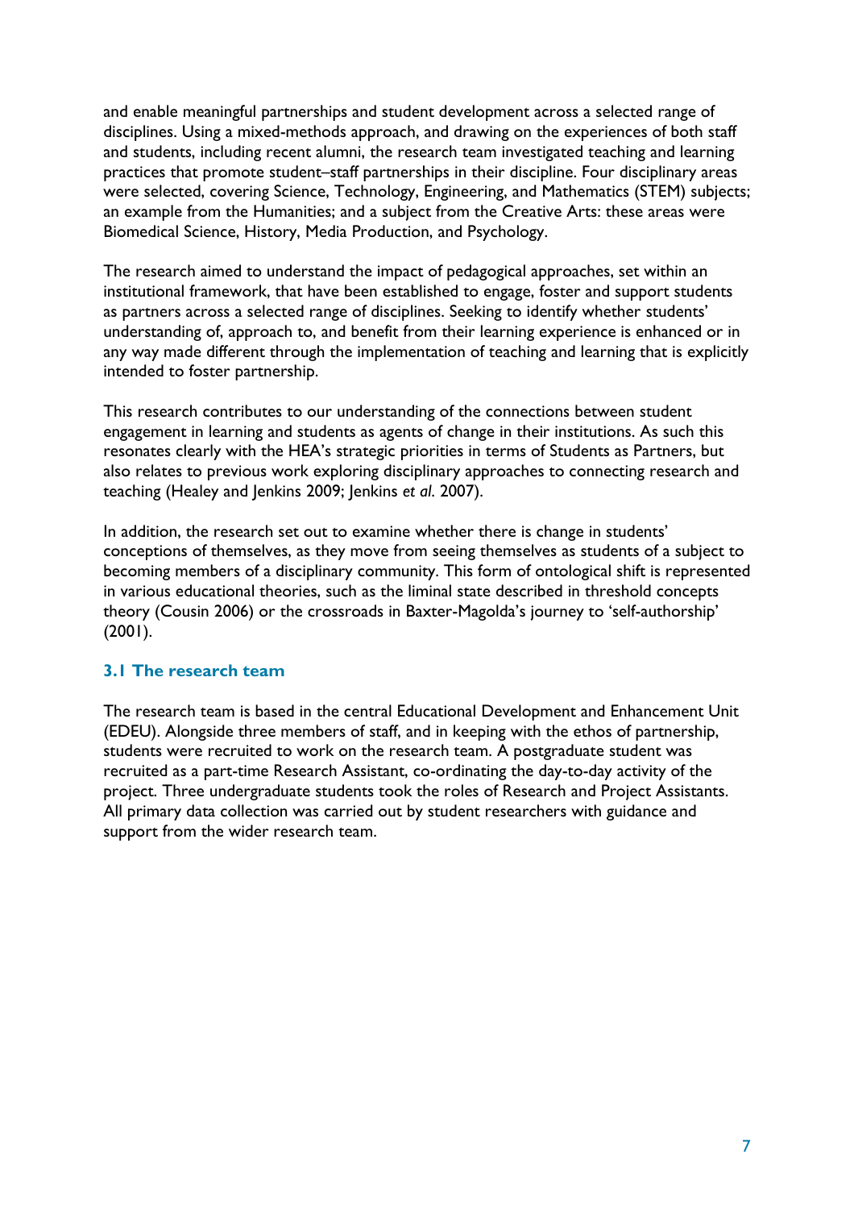and enable meaningful partnerships and student development across a selected range of disciplines. Using a mixed-methods approach, and drawing on the experiences of both staff and students, including recent alumni, the research team investigated teaching and learning practices that promote student–staff partnerships in their discipline. Four disciplinary areas were selected, covering Science, Technology, Engineering, and Mathematics (STEM) subjects; an example from the Humanities; and a subject from the Creative Arts: these areas were Biomedical Science, History, Media Production, and Psychology.

The research aimed to understand the impact of pedagogical approaches, set within an institutional framework, that have been established to engage, foster and support students as partners across a selected range of disciplines. Seeking to identify whether students' understanding of, approach to, and benefit from their learning experience is enhanced or in any way made different through the implementation of teaching and learning that is explicitly intended to foster partnership.

This research contributes to our understanding of the connections between student engagement in learning and students as agents of change in their institutions. As such this resonates clearly with the HEA's strategic priorities in terms of Students as Partners, but also relates to previous work exploring disciplinary approaches to connecting research and teaching (Healey and Jenkins 2009; Jenkins *et al.* 2007).

In addition, the research set out to examine whether there is change in students' conceptions of themselves, as they move from seeing themselves as students of a subject to becoming members of a disciplinary community. This form of ontological shift is represented in various educational theories, such as the liminal state described in threshold concepts theory (Cousin 2006) or the crossroads in Baxter-Magolda's journey to 'self-authorship' (2001).

### 3.1 The research team

The research team is based in the central Educational Development and Enhancement Unit (EDEU). Alongside three members of staff, and in keeping with the ethos of partnership, students were recruited to work on the research team. A postgraduate student was recruited as a part-time Research Assistant, co-ordinating the day-to-day activity of the project. Three undergraduate students took the roles of Research and Project Assistants. All primary data collection was carried out by student researchers with guidance and support from the wider research team.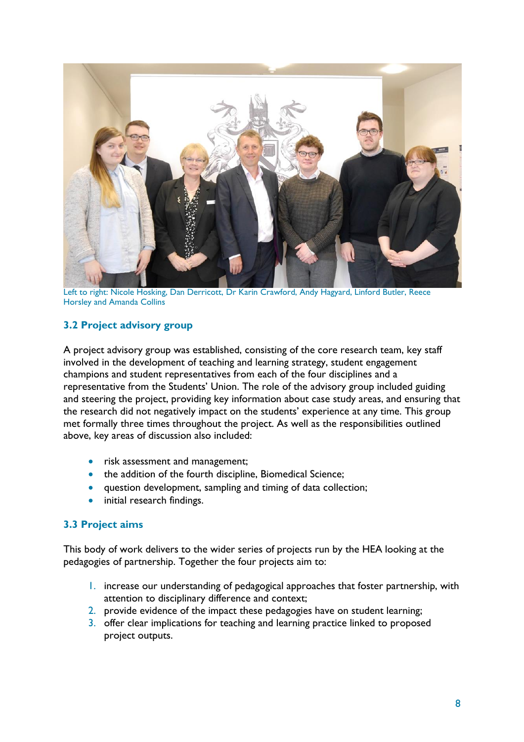Left to right: Nicole Hosking, Dan Derricott, Dr Karin Crawford, Andy Hagyard, Linford Butler, Reece Horsley and Amanda Collins

### 3.2 Project advisory group

A project advisory group was established, consisting of the core research team, key staff involved in the development of teaching and learning strategy, student engagement champions and student representatives from each of the four disciplines and a representative from the Students' Union. The role of the advisory group included guiding and steering the project, providing key information about case study areas, and ensuring that the research did not negatively impact on the students' experience at any time. This group met formally three times throughout the project. As well as the responsibilities outlined above, key areas of discussion also included:

- risk assessment and management;
- the addition of the fourth discipline, Biomedical Science;
- question development, sampling and timing of data collection;
- initial research findings.

### 3.3 Project aims

This body of work delivers to the wider series of projects run by the HEA looking at the pedagogies of partnership. Together the four projects aim to:

1. increase our understanding of pedagogical approaches that foster partnership, with attention to disciplinary difference and context;
2. provide evidence of the impact these pedagogies have on student learning;
3. offer clear implications for teaching and learning practice linked to proposed project outputs.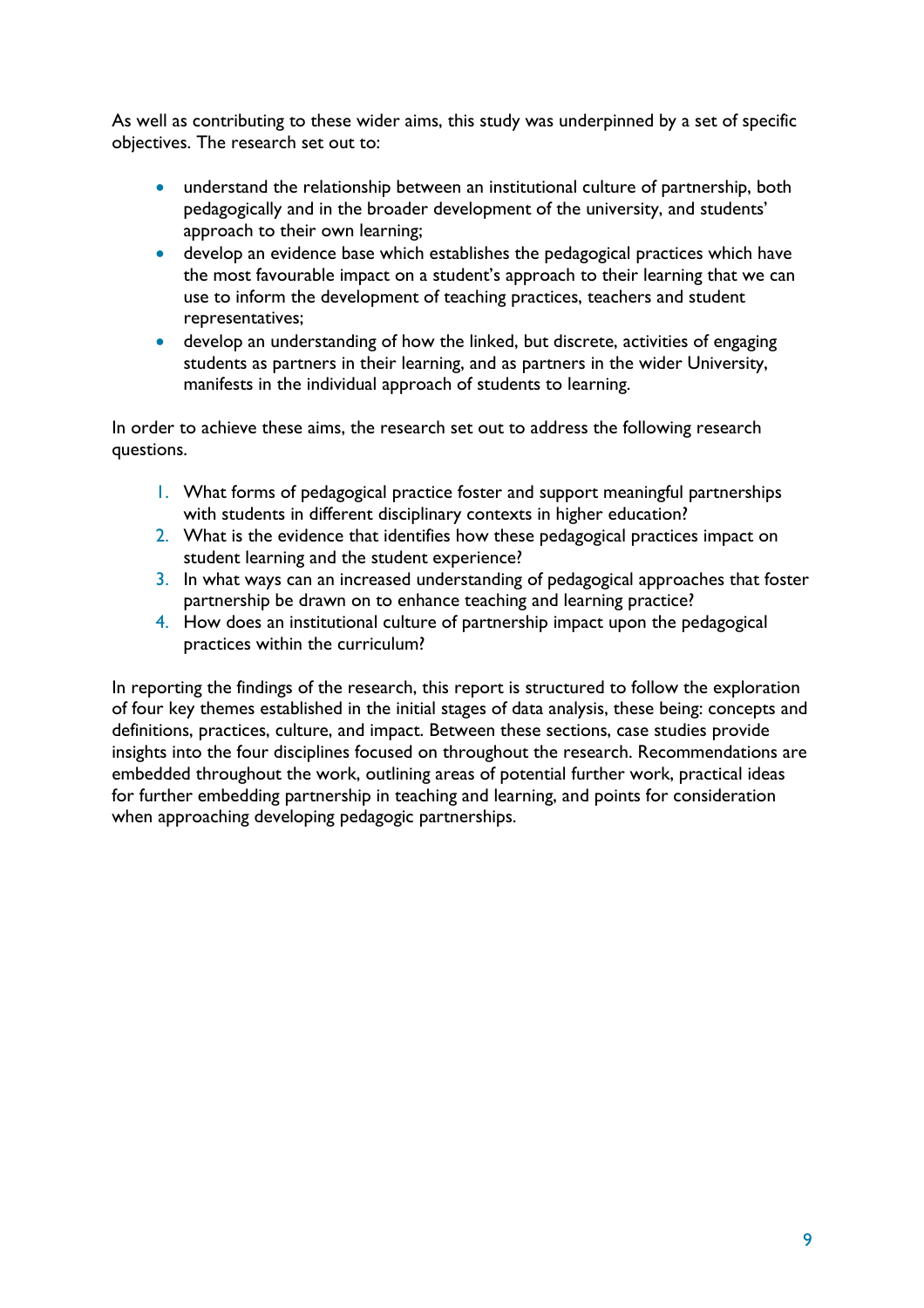As well as contributing to these wider aims, this study was underpinned by a set of specific objectives. The research set out to:

- understand the relationship between an institutional culture of partnership, both pedagogically and in the broader development of the university, and students' approach to their own learning;
- develop an evidence base which establishes the pedagogical practices which have the most favourable impact on a student's approach to their learning that we can use to inform the development of teaching practices, teachers and student representatives;
- develop an understanding of how the linked, but discrete, activities of engaging students as partners in their learning, and as partners in the wider University, manifests in the individual approach of students to learning.

In order to achieve these aims, the research set out to address the following research questions.

1. What forms of pedagogical practice foster and support meaningful partnerships with students in different disciplinary contexts in higher education?
2. What is the evidence that identifies how these pedagogical practices impact on student learning and the student experience?
3. In what ways can an increased understanding of pedagogical approaches that foster partnership be drawn on to enhance teaching and learning practice?
4. How does an institutional culture of partnership impact upon the pedagogical practices within the curriculum?

In reporting the findings of the research, this report is structured to follow the exploration of four key themes established in the initial stages of data analysis, these being: concepts and definitions, practices, culture, and impact. Between these sections, case studies provide insights into the four disciplines focused on throughout the research. Recommendations are embedded throughout the work, outlining areas of potential further work, practical ideas for further embedding partnership in teaching and learning, and points for consideration when approaching developing pedagogic partnerships.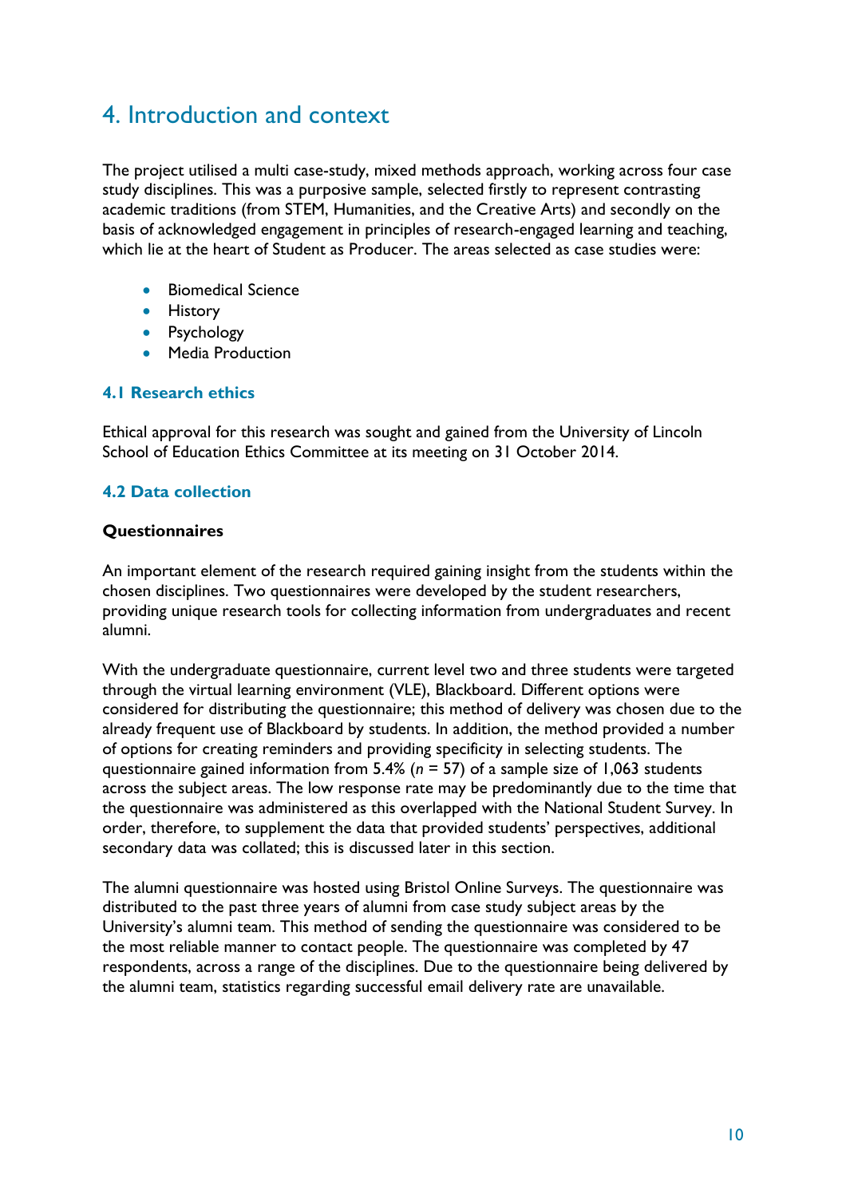# 4. Introduction and context

The project utilised a multi case-study, mixed methods approach, working across four case study disciplines. This was a purposive sample, selected firstly to represent contrasting academic traditions (from STEM, Humanities, and the Creative Arts) and secondly on the basis of acknowledged engagement in principles of research-engaged learning and teaching, which lie at the heart of Student as Producer. The areas selected as case studies were:

- Biomedical Science
- History
- Psychology
- Media Production

## 4.1 Research ethics

Ethical approval for this research was sought and gained from the University of Lincoln School of Education Ethics Committee at its meeting on 31 October 2014.

## 4.2 Data collection

**Questionnaires**

An important element of the research required gaining insight from the students within the chosen disciplines. Two questionnaires were developed by the student researchers, providing unique research tools for collecting information from undergraduates and recent alumni.

With the undergraduate questionnaire, current level two and three students were targeted through the virtual learning environment (VLE), Blackboard. Different options were considered for distributing the questionnaire; this method of delivery was chosen due to the already frequent use of Blackboard by students. In addition, the method provided a number of options for creating reminders and providing specificity in selecting students. The questionnaire gained information from 5.4% ($n = 57$) of a sample size of 1,063 students across the subject areas. The low response rate may be predominantly due to the time that the questionnaire was administered as this overlapped with the National Student Survey. In order, therefore, to supplement the data that provided students' perspectives, additional secondary data was collated; this is discussed later in this section.

The alumni questionnaire was hosted using Bristol Online Surveys. The questionnaire was distributed to the past three years of alumni from case study subject areas by the University's alumni team. This method of sending the questionnaire was considered to be the most reliable manner to contact people. The questionnaire was completed by 47 respondents, across a range of the disciplines. Due to the questionnaire being delivered by the alumni team, statistics regarding successful email delivery rate are unavailable.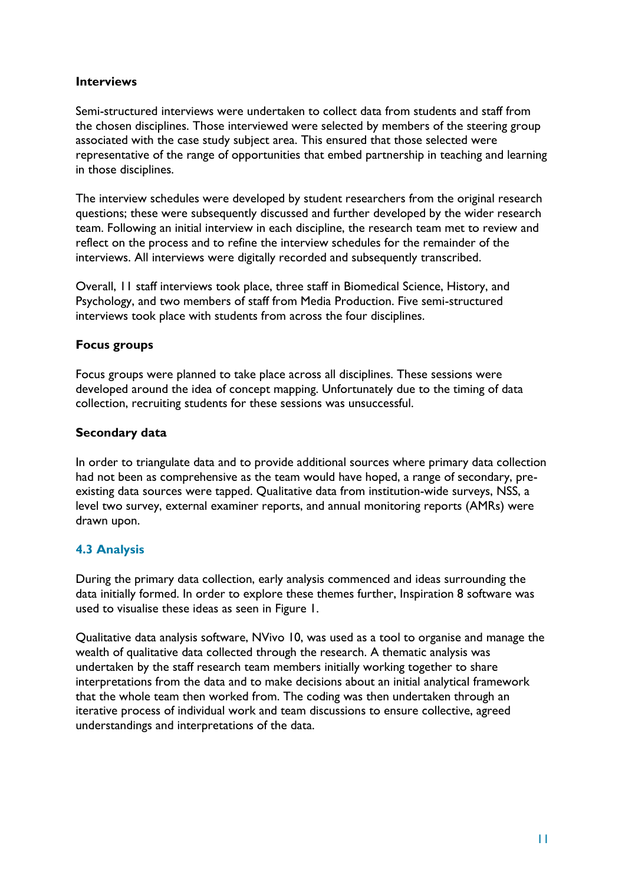### Interviews

Semi-structured interviews were undertaken to collect data from students and staff from the chosen disciplines. Those interviewed were selected by members of the steering group associated with the case study subject area. This ensured that those selected were representative of the range of opportunities that embed partnership in teaching and learning in those disciplines.

The interview schedules were developed by student researchers from the original research questions; these were subsequently discussed and further developed by the wider research team. Following an initial interview in each discipline, the research team met to review and reflect on the process and to refine the interview schedules for the remainder of the interviews. All interviews were digitally recorded and subsequently transcribed.

Overall, 11 staff interviews took place, three staff in Biomedical Science, History, and Psychology, and two members of staff from Media Production. Five semi-structured interviews took place with students from across the four disciplines.

### Focus groups

Focus groups were planned to take place across all disciplines. These sessions were developed around the idea of concept mapping. Unfortunately due to the timing of data collection, recruiting students for these sessions was unsuccessful.

### Secondary data

In order to triangulate data and to provide additional sources where primary data collection had not been as comprehensive as the team would have hoped, a range of secondary, pre-existing data sources were tapped. Qualitative data from institution-wide surveys, NSS, a level two survey, external examiner reports, and annual monitoring reports (AMRs) were drawn upon.

## 4.3 Analysis

During the primary data collection, early analysis commenced and ideas surrounding the data initially formed. In order to explore these themes further, Inspiration 8 software was used to visualise these ideas as seen in Figure 1.

Qualitative data analysis software, NVivo 10, was used as a tool to organise and manage the wealth of qualitative data collected through the research. A thematic analysis was undertaken by the staff research team members initially working together to share interpretations from the data and to make decisions about an initial analytical framework that the whole team then worked from. The coding was then undertaken through an iterative process of individual work and team discussions to ensure collective, agreed understandings and interpretations of the data.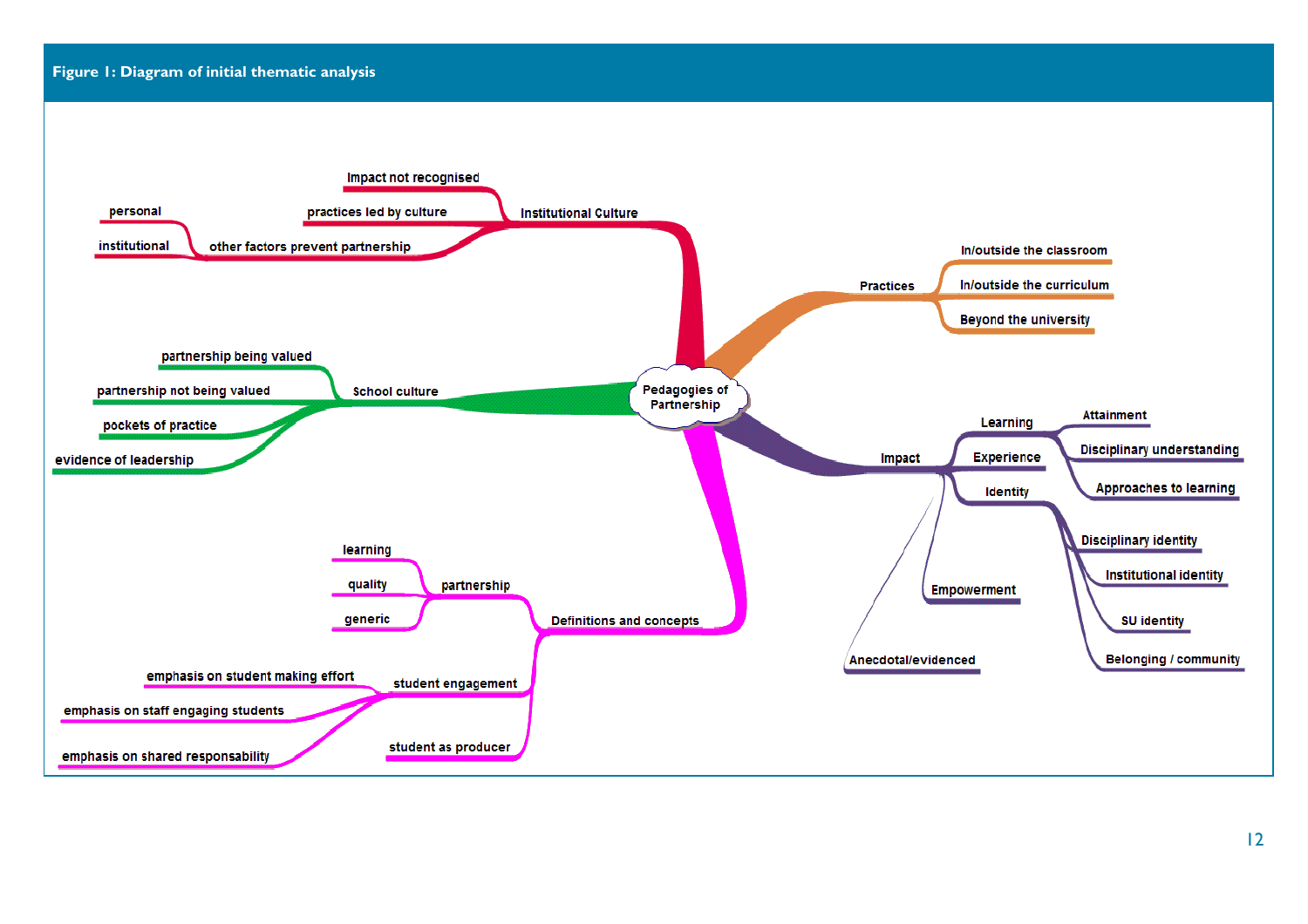**Figure 1: Diagram of initial thematic analysis**

- Pedagogies of Partnership
  - Institutional Culture
    - Impact not recognised
    - practices led by culture
    - other factors prevent partnership
      - personal
      - institutional
  - Practices
    - In/outside the classroom
    - In/outside the curriculum
    - Beyond the university
  - School culture
    - partnership being valued
    - partnership not being valued
    - pockets of practice
    - evidence of leadership
  - Impact
    - Learning
      - Attainment
      - Disciplinary understanding
      - Approaches to learning
    - Experience
    - Identity
      - Disciplinary identity
      - Institutional identity
      - SU identity
      - Belonging / community
    - Empowerment
    - Anecdotal/evidenced
  - Definitions and concepts
    - partnership
      - learning
      - quality
      - generic
    - student engagement
      - emphasis on student making effort
      - emphasis on staff engaging students
      - emphasis on shared responsability
    - student as producer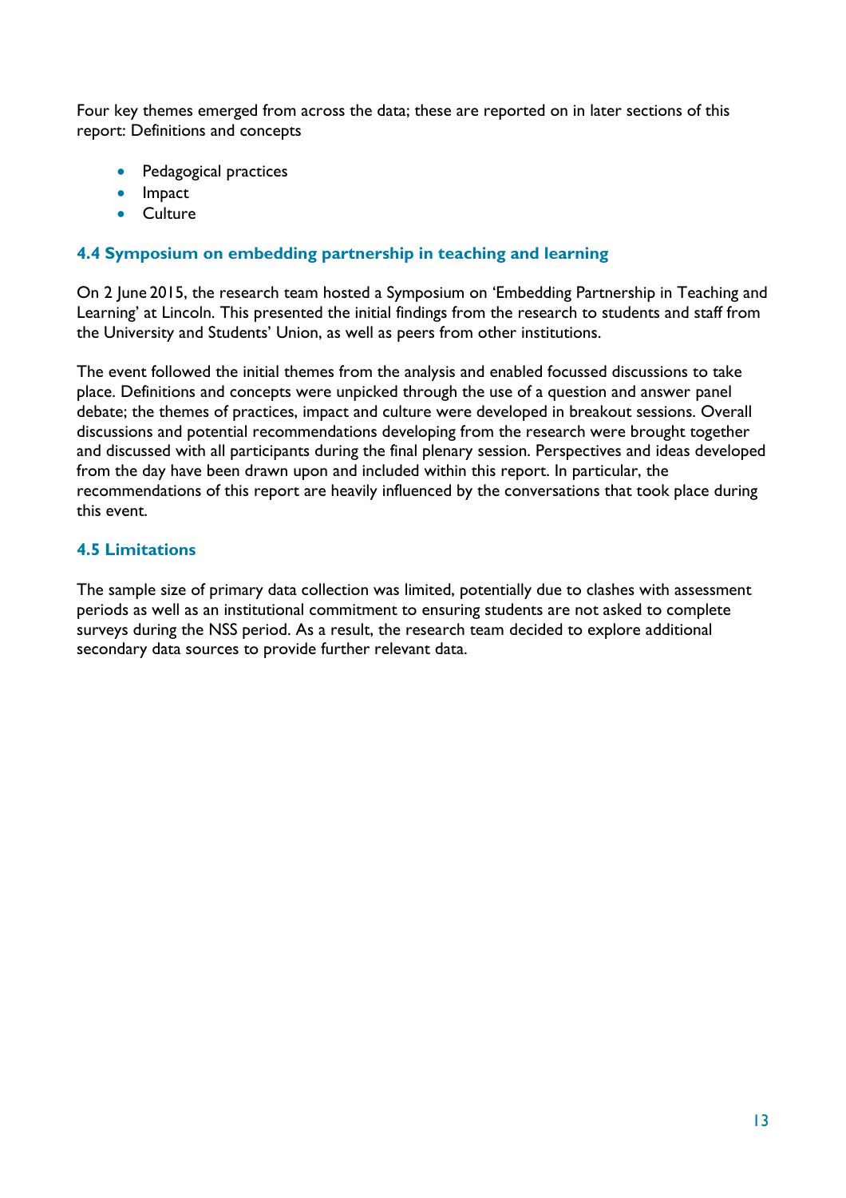Four key themes emerged from across the data; these are reported on in later sections of this report: Definitions and concepts

- Pedagogical practices
- Impact
- Culture

### 4.4 Symposium on embedding partnership in teaching and learning

On 2 June 2015, the research team hosted a Symposium on 'Embedding Partnership in Teaching and Learning' at Lincoln. This presented the initial findings from the research to students and staff from the University and Students' Union, as well as peers from other institutions.

The event followed the initial themes from the analysis and enabled focussed discussions to take place. Definitions and concepts were unpicked through the use of a question and answer panel debate; the themes of practices, impact and culture were developed in breakout sessions. Overall discussions and potential recommendations developing from the research were brought together and discussed with all participants during the final plenary session. Perspectives and ideas developed from the day have been drawn upon and included within this report. In particular, the recommendations of this report are heavily influenced by the conversations that took place during this event.

### 4.5 Limitations

The sample size of primary data collection was limited, potentially due to clashes with assessment periods as well as an institutional commitment to ensuring students are not asked to complete surveys during the NSS period. As a result, the research team decided to explore additional secondary data sources to provide further relevant data.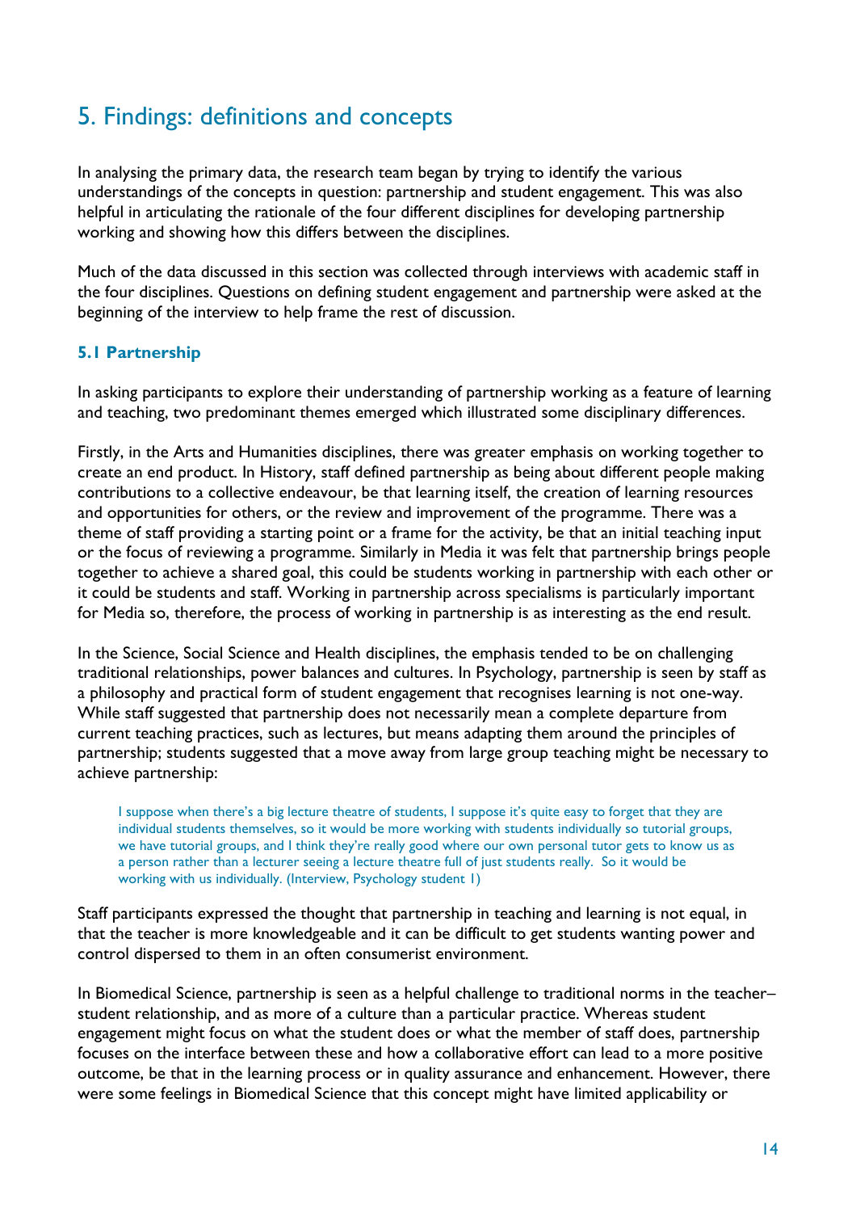## 5. Findings: definitions and concepts

In analysing the primary data, the research team began by trying to identify the various understandings of the concepts in question: partnership and student engagement. This was also helpful in articulating the rationale of the four different disciplines for developing partnership working and showing how this differs between the disciplines.

Much of the data discussed in this section was collected through interviews with academic staff in the four disciplines. Questions on defining student engagement and partnership were asked at the beginning of the interview to help frame the rest of discussion.

### 5.1 Partnership

In asking participants to explore their understanding of partnership working as a feature of learning and teaching, two predominant themes emerged which illustrated some disciplinary differences.

Firstly, in the Arts and Humanities disciplines, there was greater emphasis on working together to create an end product. In History, staff defined partnership as being about different people making contributions to a collective endeavour, be that learning itself, the creation of learning resources and opportunities for others, or the review and improvement of the programme. There was a theme of staff providing a starting point or a frame for the activity, be that an initial teaching input or the focus of reviewing a programme. Similarly in Media it was felt that partnership brings people together to achieve a shared goal, this could be students working in partnership with each other or it could be students and staff. Working in partnership across specialisms is particularly important for Media so, therefore, the process of working in partnership is as interesting as the end result.

In the Science, Social Science and Health disciplines, the emphasis tended to be on challenging traditional relationships, power balances and cultures. In Psychology, partnership is seen by staff as a philosophy and practical form of student engagement that recognises learning is not one-way. While staff suggested that partnership does not necessarily mean a complete departure from current teaching practices, such as lectures, but means adapting them around the principles of partnership; students suggested that a move away from large group teaching might be necessary to achieve partnership:

> I suppose when there's a big lecture theatre of students, I suppose it's quite easy to forget that they are individual students themselves, so it would be more working with students individually so tutorial groups, we have tutorial groups, and I think they're really good where our own personal tutor gets to know us as a person rather than a lecturer seeing a lecture theatre full of just students really. So it would be working with us individually. (Interview, Psychology student 1)

Staff participants expressed the thought that partnership in teaching and learning is not equal, in that the teacher is more knowledgeable and it can be difficult to get students wanting power and control dispersed to them in an often consumerist environment.

In Biomedical Science, partnership is seen as a helpful challenge to traditional norms in the teacher–student relationship, and as more of a culture than a particular practice. Whereas student engagement might focus on what the student does or what the member of staff does, partnership focuses on the interface between these and how a collaborative effort can lead to a more positive outcome, be that in the learning process or in quality assurance and enhancement. However, there were some feelings in Biomedical Science that this concept might have limited applicability or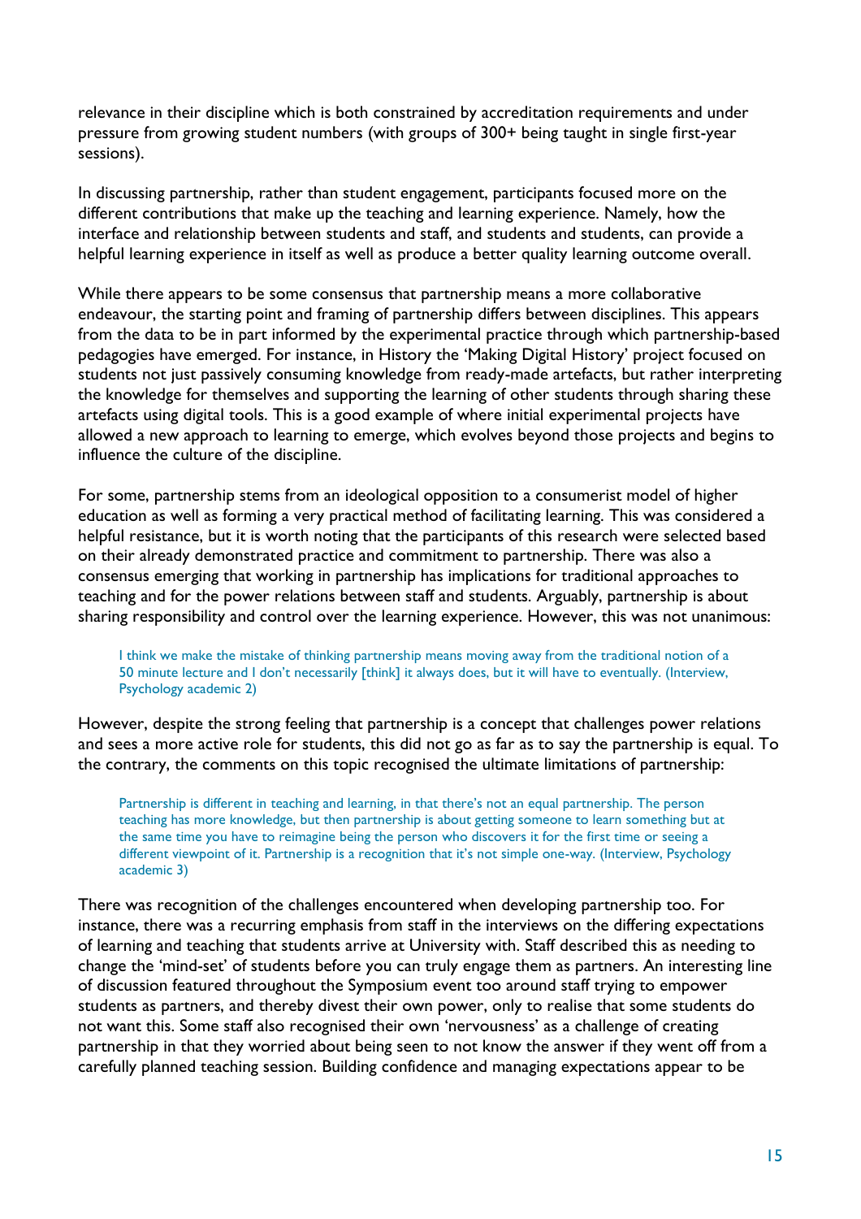relevance in their discipline which is both constrained by accreditation requirements and under pressure from growing student numbers (with groups of 300+ being taught in single first-year sessions).

In discussing partnership, rather than student engagement, participants focused more on the different contributions that make up the teaching and learning experience. Namely, how the interface and relationship between students and staff, and students and students, can provide a helpful learning experience in itself as well as produce a better quality learning outcome overall.

While there appears to be some consensus that partnership means a more collaborative endeavour, the starting point and framing of partnership differs between disciplines. This appears from the data to be in part informed by the experimental practice through which partnership-based pedagogies have emerged. For instance, in History the 'Making Digital History' project focused on students not just passively consuming knowledge from ready-made artefacts, but rather interpreting the knowledge for themselves and supporting the learning of other students through sharing these artefacts using digital tools. This is a good example of where initial experimental projects have allowed a new approach to learning to emerge, which evolves beyond those projects and begins to influence the culture of the discipline.

For some, partnership stems from an ideological opposition to a consumerist model of higher education as well as forming a very practical method of facilitating learning. This was considered a helpful resistance, but it is worth noting that the participants of this research were selected based on their already demonstrated practice and commitment to partnership. There was also a consensus emerging that working in partnership has implications for traditional approaches to teaching and for the power relations between staff and students. Arguably, partnership is about sharing responsibility and control over the learning experience. However, this was not unanimous:

> I think we make the mistake of thinking partnership means moving away from the traditional notion of a 50 minute lecture and I don't necessarily [think] it always does, but it will have to eventually. (Interview, Psychology academic 2)

However, despite the strong feeling that partnership is a concept that challenges power relations and sees a more active role for students, this did not go as far as to say the partnership is equal. To the contrary, the comments on this topic recognised the ultimate limitations of partnership:

> Partnership is different in teaching and learning, in that there's not an equal partnership. The person teaching has more knowledge, but then partnership is about getting someone to learn something but at the same time you have to reimagine being the person who discovers it for the first time or seeing a different viewpoint of it. Partnership is a recognition that it's not simple one-way. (Interview, Psychology academic 3)

There was recognition of the challenges encountered when developing partnership too. For instance, there was a recurring emphasis from staff in the interviews on the differing expectations of learning and teaching that students arrive at University with. Staff described this as needing to change the 'mind-set' of students before you can truly engage them as partners. An interesting line of discussion featured throughout the Symposium event too around staff trying to empower students as partners, and thereby divest their own power, only to realise that some students do not want this. Some staff also recognised their own 'nervousness' as a challenge of creating partnership in that they worried about being seen to not know the answer if they went off from a carefully planned teaching session. Building confidence and managing expectations appear to be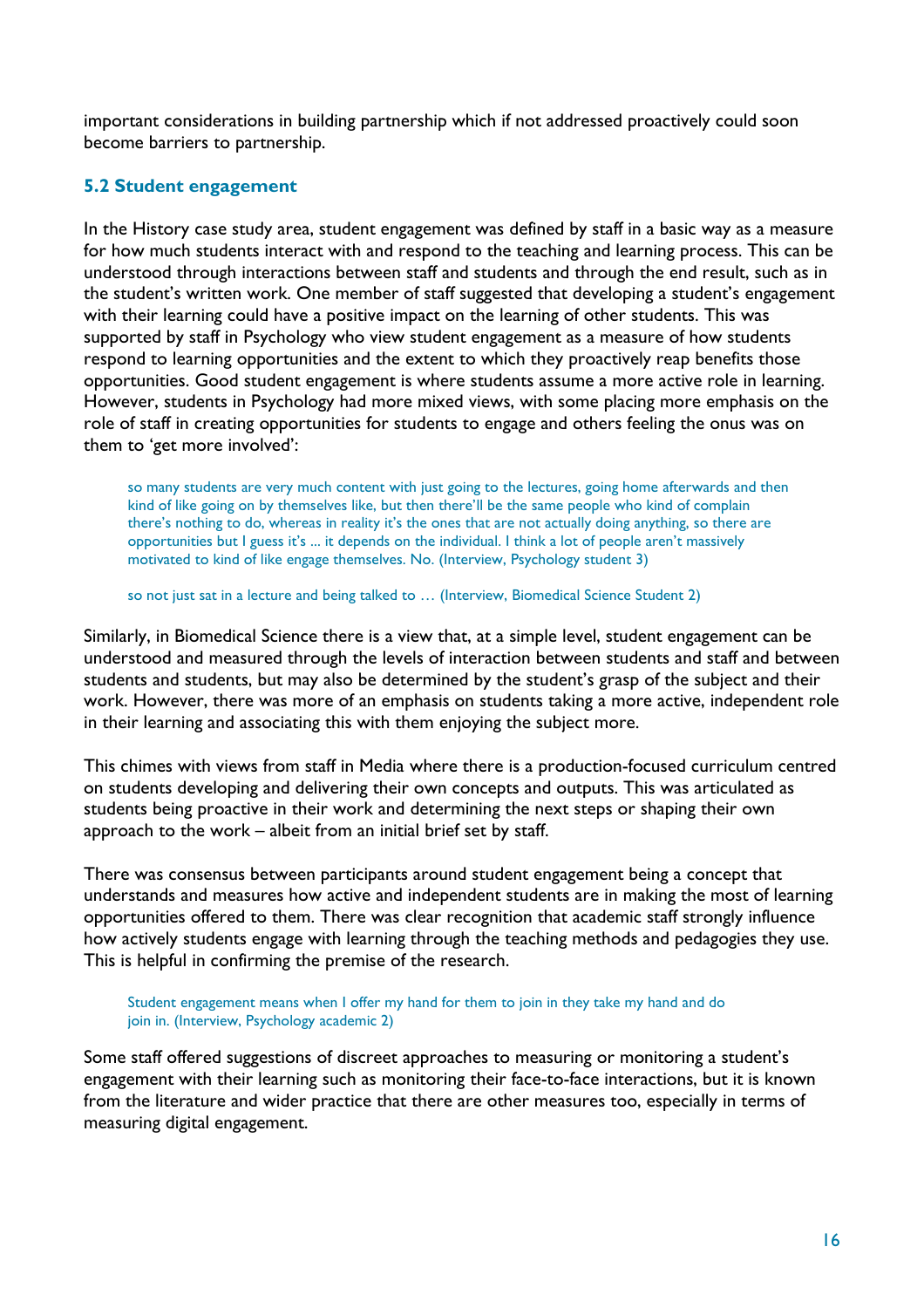important considerations in building partnership which if not addressed proactively could soon become barriers to partnership.

### 5.2 Student engagement

In the History case study area, student engagement was defined by staff in a basic way as a measure for how much students interact with and respond to the teaching and learning process. This can be understood through interactions between staff and students and through the end result, such as in the student's written work. One member of staff suggested that developing a student's engagement with their learning could have a positive impact on the learning of other students. This was supported by staff in Psychology who view student engagement as a measure of how students respond to learning opportunities and the extent to which they proactively reap benefits those opportunities. Good student engagement is where students assume a more active role in learning. However, students in Psychology had more mixed views, with some placing more emphasis on the role of staff in creating opportunities for students to engage and others feeling the onus was on them to 'get more involved':

> so many students are very much content with just going to the lectures, going home afterwards and then kind of like going on by themselves like, but then there'll be the same people who kind of complain there's nothing to do, whereas in reality it's the ones that are not actually doing anything, so there are opportunities but I guess it's ... it depends on the individual. I think a lot of people aren't massively motivated to kind of like engage themselves. No. (Interview, Psychology student 3)

> so not just sat in a lecture and being talked to … (Interview, Biomedical Science Student 2)

Similarly, in Biomedical Science there is a view that, at a simple level, student engagement can be understood and measured through the levels of interaction between students and staff and between students and students, but may also be determined by the student's grasp of the subject and their work. However, there was more of an emphasis on students taking a more active, independent role in their learning and associating this with them enjoying the subject more.

This chimes with views from staff in Media where there is a production-focused curriculum centred on students developing and delivering their own concepts and outputs. This was articulated as students being proactive in their work and determining the next steps or shaping their own approach to the work – albeit from an initial brief set by staff.

There was consensus between participants around student engagement being a concept that understands and measures how active and independent students are in making the most of learning opportunities offered to them. There was clear recognition that academic staff strongly influence how actively students engage with learning through the teaching methods and pedagogies they use. This is helpful in confirming the premise of the research.

> Student engagement means when I offer my hand for them to join in they take my hand and do join in. (Interview, Psychology academic 2)

Some staff offered suggestions of discreet approaches to measuring or monitoring a student's engagement with their learning such as monitoring their face-to-face interactions, but it is known from the literature and wider practice that there are other measures too, especially in terms of measuring digital engagement.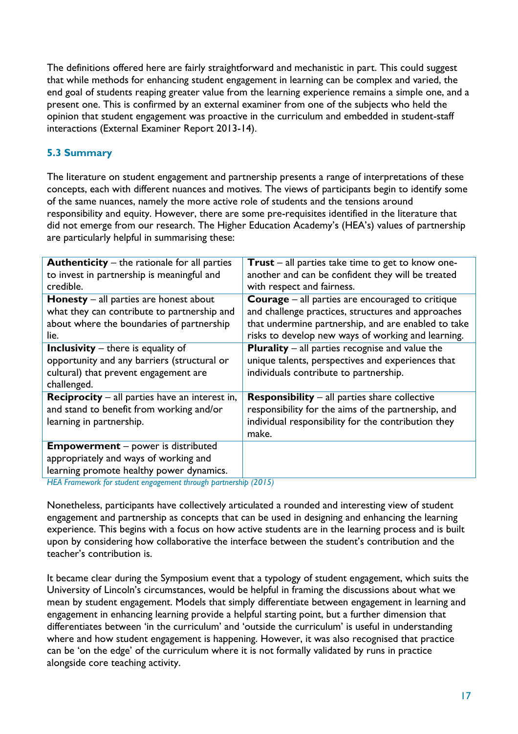The definitions offered here are fairly straightforward and mechanistic in part. This could suggest that while methods for enhancing student engagement in learning can be complex and varied, the end goal of students reaping greater value from the learning experience remains a simple one, and a present one. This is confirmed by an external examiner from one of the subjects who held the opinion that student engagement was proactive in the curriculum and embedded in student-staff interactions (External Examiner Report 2013-14).

### 5.3 Summary

The literature on student engagement and partnership presents a range of interpretations of these concepts, each with different nuances and motives. The views of participants begin to identify some of the same nuances, namely the more active role of students and the tensions around responsibility and equity. However, there are some pre-requisites identified in the literature that did not emerge from our research. The Higher Education Academy's (HEA's) values of partnership are particularly helpful in summarising these:

| | |
|---|---|
| **Authenticity** – the rationale for all parties to invest in partnership is meaningful and credible. | **Trust** – all parties take time to get to know one-another and can be confident they will be treated with respect and fairness. |
| **Honesty** – all parties are honest about what they can contribute to partnership and about where the boundaries of partnership lie. | **Courage** – all parties are encouraged to critique and challenge practices, structures and approaches that undermine partnership, and are enabled to take risks to develop new ways of working and learning. |
| **Inclusivity** – there is equality of opportunity and any barriers (structural or cultural) that prevent engagement are challenged. | **Plurality** – all parties recognise and value the unique talents, perspectives and experiences that individuals contribute to partnership. |
| **Reciprocity** – all parties have an interest in, and stand to benefit from working and/or learning in partnership. | **Responsibility** – all parties share collective responsibility for the aims of the partnership, and individual responsibility for the contribution they make. |
| **Empowerment** – power is distributed appropriately and ways of working and learning promote healthy power dynamics. | |

*HEA Framework for student engagement through partnership (2015)*

Nonetheless, participants have collectively articulated a rounded and interesting view of student engagement and partnership as concepts that can be used in designing and enhancing the learning experience. This begins with a focus on how active students are in the learning process and is built upon by considering how collaborative the interface between the student's contribution and the teacher's contribution is.

It became clear during the Symposium event that a typology of student engagement, which suits the University of Lincoln's circumstances, would be helpful in framing the discussions about what we mean by student engagement. Models that simply differentiate between engagement in learning and engagement in enhancing learning provide a helpful starting point, but a further dimension that differentiates between 'in the curriculum' and 'outside the curriculum' is useful in understanding where and how student engagement is happening. However, it was also recognised that practice can be 'on the edge' of the curriculum where it is not formally validated by runs in practice alongside core teaching activity.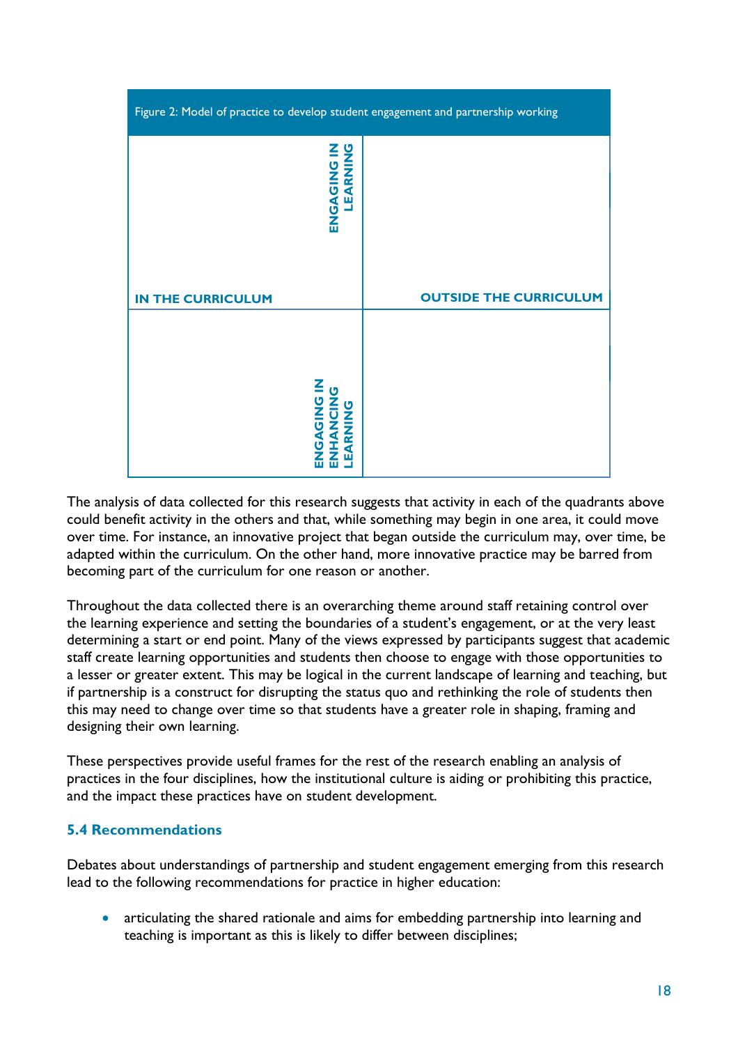Figure 2: Model of practice to develop student engagement and partnership working

| IN THE CURRICULUM | OUTSIDE THE CURRICULUM |
|---|---|
| ENGAGING IN LEARNING | |
| ENGAGING IN ENHANCING LEARNING | |

The analysis of data collected for this research suggests that activity in each of the quadrants above could benefit activity in the others and that, while something may begin in one area, it could move over time. For instance, an innovative project that began outside the curriculum may, over time, be adapted within the curriculum. On the other hand, more innovative practice may be barred from becoming part of the curriculum for one reason or another.

Throughout the data collected there is an overarching theme around staff retaining control over the learning experience and setting the boundaries of a student's engagement, or at the very least determining a start or end point. Many of the views expressed by participants suggest that academic staff create learning opportunities and students then choose to engage with those opportunities to a lesser or greater extent. This may be logical in the current landscape of learning and teaching, but if partnership is a construct for disrupting the status quo and rethinking the role of students then this may need to change over time so that students have a greater role in shaping, framing and designing their own learning.

These perspectives provide useful frames for the rest of the research enabling an analysis of practices in the four disciplines, how the institutional culture is aiding or prohibiting this practice, and the impact these practices have on student development.

### 5.4 Recommendations

Debates about understandings of partnership and student engagement emerging from this research lead to the following recommendations for practice in higher education:

- articulating the shared rationale and aims for embedding partnership into learning and teaching is important as this is likely to differ between disciplines;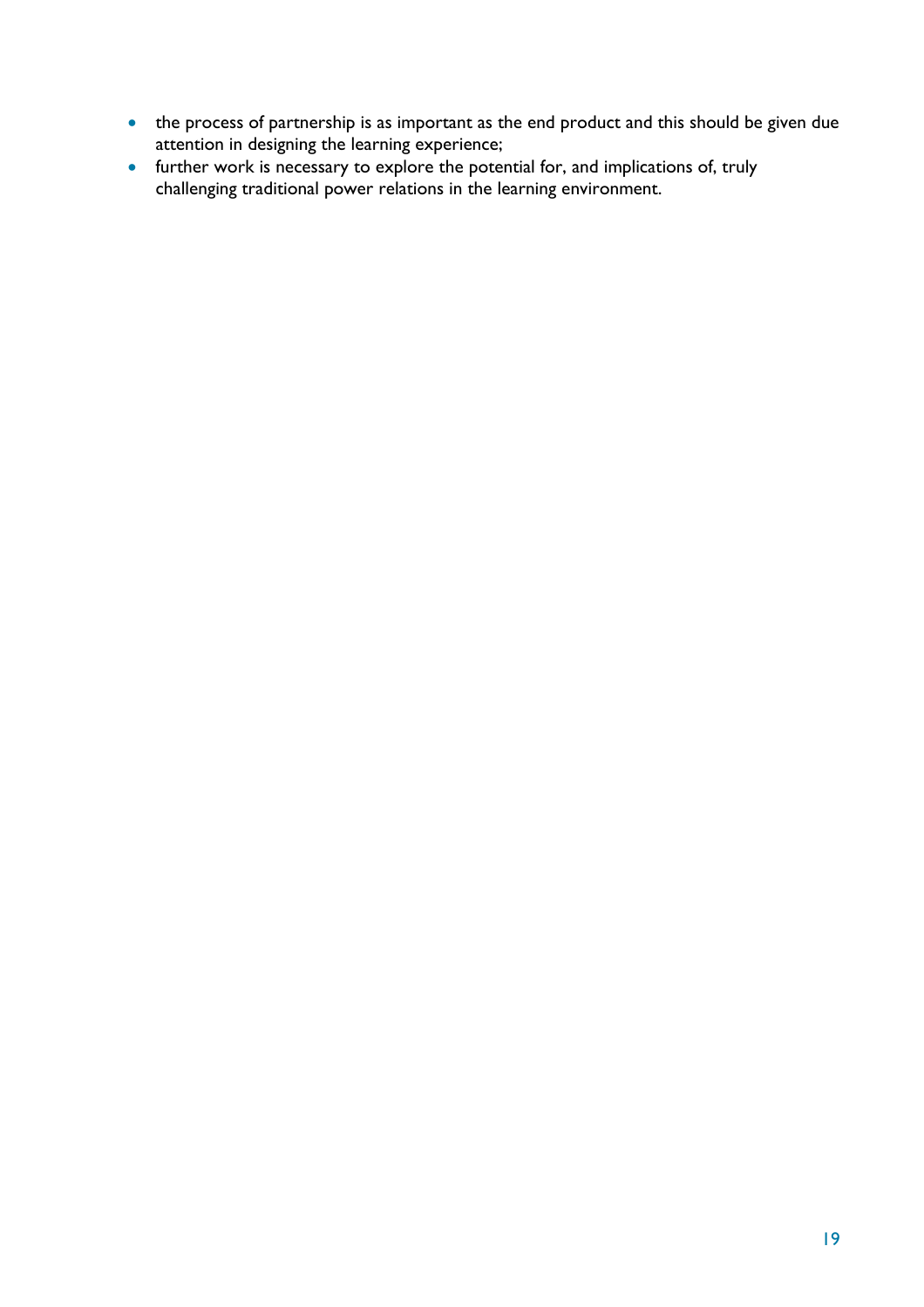- the process of partnership is as important as the end product and this should be given due attention in designing the learning experience;
- further work is necessary to explore the potential for, and implications of, truly challenging traditional power relations in the learning environment.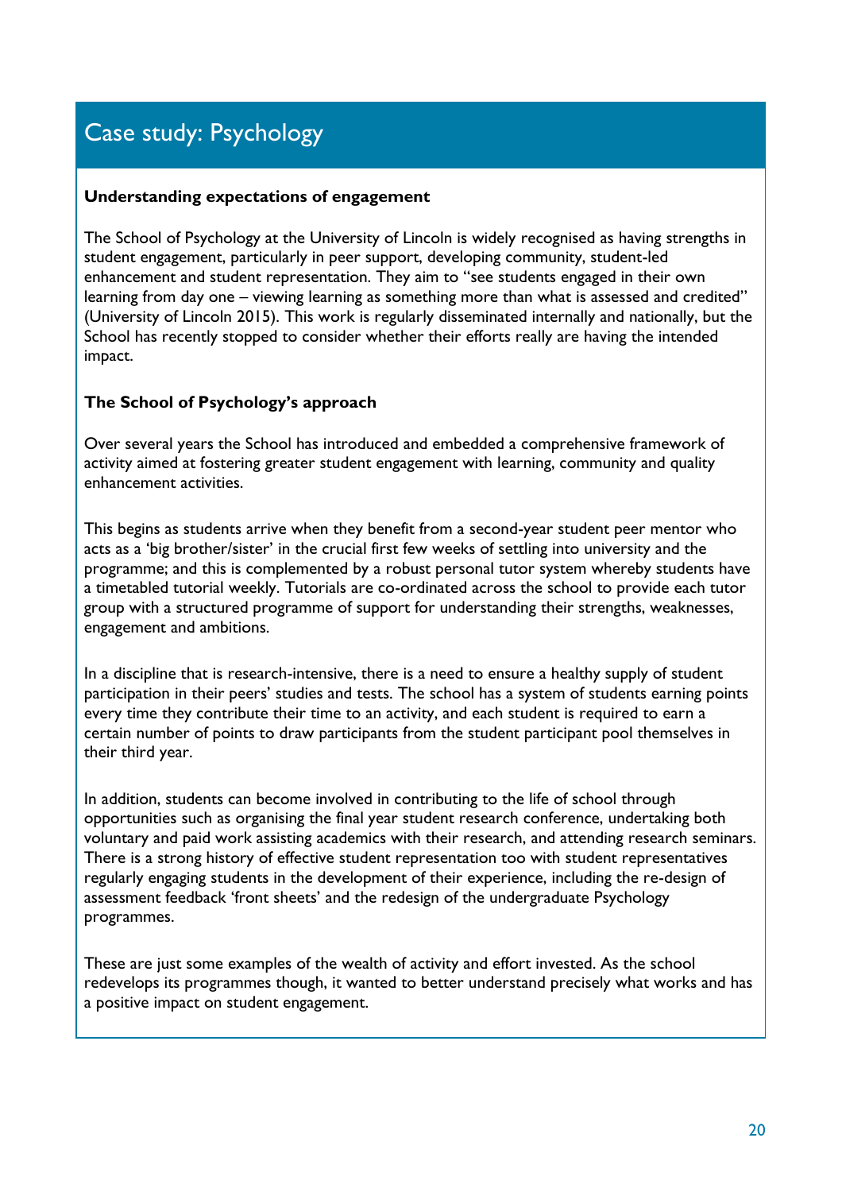## Case study: Psychology

**Understanding expectations of engagement**

The School of Psychology at the University of Lincoln is widely recognised as having strengths in student engagement, particularly in peer support, developing community, student-led enhancement and student representation. They aim to "see students engaged in their own learning from day one – viewing learning as something more than what is assessed and credited" (University of Lincoln 2015). This work is regularly disseminated internally and nationally, but the School has recently stopped to consider whether their efforts really are having the intended impact.

**The School of Psychology's approach**

Over several years the School has introduced and embedded a comprehensive framework of activity aimed at fostering greater student engagement with learning, community and quality enhancement activities.

This begins as students arrive when they benefit from a second-year student peer mentor who acts as a 'big brother/sister' in the crucial first few weeks of settling into university and the programme; and this is complemented by a robust personal tutor system whereby students have a timetabled tutorial weekly. Tutorials are co-ordinated across the school to provide each tutor group with a structured programme of support for understanding their strengths, weaknesses, engagement and ambitions.

In a discipline that is research-intensive, there is a need to ensure a healthy supply of student participation in their peers' studies and tests. The school has a system of students earning points every time they contribute their time to an activity, and each student is required to earn a certain number of points to draw participants from the student participant pool themselves in their third year.

In addition, students can become involved in contributing to the life of school through opportunities such as organising the final year student research conference, undertaking both voluntary and paid work assisting academics with their research, and attending research seminars. There is a strong history of effective student representation too with student representatives regularly engaging students in the development of their experience, including the re-design of assessment feedback 'front sheets' and the redesign of the undergraduate Psychology programmes.

These are just some examples of the wealth of activity and effort invested. As the school redevelops its programmes though, it wanted to better understand precisely what works and has a positive impact on student engagement.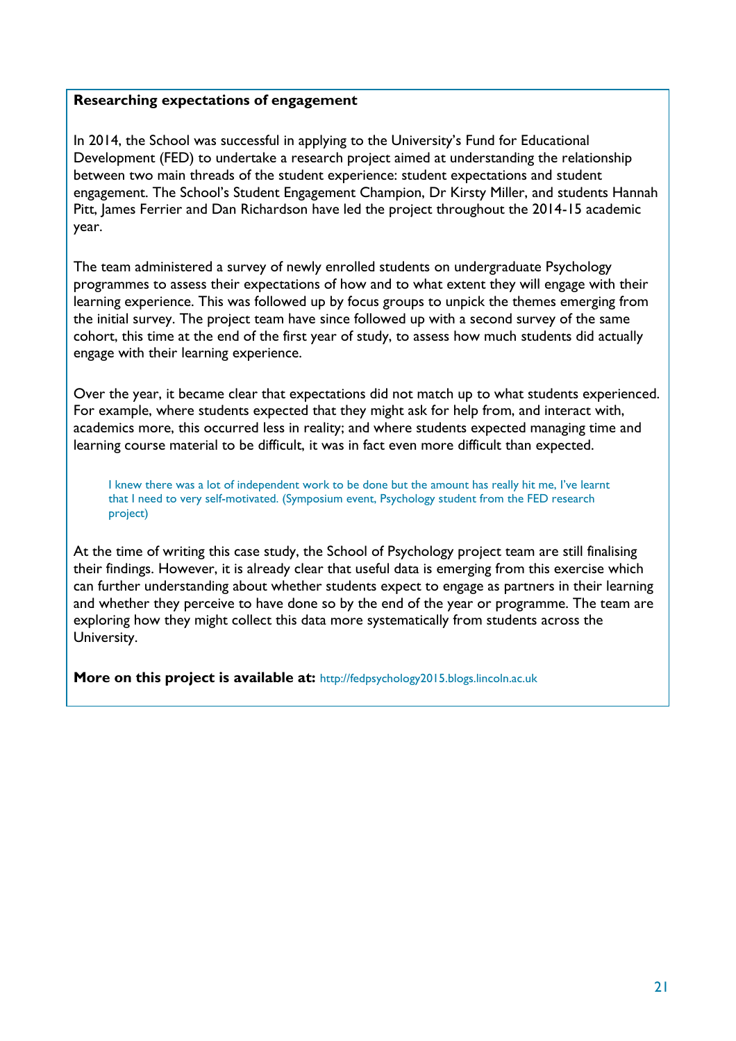**Researching expectations of engagement**

In 2014, the School was successful in applying to the University's Fund for Educational Development (FED) to undertake a research project aimed at understanding the relationship between two main threads of the student experience: student expectations and student engagement. The School's Student Engagement Champion, Dr Kirsty Miller, and students Hannah Pitt, James Ferrier and Dan Richardson have led the project throughout the 2014-15 academic year.

The team administered a survey of newly enrolled students on undergraduate Psychology programmes to assess their expectations of how and to what extent they will engage with their learning experience. This was followed up by focus groups to unpick the themes emerging from the initial survey. The project team have since followed up with a second survey of the same cohort, this time at the end of the first year of study, to assess how much students did actually engage with their learning experience.

Over the year, it became clear that expectations did not match up to what students experienced. For example, where students expected that they might ask for help from, and interact with, academics more, this occurred less in reality; and where students expected managing time and learning course material to be difficult, it was in fact even more difficult than expected.

> I knew there was a lot of independent work to be done but the amount has really hit me, I've learnt that I need to very self-motivated. (Symposium event, Psychology student from the FED research project)

At the time of writing this case study, the School of Psychology project team are still finalising their findings. However, it is already clear that useful data is emerging from this exercise which can further understanding about whether students expect to engage as partners in their learning and whether they perceive to have done so by the end of the year or programme. The team are exploring how they might collect this data more systematically from students across the University.

**More on this project is available at:** http://fedpsychology2015.blogs.lincoln.ac.uk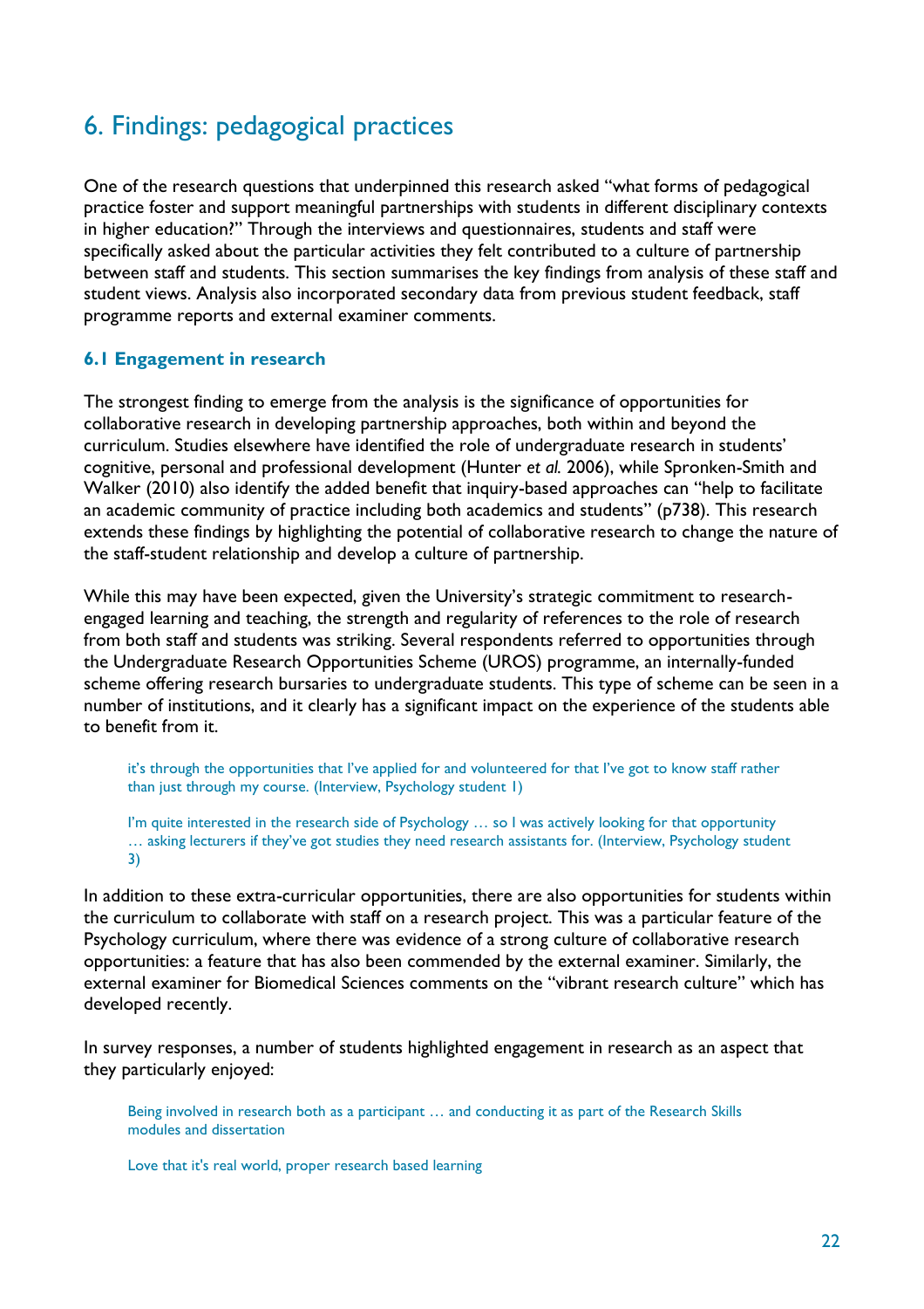## 6. Findings: pedagogical practices

One of the research questions that underpinned this research asked "what forms of pedagogical practice foster and support meaningful partnerships with students in different disciplinary contexts in higher education?" Through the interviews and questionnaires, students and staff were specifically asked about the particular activities they felt contributed to a culture of partnership between staff and students. This section summarises the key findings from analysis of these staff and student views. Analysis also incorporated secondary data from previous student feedback, staff programme reports and external examiner comments.

### 6.1 Engagement in research

The strongest finding to emerge from the analysis is the significance of opportunities for collaborative research in developing partnership approaches, both within and beyond the curriculum. Studies elsewhere have identified the role of undergraduate research in students' cognitive, personal and professional development (Hunter *et al.* 2006), while Spronken-Smith and Walker (2010) also identify the added benefit that inquiry-based approaches can "help to facilitate an academic community of practice including both academics and students" (p738). This research extends these findings by highlighting the potential of collaborative research to change the nature of the staff-student relationship and develop a culture of partnership.

While this may have been expected, given the University's strategic commitment to research-engaged learning and teaching, the strength and regularity of references to the role of research from both staff and students was striking. Several respondents referred to opportunities through the Undergraduate Research Opportunities Scheme (UROS) programme, an internally-funded scheme offering research bursaries to undergraduate students. This type of scheme can be seen in a number of institutions, and it clearly has a significant impact on the experience of the students able to benefit from it.

> it's through the opportunities that I've applied for and volunteered for that I've got to know staff rather than just through my course. (Interview, Psychology student 1)

> I'm quite interested in the research side of Psychology … so I was actively looking for that opportunity … asking lecturers if they've got studies they need research assistants for. (Interview, Psychology student 3)

In addition to these extra-curricular opportunities, there are also opportunities for students within the curriculum to collaborate with staff on a research project. This was a particular feature of the Psychology curriculum, where there was evidence of a strong culture of collaborative research opportunities: a feature that has also been commended by the external examiner. Similarly, the external examiner for Biomedical Sciences comments on the "vibrant research culture" which has developed recently.

In survey responses, a number of students highlighted engagement in research as an aspect that they particularly enjoyed:

> Being involved in research both as a participant … and conducting it as part of the Research Skills modules and dissertation

> Love that it's real world, proper research based learning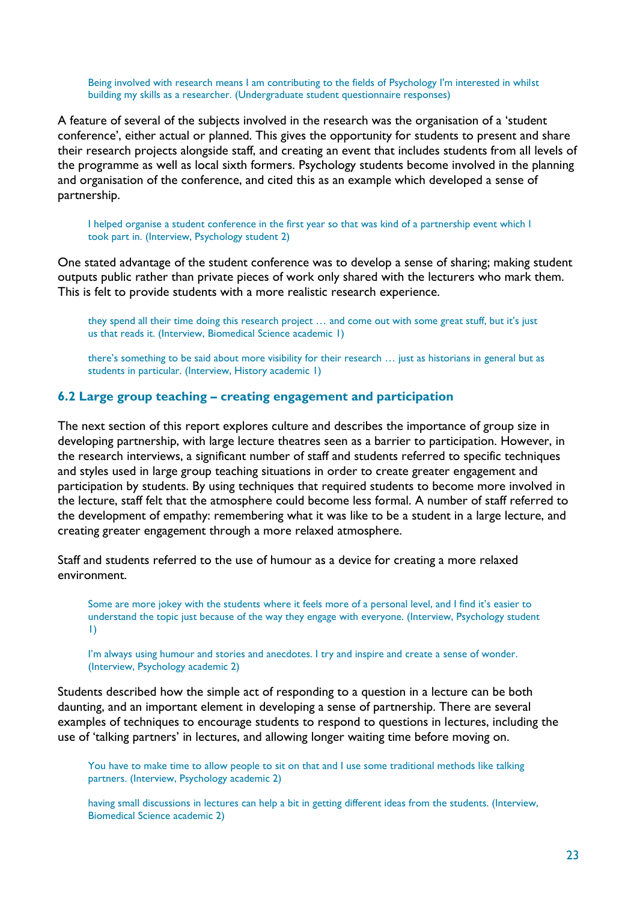> Being involved with research means I am contributing to the fields of Psychology I'm interested in whilst building my skills as a researcher. (Undergraduate student questionnaire responses)

A feature of several of the subjects involved in the research was the organisation of a 'student conference', either actual or planned. This gives the opportunity for students to present and share their research projects alongside staff, and creating an event that includes students from all levels of the programme as well as local sixth formers. Psychology students become involved in the planning and organisation of the conference, and cited this as an example which developed a sense of partnership.

> I helped organise a student conference in the first year so that was kind of a partnership event which I took part in. (Interview, Psychology student 2)

One stated advantage of the student conference was to develop a sense of sharing; making student outputs public rather than private pieces of work only shared with the lecturers who mark them. This is felt to provide students with a more realistic research experience.

> they spend all their time doing this research project … and come out with some great stuff, but it's just us that reads it. (Interview, Biomedical Science academic 1)

> there's something to be said about more visibility for their research … just as historians in general but as students in particular. (Interview, History academic 1)

### 6.2 Large group teaching – creating engagement and participation

The next section of this report explores culture and describes the importance of group size in developing partnership, with large lecture theatres seen as a barrier to participation. However, in the research interviews, a significant number of staff and students referred to specific techniques and styles used in large group teaching situations in order to create greater engagement and participation by students. By using techniques that required students to become more involved in the lecture, staff felt that the atmosphere could become less formal. A number of staff referred to the development of empathy: remembering what it was like to be a student in a large lecture, and creating greater engagement through a more relaxed atmosphere.

Staff and students referred to the use of humour as a device for creating a more relaxed environment.

> Some are more jokey with the students where it feels more of a personal level, and I find it's easier to understand the topic just because of the way they engage with everyone. (Interview, Psychology student 1)

> I'm always using humour and stories and anecdotes. I try and inspire and create a sense of wonder. (Interview, Psychology academic 2)

Students described how the simple act of responding to a question in a lecture can be both daunting, and an important element in developing a sense of partnership. There are several examples of techniques to encourage students to respond to questions in lectures, including the use of 'talking partners' in lectures, and allowing longer waiting time before moving on.

> You have to make time to allow people to sit on that and I use some traditional methods like talking partners. (Interview, Psychology academic 2)

> having small discussions in lectures can help a bit in getting different ideas from the students. (Interview, Biomedical Science academic 2)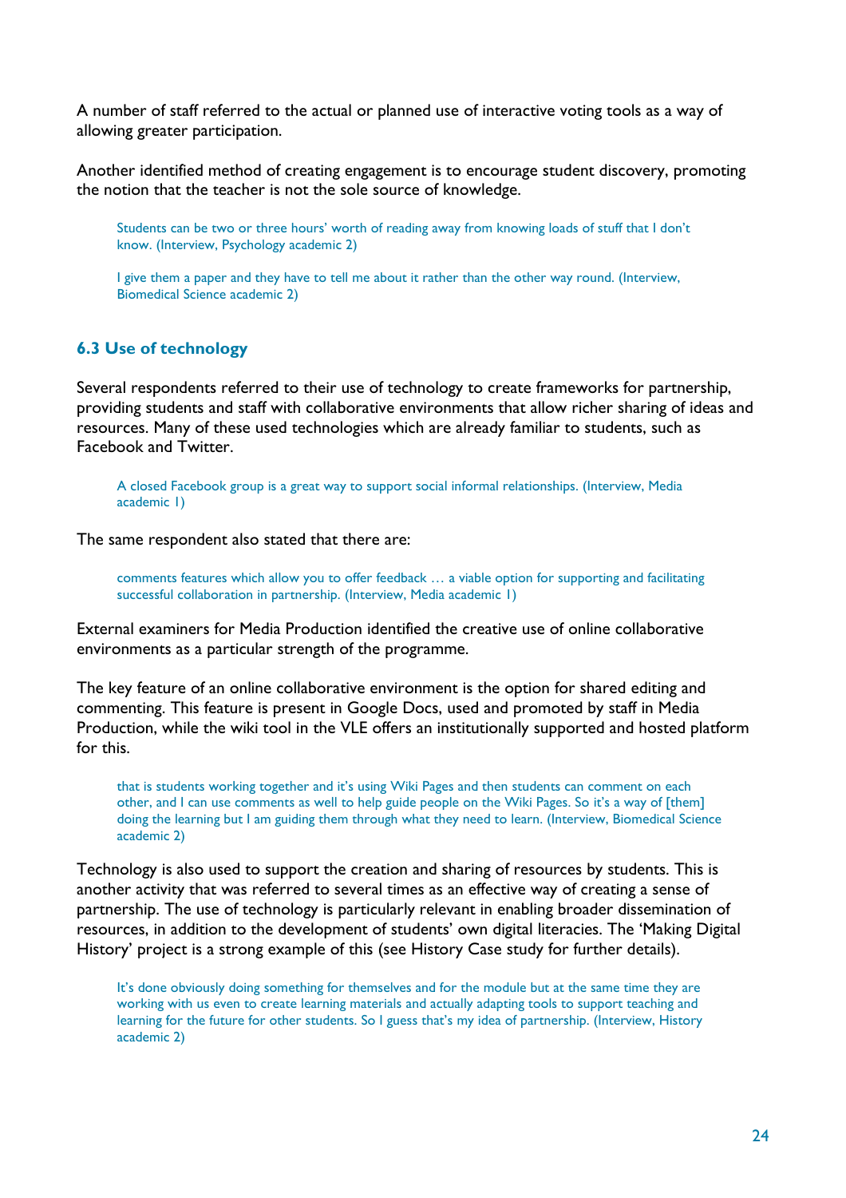A number of staff referred to the actual or planned use of interactive voting tools as a way of allowing greater participation.

Another identified method of creating engagement is to encourage student discovery, promoting the notion that the teacher is not the sole source of knowledge.

> Students can be two or three hours' worth of reading away from knowing loads of stuff that I don't know. (Interview, Psychology academic 2)

> I give them a paper and they have to tell me about it rather than the other way round. (Interview, Biomedical Science academic 2)

### 6.3 Use of technology

Several respondents referred to their use of technology to create frameworks for partnership, providing students and staff with collaborative environments that allow richer sharing of ideas and resources. Many of these used technologies which are already familiar to students, such as Facebook and Twitter.

> A closed Facebook group is a great way to support social informal relationships. (Interview, Media academic 1)

The same respondent also stated that there are:

> comments features which allow you to offer feedback … a viable option for supporting and facilitating successful collaboration in partnership. (Interview, Media academic 1)

External examiners for Media Production identified the creative use of online collaborative environments as a particular strength of the programme.

The key feature of an online collaborative environment is the option for shared editing and commenting. This feature is present in Google Docs, used and promoted by staff in Media Production, while the wiki tool in the VLE offers an institutionally supported and hosted platform for this.

> that is students working together and it's using Wiki Pages and then students can comment on each other, and I can use comments as well to help guide people on the Wiki Pages. So it's a way of [them] doing the learning but I am guiding them through what they need to learn. (Interview, Biomedical Science academic 2)

Technology is also used to support the creation and sharing of resources by students. This is another activity that was referred to several times as an effective way of creating a sense of partnership. The use of technology is particularly relevant in enabling broader dissemination of resources, in addition to the development of students' own digital literacies. The 'Making Digital History' project is a strong example of this (see History Case study for further details).

> It's done obviously doing something for themselves and for the module but at the same time they are working with us even to create learning materials and actually adapting tools to support teaching and learning for the future for other students. So I guess that's my idea of partnership. (Interview, History academic 2)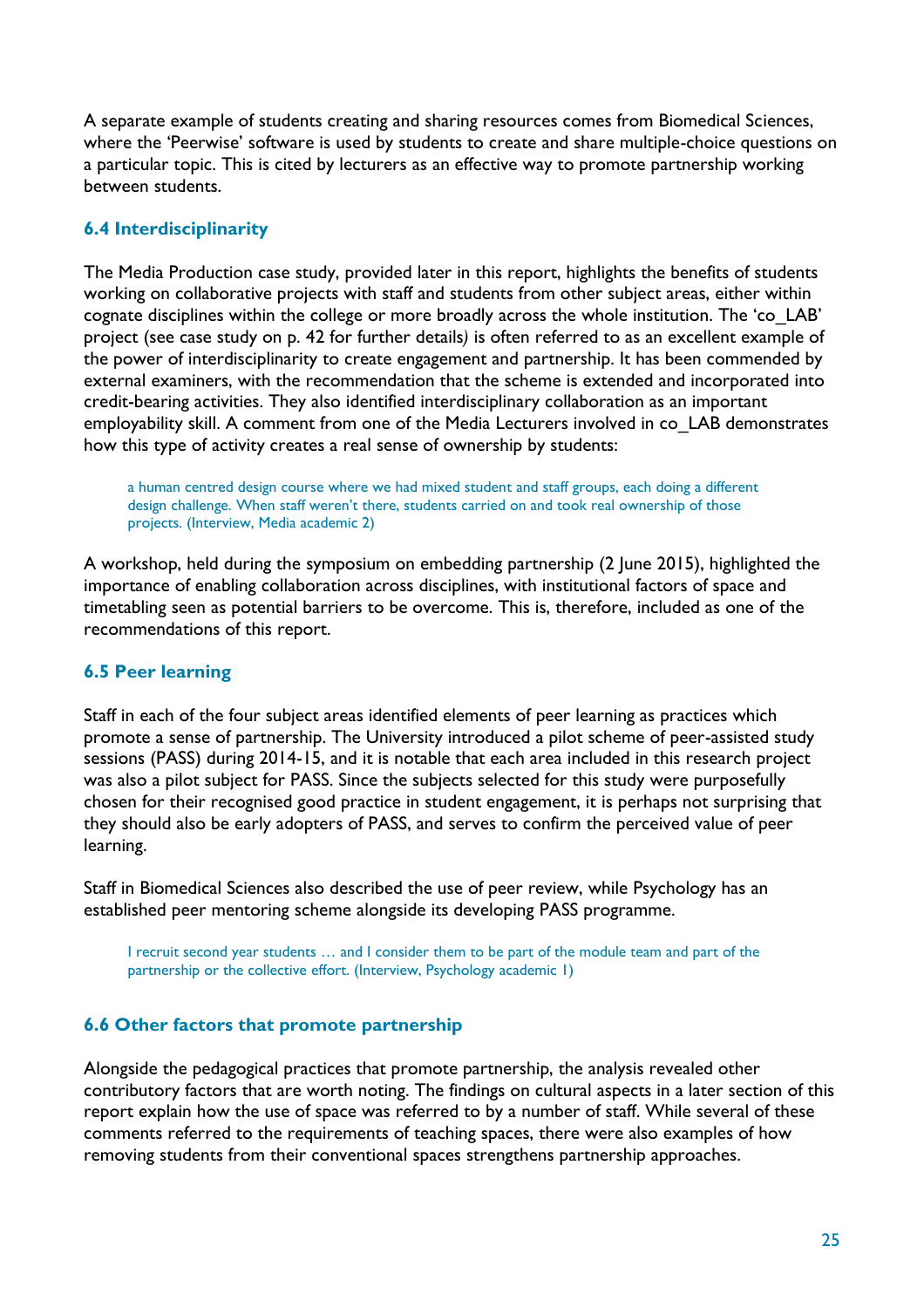A separate example of students creating and sharing resources comes from Biomedical Sciences, where the 'Peerwise' software is used by students to create and share multiple-choice questions on a particular topic. This is cited by lecturers as an effective way to promote partnership working between students.

### 6.4 Interdisciplinarity

The Media Production case study, provided later in this report, highlights the benefits of students working on collaborative projects with staff and students from other subject areas, either within cognate disciplines within the college or more broadly across the whole institution. The 'co_LAB' project (see case study on p. 42 for further details) is often referred to as an excellent example of the power of interdisciplinarity to create engagement and partnership. It has been commended by external examiners, with the recommendation that the scheme is extended and incorporated into credit-bearing activities. They also identified interdisciplinary collaboration as an important employability skill. A comment from one of the Media Lecturers involved in co_LAB demonstrates how this type of activity creates a real sense of ownership by students:

> a human centred design course where we had mixed student and staff groups, each doing a different design challenge. When staff weren't there, students carried on and took real ownership of those projects. (Interview, Media academic 2)

A workshop, held during the symposium on embedding partnership (2 June 2015), highlighted the importance of enabling collaboration across disciplines, with institutional factors of space and timetabling seen as potential barriers to be overcome. This is, therefore, included as one of the recommendations of this report.

### 6.5 Peer learning

Staff in each of the four subject areas identified elements of peer learning as practices which promote a sense of partnership. The University introduced a pilot scheme of peer-assisted study sessions (PASS) during 2014-15, and it is notable that each area included in this research project was also a pilot subject for PASS. Since the subjects selected for this study were purposefully chosen for their recognised good practice in student engagement, it is perhaps not surprising that they should also be early adopters of PASS, and serves to confirm the perceived value of peer learning.

Staff in Biomedical Sciences also described the use of peer review, while Psychology has an established peer mentoring scheme alongside its developing PASS programme.

> I recruit second year students … and I consider them to be part of the module team and part of the partnership or the collective effort. (Interview, Psychology academic 1)

### 6.6 Other factors that promote partnership

Alongside the pedagogical practices that promote partnership, the analysis revealed other contributory factors that are worth noting. The findings on cultural aspects in a later section of this report explain how the use of space was referred to by a number of staff. While several of these comments referred to the requirements of teaching spaces, there were also examples of how removing students from their conventional spaces strengthens partnership approaches.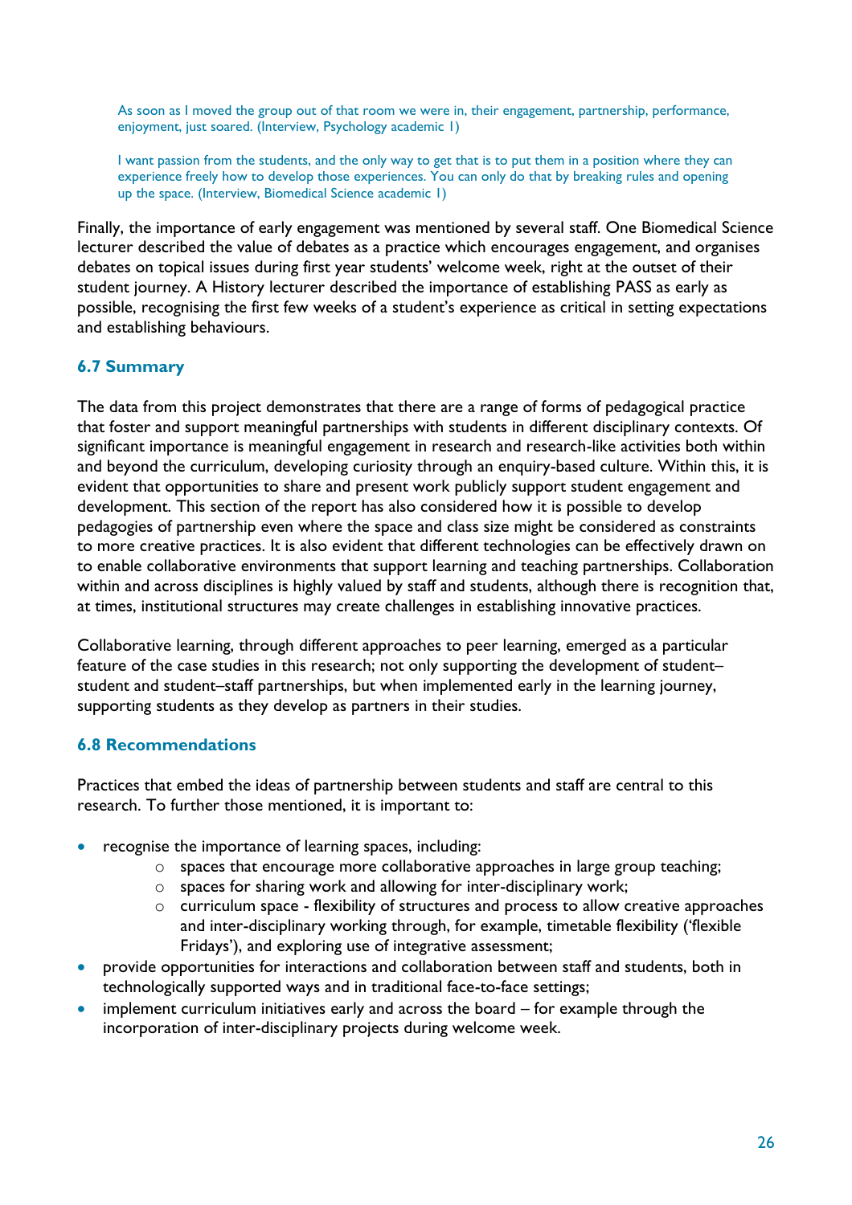> As soon as I moved the group out of that room we were in, their engagement, partnership, performance, enjoyment, just soared. (Interview, Psychology academic 1)

> I want passion from the students, and the only way to get that is to put them in a position where they can experience freely how to develop those experiences. You can only do that by breaking rules and opening up the space. (Interview, Biomedical Science academic 1)

Finally, the importance of early engagement was mentioned by several staff. One Biomedical Science lecturer described the value of debates as a practice which encourages engagement, and organises debates on topical issues during first year students' welcome week, right at the outset of their student journey. A History lecturer described the importance of establishing PASS as early as possible, recognising the first few weeks of a student's experience as critical in setting expectations and establishing behaviours.

### 6.7 Summary

The data from this project demonstrates that there are a range of forms of pedagogical practice that foster and support meaningful partnerships with students in different disciplinary contexts. Of significant importance is meaningful engagement in research and research-like activities both within and beyond the curriculum, developing curiosity through an enquiry-based culture. Within this, it is evident that opportunities to share and present work publicly support student engagement and development. This section of the report has also considered how it is possible to develop pedagogies of partnership even where the space and class size might be considered as constraints to more creative practices. It is also evident that different technologies can be effectively drawn on to enable collaborative environments that support learning and teaching partnerships. Collaboration within and across disciplines is highly valued by staff and students, although there is recognition that, at times, institutional structures may create challenges in establishing innovative practices.

Collaborative learning, through different approaches to peer learning, emerged as a particular feature of the case studies in this research; not only supporting the development of student–student and student–staff partnerships, but when implemented early in the learning journey, supporting students as they develop as partners in their studies.

### 6.8 Recommendations

Practices that embed the ideas of partnership between students and staff are central to this research. To further those mentioned, it is important to:

- recognise the importance of learning spaces, including:
  - spaces that encourage more collaborative approaches in large group teaching;
  - spaces for sharing work and allowing for inter-disciplinary work;
  - curriculum space - flexibility of structures and process to allow creative approaches and inter-disciplinary working through, for example, timetable flexibility ('flexible Fridays'), and exploring use of integrative assessment;
- provide opportunities for interactions and collaboration between staff and students, both in technologically supported ways and in traditional face-to-face settings;
- implement curriculum initiatives early and across the board – for example through the incorporation of inter-disciplinary projects during welcome week.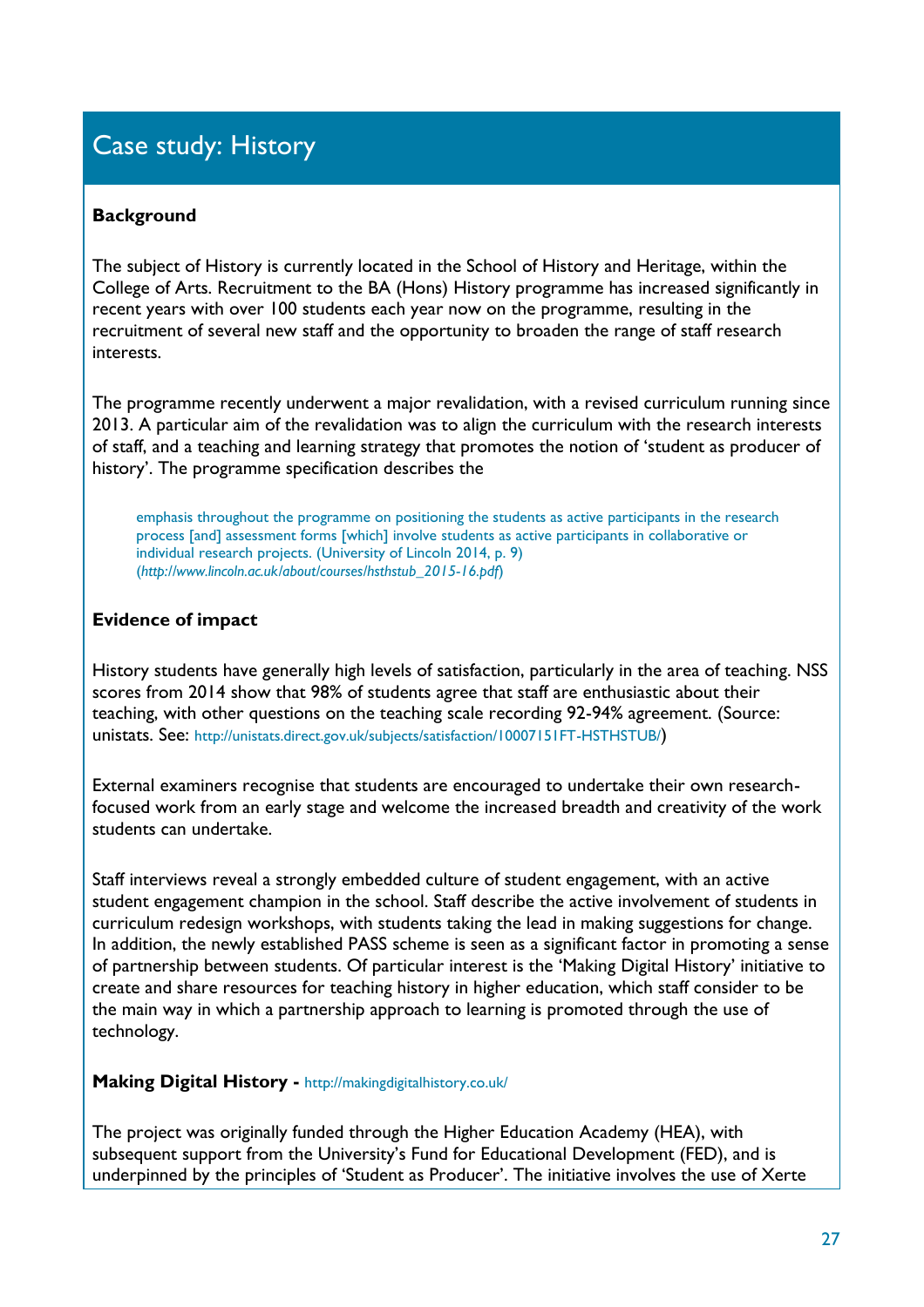## Case study: History

**Background**

The subject of History is currently located in the School of History and Heritage, within the College of Arts. Recruitment to the BA (Hons) History programme has increased significantly in recent years with over 100 students each year now on the programme, resulting in the recruitment of several new staff and the opportunity to broaden the range of staff research interests.

The programme recently underwent a major revalidation, with a revised curriculum running since 2013. A particular aim of the revalidation was to align the curriculum with the research interests of staff, and a teaching and learning strategy that promotes the notion of 'student as producer of history'. The programme specification describes the

> emphasis throughout the programme on positioning the students as active participants in the research process [and] assessment forms [which] involve students as active participants in collaborative or individual research projects. (University of Lincoln 2014, p. 9) (*http://www.lincoln.ac.uk/about/courses/hsthstub_2015-16.pdf*)

**Evidence of impact**

History students have generally high levels of satisfaction, particularly in the area of teaching. NSS scores from 2014 show that 98% of students agree that staff are enthusiastic about their teaching, with other questions on the teaching scale recording 92-94% agreement. (Source: unistats. See: http://unistats.direct.gov.uk/subjects/satisfaction/10007151FT-HSTHSTUB/)

External examiners recognise that students are encouraged to undertake their own research-focused work from an early stage and welcome the increased breadth and creativity of the work students can undertake.

Staff interviews reveal a strongly embedded culture of student engagement, with an active student engagement champion in the school. Staff describe the active involvement of students in curriculum redesign workshops, with students taking the lead in making suggestions for change. In addition, the newly established PASS scheme is seen as a significant factor in promoting a sense of partnership between students. Of particular interest is the 'Making Digital History' initiative to create and share resources for teaching history in higher education, which staff consider to be the main way in which a partnership approach to learning is promoted through the use of technology.

**Making Digital History -** http://makingdigitalhistory.co.uk/

The project was originally funded through the Higher Education Academy (HEA), with subsequent support from the University's Fund for Educational Development (FED), and is underpinned by the principles of 'Student as Producer'. The initiative involves the use of Xerte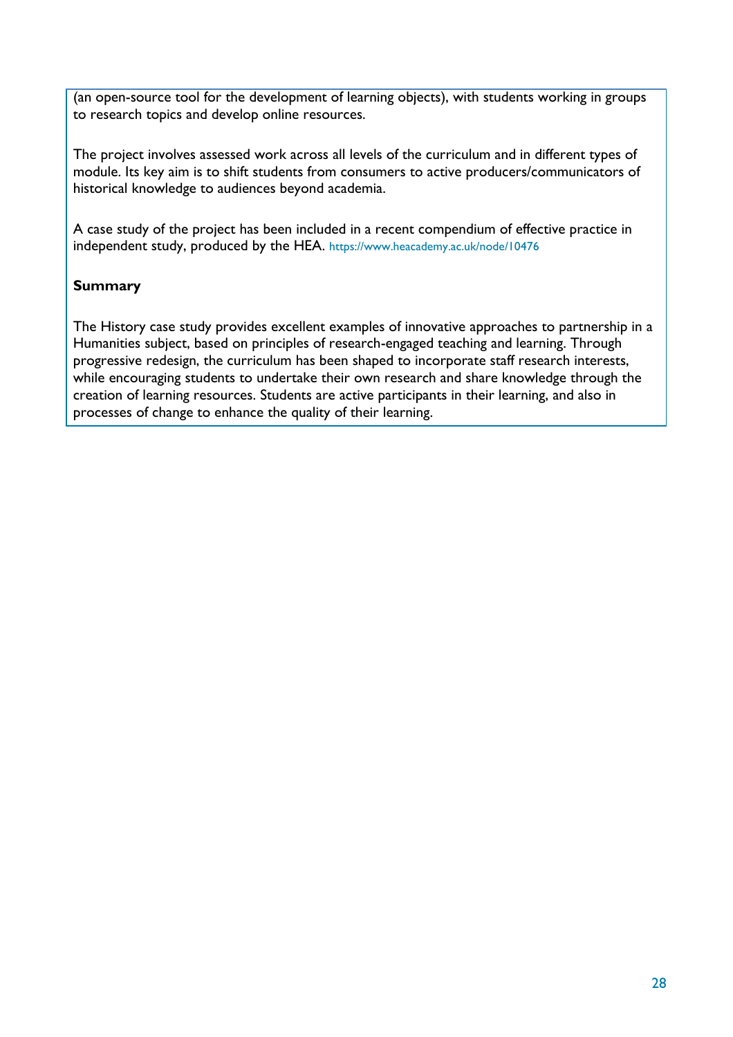(an open-source tool for the development of learning objects), with students working in groups to research topics and develop online resources.

The project involves assessed work across all levels of the curriculum and in different types of module. Its key aim is to shift students from consumers to active producers/communicators of historical knowledge to audiences beyond academia.

A case study of the project has been included in a recent compendium of effective practice in independent study, produced by the HEA. https://www.heacademy.ac.uk/node/10476

**Summary**

The History case study provides excellent examples of innovative approaches to partnership in a Humanities subject, based on principles of research-engaged teaching and learning. Through progressive redesign, the curriculum has been shaped to incorporate staff research interests, while encouraging students to undertake their own research and share knowledge through the creation of learning resources. Students are active participants in their learning, and also in processes of change to enhance the quality of their learning.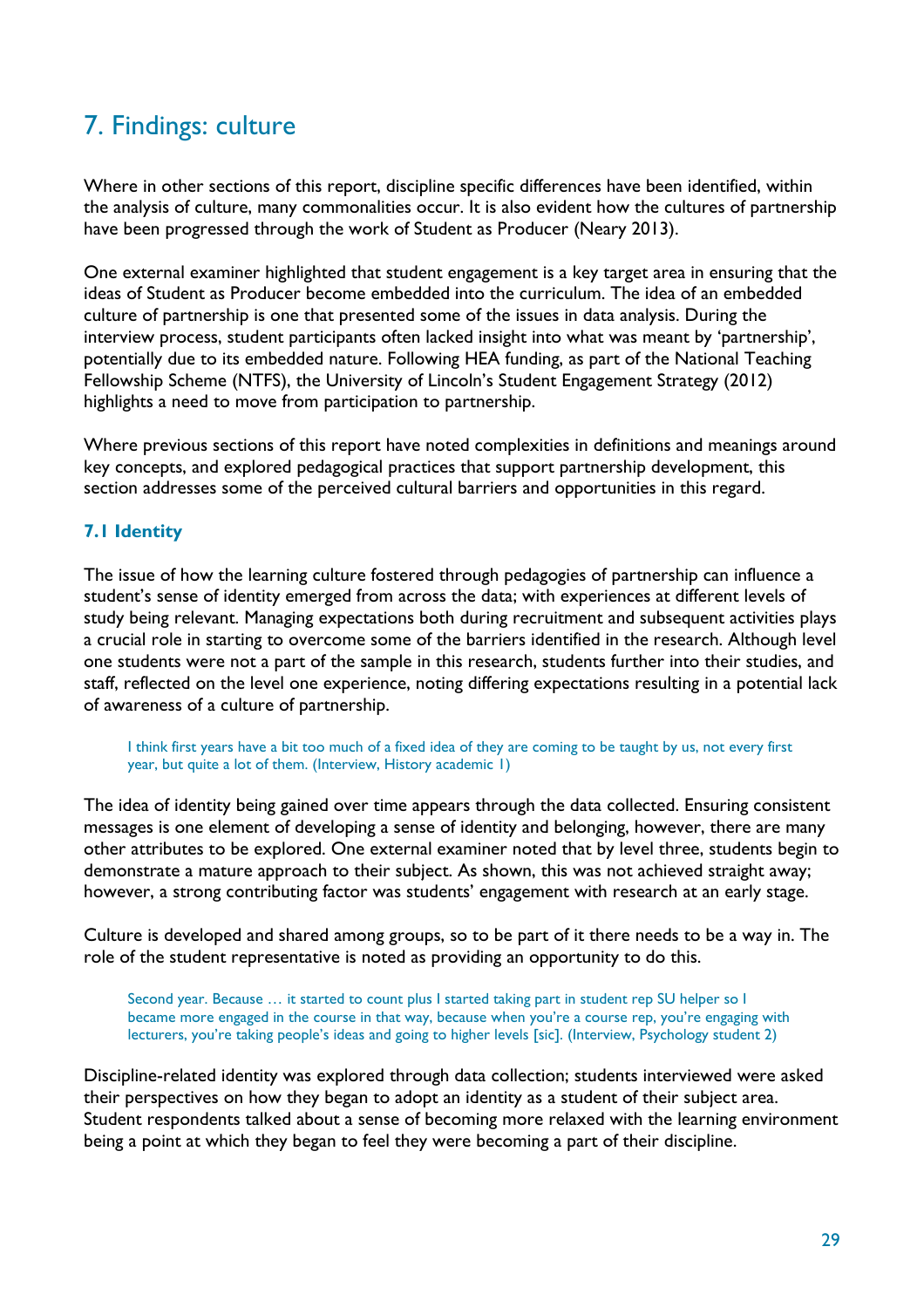# 7. Findings: culture

Where in other sections of this report, discipline specific differences have been identified, within the analysis of culture, many commonalities occur. It is also evident how the cultures of partnership have been progressed through the work of Student as Producer (Neary 2013).

One external examiner highlighted that student engagement is a key target area in ensuring that the ideas of Student as Producer become embedded into the curriculum. The idea of an embedded culture of partnership is one that presented some of the issues in data analysis. During the interview process, student participants often lacked insight into what was meant by 'partnership', potentially due to its embedded nature. Following HEA funding, as part of the National Teaching Fellowship Scheme (NTFS), the University of Lincoln's Student Engagement Strategy (2012) highlights a need to move from participation to partnership.

Where previous sections of this report have noted complexities in definitions and meanings around key concepts, and explored pedagogical practices that support partnership development, this section addresses some of the perceived cultural barriers and opportunities in this regard.

## 7.1 Identity

The issue of how the learning culture fostered through pedagogies of partnership can influence a student's sense of identity emerged from across the data; with experiences at different levels of study being relevant. Managing expectations both during recruitment and subsequent activities plays a crucial role in starting to overcome some of the barriers identified in the research. Although level one students were not a part of the sample in this research, students further into their studies, and staff, reflected on the level one experience, noting differing expectations resulting in a potential lack of awareness of a culture of partnership.

> I think first years have a bit too much of a fixed idea of they are coming to be taught by us, not every first year, but quite a lot of them. (Interview, History academic 1)

The idea of identity being gained over time appears through the data collected. Ensuring consistent messages is one element of developing a sense of identity and belonging, however, there are many other attributes to be explored. One external examiner noted that by level three, students begin to demonstrate a mature approach to their subject. As shown, this was not achieved straight away; however, a strong contributing factor was students' engagement with research at an early stage.

Culture is developed and shared among groups, so to be part of it there needs to be a way in. The role of the student representative is noted as providing an opportunity to do this.

> Second year. Because … it started to count plus I started taking part in student rep SU helper so I became more engaged in the course in that way, because when you're a course rep, you're engaging with lecturers, you're taking people's ideas and going to higher levels [sic]. (Interview, Psychology student 2)

Discipline-related identity was explored through data collection; students interviewed were asked their perspectives on how they began to adopt an identity as a student of their subject area. Student respondents talked about a sense of becoming more relaxed with the learning environment being a point at which they began to feel they were becoming a part of their discipline.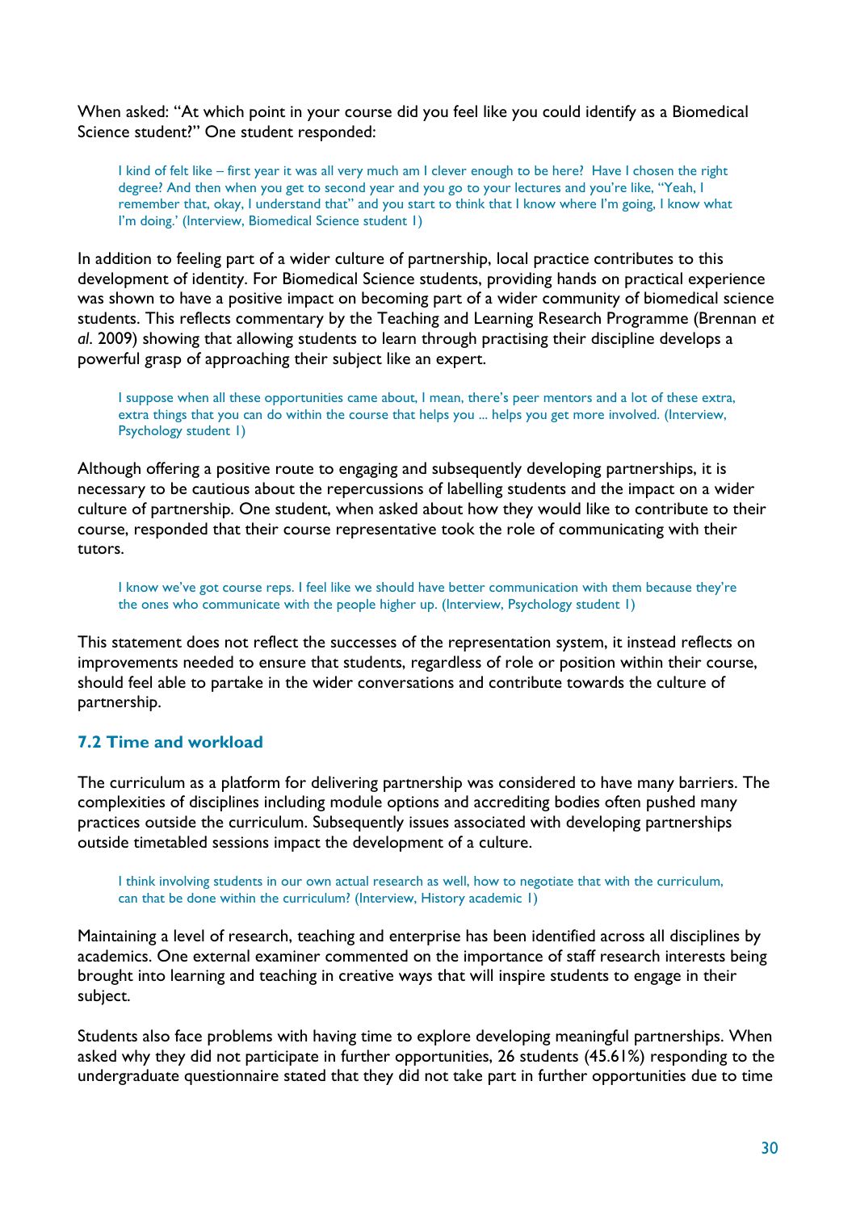When asked: "At which point in your course did you feel like you could identify as a Biomedical Science student?" One student responded:

> I kind of felt like – first year it was all very much am I clever enough to be here? Have I chosen the right degree? And then when you get to second year and you go to your lectures and you're like, "Yeah, I remember that, okay, I understand that" and you start to think that I know where I'm going, I know what I'm doing.' (Interview, Biomedical Science student 1)

In addition to feeling part of a wider culture of partnership, local practice contributes to this development of identity. For Biomedical Science students, providing hands on practical experience was shown to have a positive impact on becoming part of a wider community of biomedical science students. This reflects commentary by the Teaching and Learning Research Programme (Brennan *et al*. 2009) showing that allowing students to learn through practising their discipline develops a powerful grasp of approaching their subject like an expert.

> I suppose when all these opportunities came about, I mean, there's peer mentors and a lot of these extra, extra things that you can do within the course that helps you ... helps you get more involved. (Interview, Psychology student 1)

Although offering a positive route to engaging and subsequently developing partnerships, it is necessary to be cautious about the repercussions of labelling students and the impact on a wider culture of partnership. One student, when asked about how they would like to contribute to their course, responded that their course representative took the role of communicating with their tutors.

> I know we've got course reps. I feel like we should have better communication with them because they're the ones who communicate with the people higher up. (Interview, Psychology student 1)

This statement does not reflect the successes of the representation system, it instead reflects on improvements needed to ensure that students, regardless of role or position within their course, should feel able to partake in the wider conversations and contribute towards the culture of partnership.

### 7.2 Time and workload

The curriculum as a platform for delivering partnership was considered to have many barriers. The complexities of disciplines including module options and accrediting bodies often pushed many practices outside the curriculum. Subsequently issues associated with developing partnerships outside timetabled sessions impact the development of a culture.

> I think involving students in our own actual research as well, how to negotiate that with the curriculum, can that be done within the curriculum? (Interview, History academic 1)

Maintaining a level of research, teaching and enterprise has been identified across all disciplines by academics. One external examiner commented on the importance of staff research interests being brought into learning and teaching in creative ways that will inspire students to engage in their subject.

Students also face problems with having time to explore developing meaningful partnerships. When asked why they did not participate in further opportunities, 26 students (45.61%) responding to the undergraduate questionnaire stated that they did not take part in further opportunities due to time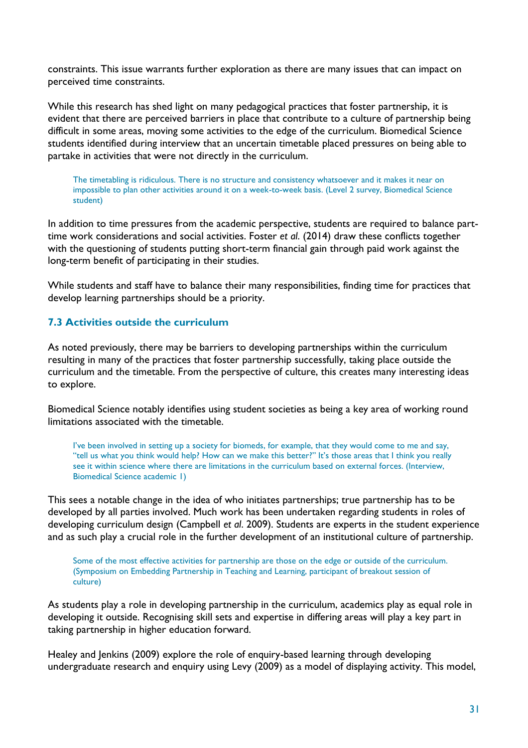constraints. This issue warrants further exploration as there are many issues that can impact on perceived time constraints.

While this research has shed light on many pedagogical practices that foster partnership, it is evident that there are perceived barriers in place that contribute to a culture of partnership being difficult in some areas, moving some activities to the edge of the curriculum. Biomedical Science students identified during interview that an uncertain timetable placed pressures on being able to partake in activities that were not directly in the curriculum.

> The timetabling is ridiculous. There is no structure and consistency whatsoever and it makes it near on impossible to plan other activities around it on a week-to-week basis. (Level 2 survey, Biomedical Science student)

In addition to time pressures from the academic perspective, students are required to balance part-time work considerations and social activities. Foster *et al.* (2014) draw these conflicts together with the questioning of students putting short-term financial gain through paid work against the long-term benefit of participating in their studies.

While students and staff have to balance their many responsibilities, finding time for practices that develop learning partnerships should be a priority.

### 7.3 Activities outside the curriculum

As noted previously, there may be barriers to developing partnerships within the curriculum resulting in many of the practices that foster partnership successfully, taking place outside the curriculum and the timetable. From the perspective of culture, this creates many interesting ideas to explore.

Biomedical Science notably identifies using student societies as being a key area of working round limitations associated with the timetable.

> I've been involved in setting up a society for biomeds, for example, that they would come to me and say, "tell us what you think would help? How can we make this better?" It's those areas that I think you really see it within science where there are limitations in the curriculum based on external forces. (Interview, Biomedical Science academic 1)

This sees a notable change in the idea of who initiates partnerships; true partnership has to be developed by all parties involved. Much work has been undertaken regarding students in roles of developing curriculum design (Campbell *et al*. 2009). Students are experts in the student experience and as such play a crucial role in the further development of an institutional culture of partnership.

> Some of the most effective activities for partnership are those on the edge or outside of the curriculum. (Symposium on Embedding Partnership in Teaching and Learning, participant of breakout session of culture)

As students play a role in developing partnership in the curriculum, academics play as equal role in developing it outside. Recognising skill sets and expertise in differing areas will play a key part in taking partnership in higher education forward.

Healey and Jenkins (2009) explore the role of enquiry-based learning through developing undergraduate research and enquiry using Levy (2009) as a model of displaying activity. This model,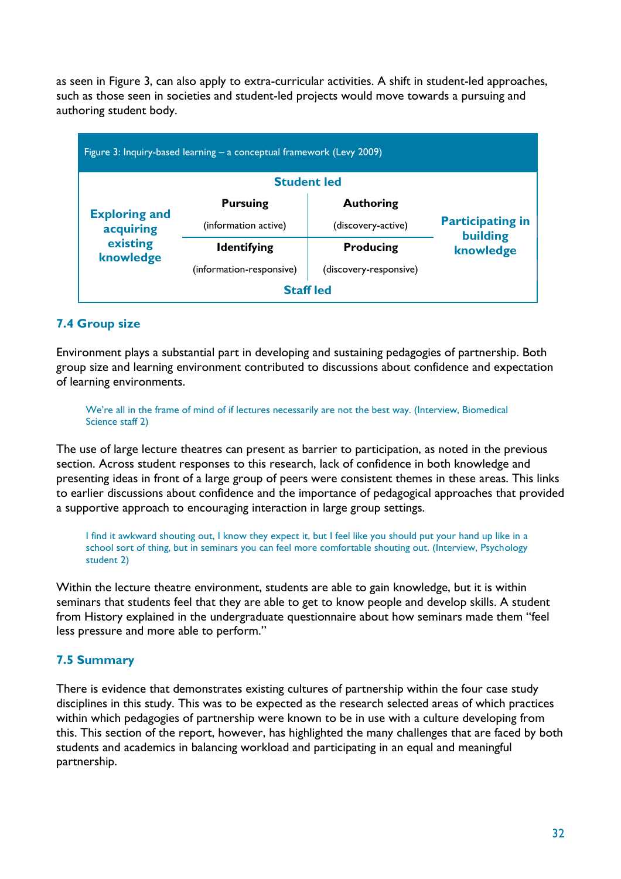as seen in Figure 3, can also apply to extra-curricular activities. A shift in student-led approaches, such as those seen in societies and student-led projects would move towards a pursuing and authoring student body.

Figure 3: Inquiry-based learning – a conceptual framework (Levy 2009)

| | Student led | | |
|---|---|---|---|
| **Exploring and acquiring existing knowledge** | **Pursuing** (information active) | **Authoring** (discovery-active) | **Participating in building knowledge** |
| | **Identifying** (information-responsive) | **Producing** (discovery-responsive) | |
| | Staff led | | |

## 7.4 Group size

Environment plays a substantial part in developing and sustaining pedagogies of partnership. Both group size and learning environment contributed to discussions about confidence and expectation of learning environments.

> We're all in the frame of mind of if lectures necessarily are not the best way. (Interview, Biomedical Science staff 2)

The use of large lecture theatres can present as barrier to participation, as noted in the previous section. Across student responses to this research, lack of confidence in both knowledge and presenting ideas in front of a large group of peers were consistent themes in these areas. This links to earlier discussions about confidence and the importance of pedagogical approaches that provided a supportive approach to encouraging interaction in large group settings.

> I find it awkward shouting out, I know they expect it, but I feel like you should put your hand up like in a school sort of thing, but in seminars you can feel more comfortable shouting out. (Interview, Psychology student 2)

Within the lecture theatre environment, students are able to gain knowledge, but it is within seminars that students feel that they are able to get to know people and develop skills. A student from History explained in the undergraduate questionnaire about how seminars made them "feel less pressure and more able to perform."

## 7.5 Summary

There is evidence that demonstrates existing cultures of partnership within the four case study disciplines in this study. This was to be expected as the research selected areas of which practices within which pedagogies of partnership were known to be in use with a culture developing from this. This section of the report, however, has highlighted the many challenges that are faced by both students and academics in balancing workload and participating in an equal and meaningful partnership.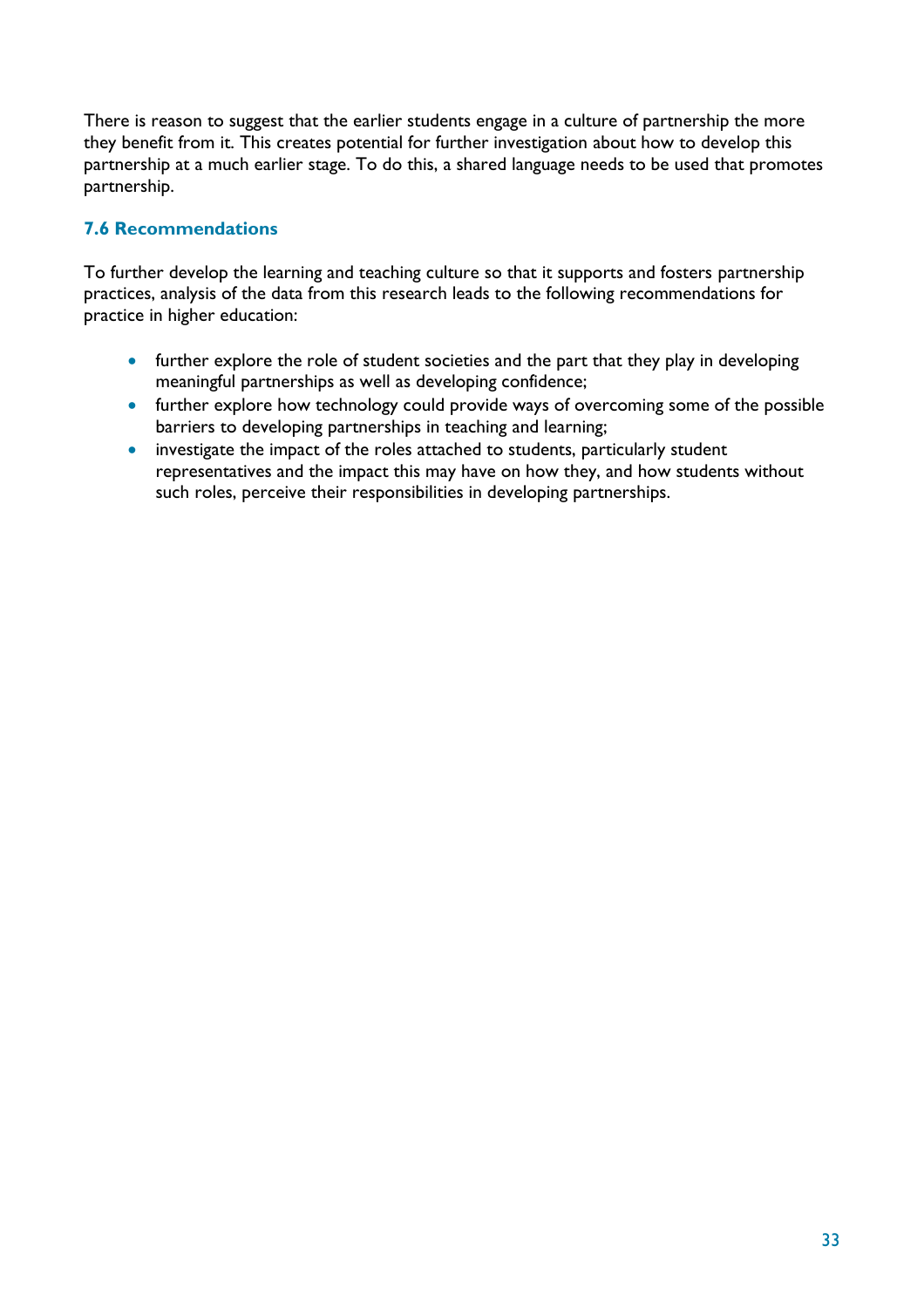There is reason to suggest that the earlier students engage in a culture of partnership the more they benefit from it. This creates potential for further investigation about how to develop this partnership at a much earlier stage. To do this, a shared language needs to be used that promotes partnership.

### 7.6 Recommendations

To further develop the learning and teaching culture so that it supports and fosters partnership practices, analysis of the data from this research leads to the following recommendations for practice in higher education:

- further explore the role of student societies and the part that they play in developing meaningful partnerships as well as developing confidence;
- further explore how technology could provide ways of overcoming some of the possible barriers to developing partnerships in teaching and learning;
- investigate the impact of the roles attached to students, particularly student representatives and the impact this may have on how they, and how students without such roles, perceive their responsibilities in developing partnerships.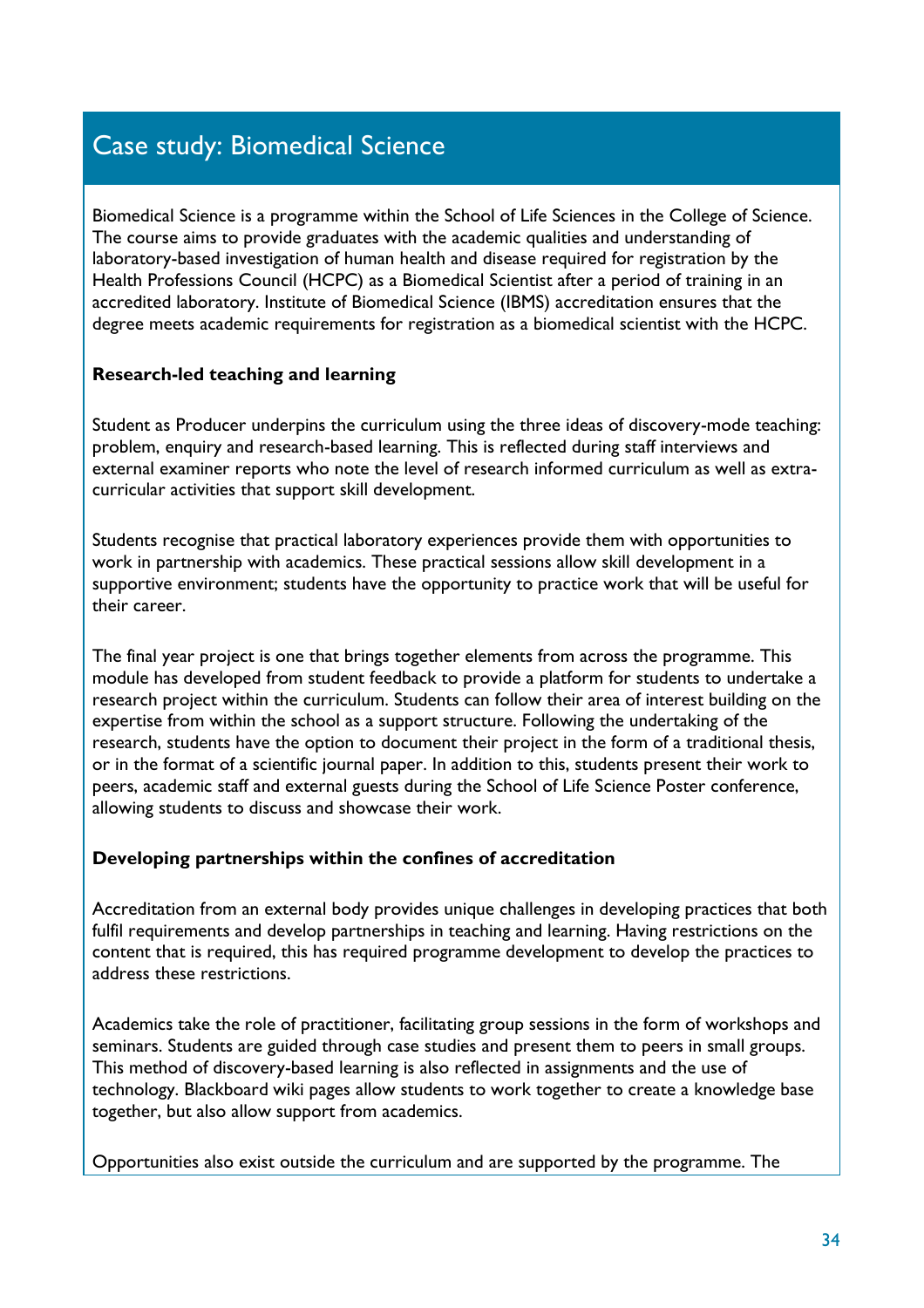## Case study: Biomedical Science

Biomedical Science is a programme within the School of Life Sciences in the College of Science. The course aims to provide graduates with the academic qualities and understanding of laboratory-based investigation of human health and disease required for registration by the Health Professions Council (HCPC) as a Biomedical Scientist after a period of training in an accredited laboratory. Institute of Biomedical Science (IBMS) accreditation ensures that the degree meets academic requirements for registration as a biomedical scientist with the HCPC.

**Research-led teaching and learning**

Student as Producer underpins the curriculum using the three ideas of discovery-mode teaching: problem, enquiry and research-based learning. This is reflected during staff interviews and external examiner reports who note the level of research informed curriculum as well as extra-curricular activities that support skill development.

Students recognise that practical laboratory experiences provide them with opportunities to work in partnership with academics. These practical sessions allow skill development in a supportive environment; students have the opportunity to practice work that will be useful for their career.

The final year project is one that brings together elements from across the programme. This module has developed from student feedback to provide a platform for students to undertake a research project within the curriculum. Students can follow their area of interest building on the expertise from within the school as a support structure. Following the undertaking of the research, students have the option to document their project in the form of a traditional thesis, or in the format of a scientific journal paper. In addition to this, students present their work to peers, academic staff and external guests during the School of Life Science Poster conference, allowing students to discuss and showcase their work.

**Developing partnerships within the confines of accreditation**

Accreditation from an external body provides unique challenges in developing practices that both fulfil requirements and develop partnerships in teaching and learning. Having restrictions on the content that is required, this has required programme development to develop the practices to address these restrictions.

Academics take the role of practitioner, facilitating group sessions in the form of workshops and seminars. Students are guided through case studies and present them to peers in small groups. This method of discovery-based learning is also reflected in assignments and the use of technology. Blackboard wiki pages allow students to work together to create a knowledge base together, but also allow support from academics.

Opportunities also exist outside the curriculum and are supported by the programme. The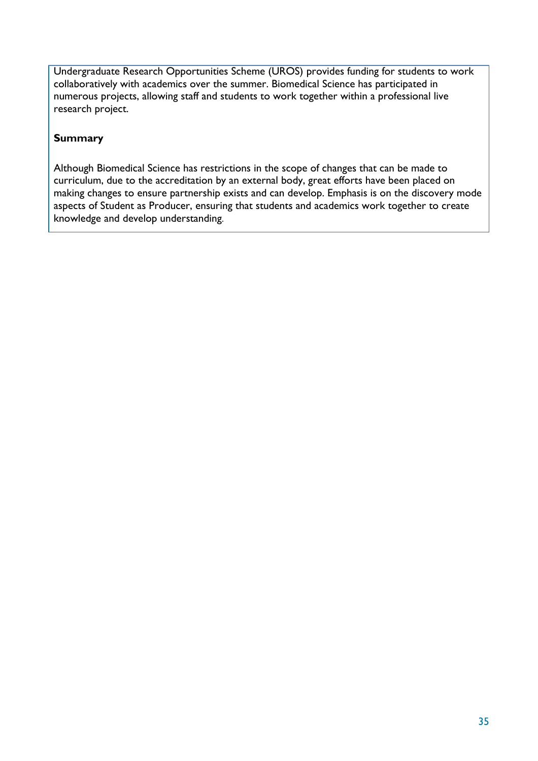Undergraduate Research Opportunities Scheme (UROS) provides funding for students to work collaboratively with academics over the summer. Biomedical Science has participated in numerous projects, allowing staff and students to work together within a professional live research project.

**Summary**

Although Biomedical Science has restrictions in the scope of changes that can be made to curriculum, due to the accreditation by an external body, great efforts have been placed on making changes to ensure partnership exists and can develop. Emphasis is on the discovery mode aspects of Student as Producer, ensuring that students and academics work together to create knowledge and develop understanding.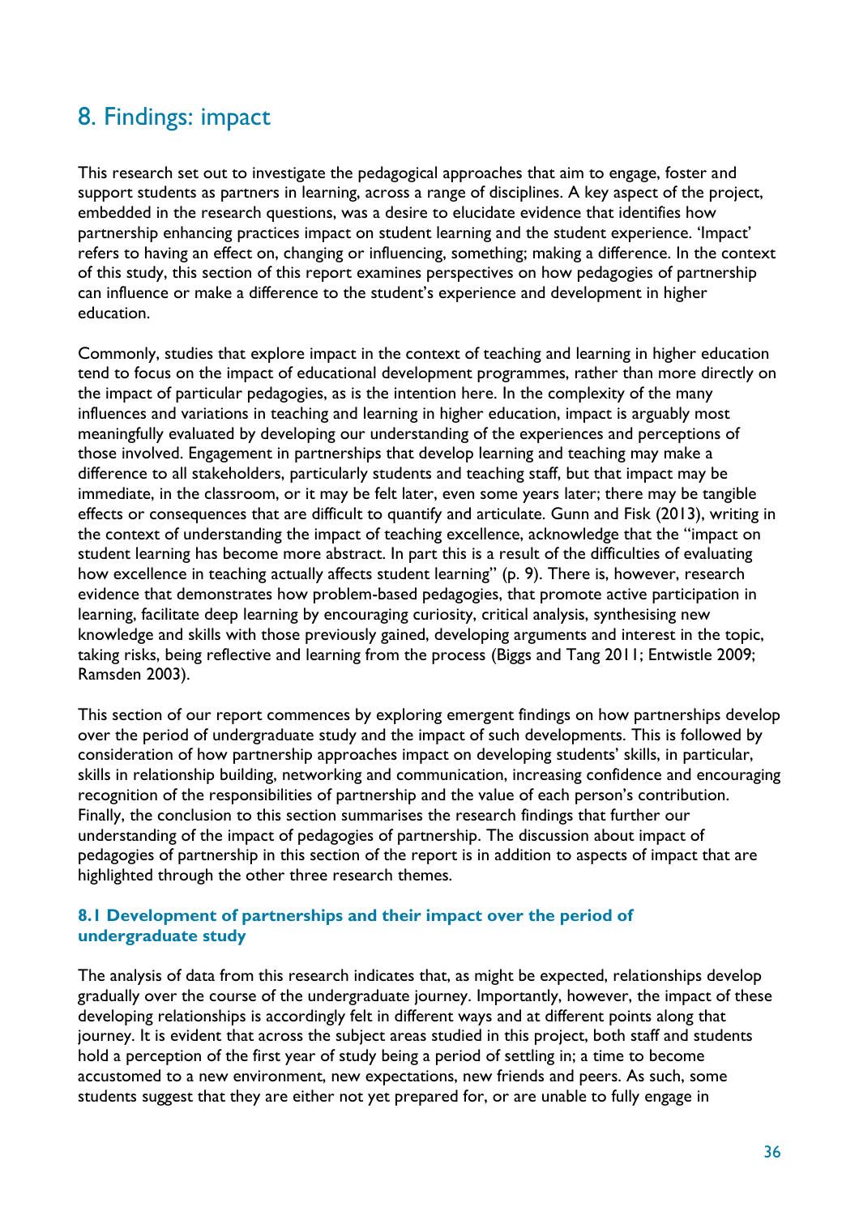# 8. Findings: impact

This research set out to investigate the pedagogical approaches that aim to engage, foster and support students as partners in learning, across a range of disciplines. A key aspect of the project, embedded in the research questions, was a desire to elucidate evidence that identifies how partnership enhancing practices impact on student learning and the student experience. 'Impact' refers to having an effect on, changing or influencing, something; making a difference. In the context of this study, this section of this report examines perspectives on how pedagogies of partnership can influence or make a difference to the student's experience and development in higher education.

Commonly, studies that explore impact in the context of teaching and learning in higher education tend to focus on the impact of educational development programmes, rather than more directly on the impact of particular pedagogies, as is the intention here. In the complexity of the many influences and variations in teaching and learning in higher education, impact is arguably most meaningfully evaluated by developing our understanding of the experiences and perceptions of those involved. Engagement in partnerships that develop learning and teaching may make a difference to all stakeholders, particularly students and teaching staff, but that impact may be immediate, in the classroom, or it may be felt later, even some years later; there may be tangible effects or consequences that are difficult to quantify and articulate. Gunn and Fisk (2013), writing in the context of understanding the impact of teaching excellence, acknowledge that the "impact on student learning has become more abstract. In part this is a result of the difficulties of evaluating how excellence in teaching actually affects student learning" (p. 9). There is, however, research evidence that demonstrates how problem-based pedagogies, that promote active participation in learning, facilitate deep learning by encouraging curiosity, critical analysis, synthesising new knowledge and skills with those previously gained, developing arguments and interest in the topic, taking risks, being reflective and learning from the process (Biggs and Tang 2011; Entwistle 2009; Ramsden 2003).

This section of our report commences by exploring emergent findings on how partnerships develop over the period of undergraduate study and the impact of such developments. This is followed by consideration of how partnership approaches impact on developing students' skills, in particular, skills in relationship building, networking and communication, increasing confidence and encouraging recognition of the responsibilities of partnership and the value of each person's contribution. Finally, the conclusion to this section summarises the research findings that further our understanding of the impact of pedagogies of partnership. The discussion about impact of pedagogies of partnership in this section of the report is in addition to aspects of impact that are highlighted through the other three research themes.

### 8.1 Development of partnerships and their impact over the period of undergraduate study

The analysis of data from this research indicates that, as might be expected, relationships develop gradually over the course of the undergraduate journey. Importantly, however, the impact of these developing relationships is accordingly felt in different ways and at different points along that journey. It is evident that across the subject areas studied in this project, both staff and students hold a perception of the first year of study being a period of settling in; a time to become accustomed to a new environment, new expectations, new friends and peers. As such, some students suggest that they are either not yet prepared for, or are unable to fully engage in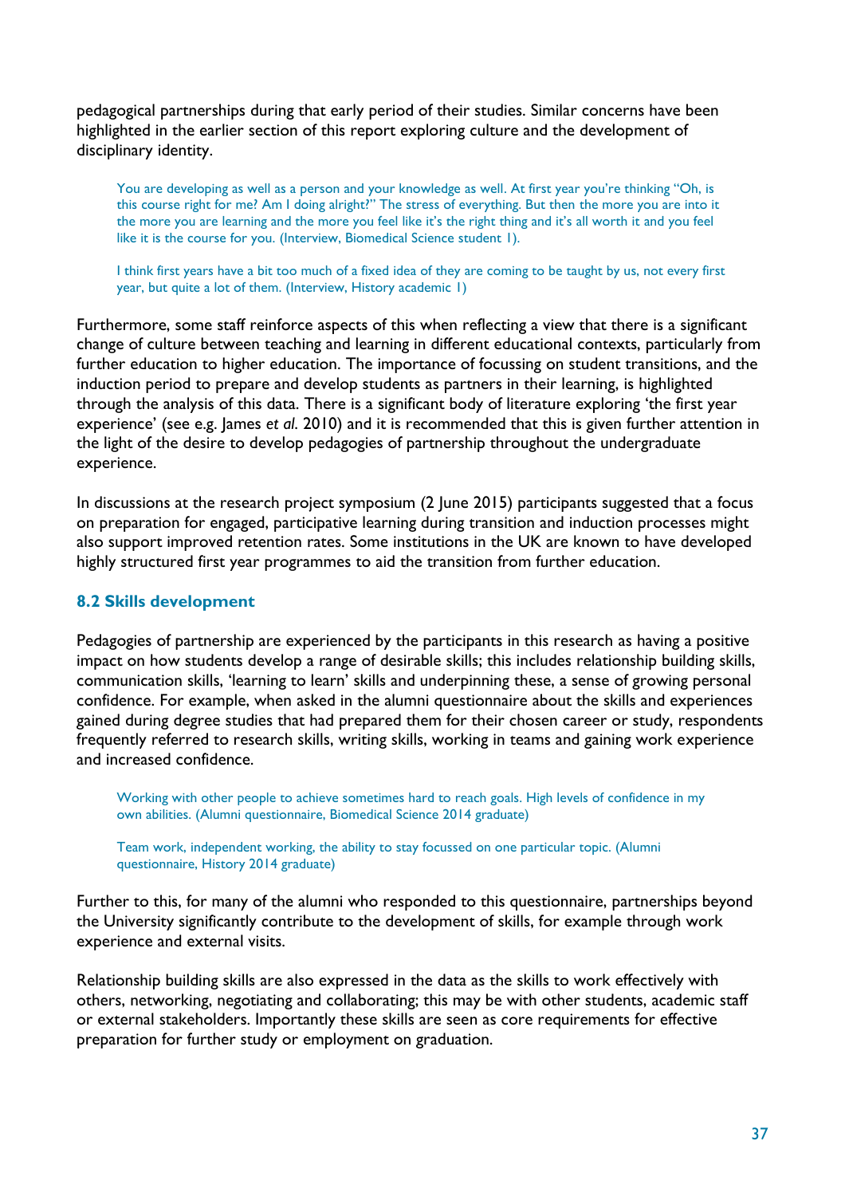pedagogical partnerships during that early period of their studies. Similar concerns have been highlighted in the earlier section of this report exploring culture and the development of disciplinary identity.

> You are developing as well as a person and your knowledge as well. At first year you're thinking "Oh, is this course right for me? Am I doing alright?" The stress of everything. But then the more you are into it the more you are learning and the more you feel like it's the right thing and it's all worth it and you feel like it is the course for you. (Interview, Biomedical Science student 1).

> I think first years have a bit too much of a fixed idea of they are coming to be taught by us, not every first year, but quite a lot of them. (Interview, History academic 1)

Furthermore, some staff reinforce aspects of this when reflecting a view that there is a significant change of culture between teaching and learning in different educational contexts, particularly from further education to higher education. The importance of focussing on student transitions, and the induction period to prepare and develop students as partners in their learning, is highlighted through the analysis of this data. There is a significant body of literature exploring 'the first year experience' (see e.g. James *et al*. 2010) and it is recommended that this is given further attention in the light of the desire to develop pedagogies of partnership throughout the undergraduate experience.

In discussions at the research project symposium (2 June 2015) participants suggested that a focus on preparation for engaged, participative learning during transition and induction processes might also support improved retention rates. Some institutions in the UK are known to have developed highly structured first year programmes to aid the transition from further education.

### 8.2 Skills development

Pedagogies of partnership are experienced by the participants in this research as having a positive impact on how students develop a range of desirable skills; this includes relationship building skills, communication skills, 'learning to learn' skills and underpinning these, a sense of growing personal confidence. For example, when asked in the alumni questionnaire about the skills and experiences gained during degree studies that had prepared them for their chosen career or study, respondents frequently referred to research skills, writing skills, working in teams and gaining work experience and increased confidence.

> Working with other people to achieve sometimes hard to reach goals. High levels of confidence in my own abilities. (Alumni questionnaire, Biomedical Science 2014 graduate)

> Team work, independent working, the ability to stay focussed on one particular topic. (Alumni questionnaire, History 2014 graduate)

Further to this, for many of the alumni who responded to this questionnaire, partnerships beyond the University significantly contribute to the development of skills, for example through work experience and external visits.

Relationship building skills are also expressed in the data as the skills to work effectively with others, networking, negotiating and collaborating; this may be with other students, academic staff or external stakeholders. Importantly these skills are seen as core requirements for effective preparation for further study or employment on graduation.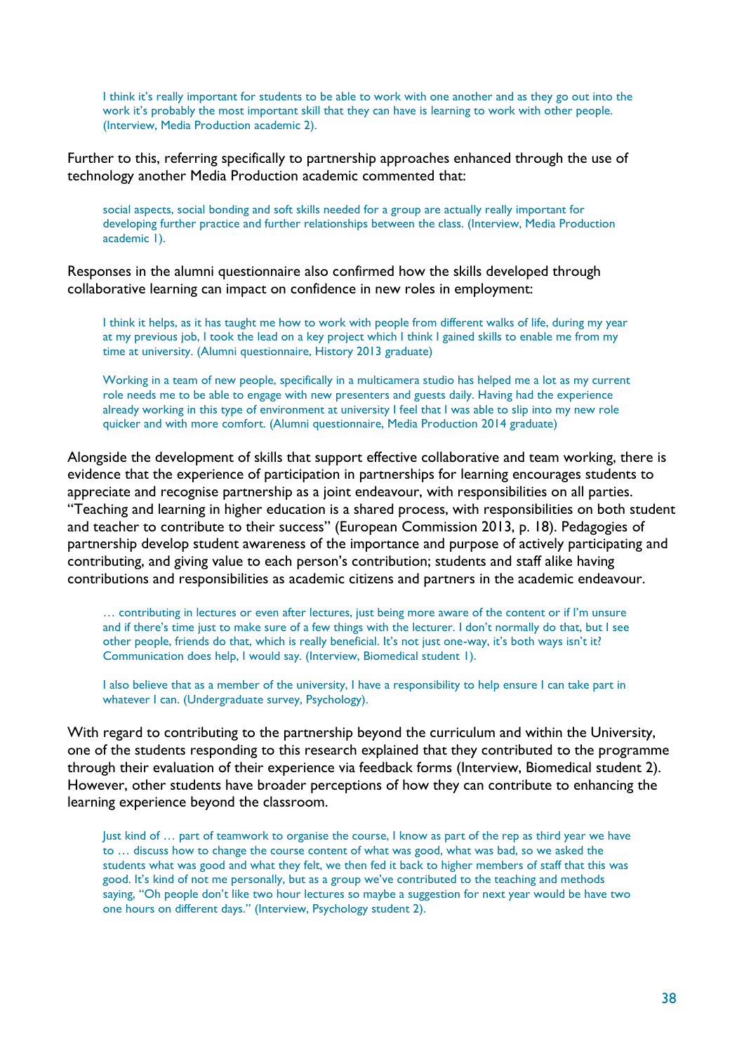> I think it's really important for students to be able to work with one another and as they go out into the work it's probably the most important skill that they can have is learning to work with other people. (Interview, Media Production academic 2).

Further to this, referring specifically to partnership approaches enhanced through the use of technology another Media Production academic commented that:

> social aspects, social bonding and soft skills needed for a group are actually really important for developing further practice and further relationships between the class. (Interview, Media Production academic 1).

Responses in the alumni questionnaire also confirmed how the skills developed through collaborative learning can impact on confidence in new roles in employment:

> I think it helps, as it has taught me how to work with people from different walks of life, during my year at my previous job, I took the lead on a key project which I think I gained skills to enable me from my time at university. (Alumni questionnaire, History 2013 graduate)

> Working in a team of new people, specifically in a multicamera studio has helped me a lot as my current role needs me to be able to engage with new presenters and guests daily. Having had the experience already working in this type of environment at university I feel that I was able to slip into my new role quicker and with more comfort. (Alumni questionnaire, Media Production 2014 graduate)

Alongside the development of skills that support effective collaborative and team working, there is evidence that the experience of participation in partnerships for learning encourages students to appreciate and recognise partnership as a joint endeavour, with responsibilities on all parties. "Teaching and learning in higher education is a shared process, with responsibilities on both student and teacher to contribute to their success" (European Commission 2013, p. 18). Pedagogies of partnership develop student awareness of the importance and purpose of actively participating and contributing, and giving value to each person's contribution; students and staff alike having contributions and responsibilities as academic citizens and partners in the academic endeavour.

> … contributing in lectures or even after lectures, just being more aware of the content or if I'm unsure and if there's time just to make sure of a few things with the lecturer. I don't normally do that, but I see other people, friends do that, which is really beneficial. It's not just one-way, it's both ways isn't it? Communication does help, I would say. (Interview, Biomedical student 1).

> I also believe that as a member of the university, I have a responsibility to help ensure I can take part in whatever I can. (Undergraduate survey, Psychology).

With regard to contributing to the partnership beyond the curriculum and within the University, one of the students responding to this research explained that they contributed to the programme through their evaluation of their experience via feedback forms (Interview, Biomedical student 2). However, other students have broader perceptions of how they can contribute to enhancing the learning experience beyond the classroom.

> Just kind of … part of teamwork to organise the course, I know as part of the rep as third year we have to … discuss how to change the course content of what was good, what was bad, so we asked the students what was good and what they felt, we then fed it back to higher members of staff that this was good. It's kind of not me personally, but as a group we've contributed to the teaching and methods saying, "Oh people don't like two hour lectures so maybe a suggestion for next year would be have two one hours on different days." (Interview, Psychology student 2).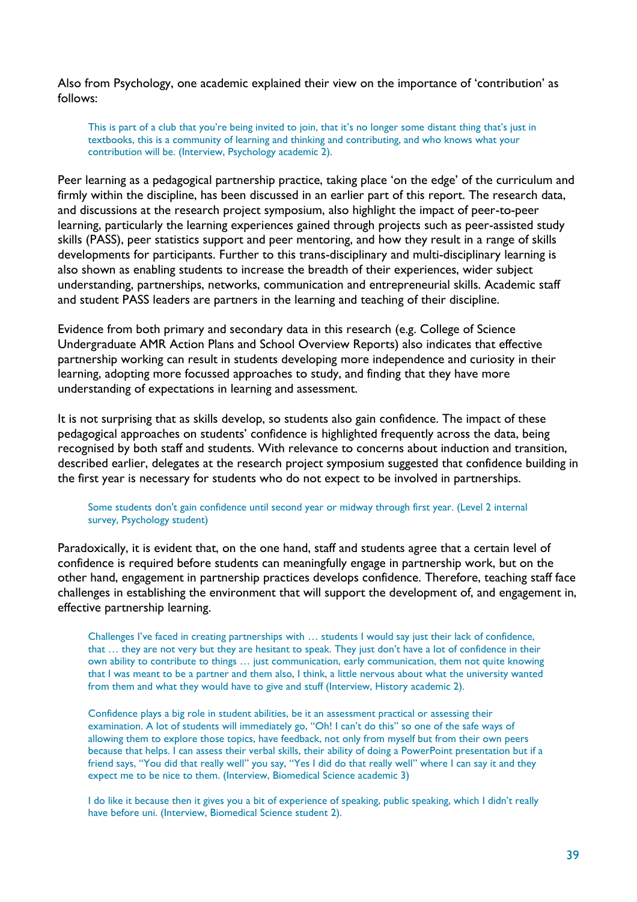Also from Psychology, one academic explained their view on the importance of 'contribution' as follows:

> This is part of a club that you're being invited to join, that it's no longer some distant thing that's just in textbooks, this is a community of learning and thinking and contributing, and who knows what your contribution will be. (Interview, Psychology academic 2).

Peer learning as a pedagogical partnership practice, taking place 'on the edge' of the curriculum and firmly within the discipline, has been discussed in an earlier part of this report. The research data, and discussions at the research project symposium, also highlight the impact of peer-to-peer learning, particularly the learning experiences gained through projects such as peer-assisted study skills (PASS), peer statistics support and peer mentoring, and how they result in a range of skills developments for participants. Further to this trans-disciplinary and multi-disciplinary learning is also shown as enabling students to increase the breadth of their experiences, wider subject understanding, partnerships, networks, communication and entrepreneurial skills. Academic staff and student PASS leaders are partners in the learning and teaching of their discipline.

Evidence from both primary and secondary data in this research (e.g. College of Science Undergraduate AMR Action Plans and School Overview Reports) also indicates that effective partnership working can result in students developing more independence and curiosity in their learning, adopting more focussed approaches to study, and finding that they have more understanding of expectations in learning and assessment.

It is not surprising that as skills develop, so students also gain confidence. The impact of these pedagogical approaches on students' confidence is highlighted frequently across the data, being recognised by both staff and students. With relevance to concerns about induction and transition, described earlier, delegates at the research project symposium suggested that confidence building in the first year is necessary for students who do not expect to be involved in partnerships.

> Some students don't gain confidence until second year or midway through first year. (Level 2 internal survey, Psychology student)

Paradoxically, it is evident that, on the one hand, staff and students agree that a certain level of confidence is required before students can meaningfully engage in partnership work, but on the other hand, engagement in partnership practices develops confidence. Therefore, teaching staff face challenges in establishing the environment that will support the development of, and engagement in, effective partnership learning.

> Challenges I've faced in creating partnerships with … students I would say just their lack of confidence, that … they are not very but they are hesitant to speak. They just don't have a lot of confidence in their own ability to contribute to things … just communication, early communication, them not quite knowing that I was meant to be a partner and them also, I think, a little nervous about what the university wanted from them and what they would have to give and stuff (Interview, History academic 2).

> Confidence plays a big role in student abilities, be it an assessment practical or assessing their examination. A lot of students will immediately go, "Oh! I can't do this" so one of the safe ways of allowing them to explore those topics, have feedback, not only from myself but from their own peers because that helps. I can assess their verbal skills, their ability of doing a PowerPoint presentation but if a friend says, "You did that really well" you say, "Yes I did do that really well" where I can say it and they expect me to be nice to them. (Interview, Biomedical Science academic 3)

> I do like it because then it gives you a bit of experience of speaking, public speaking, which I didn't really have before uni. (Interview, Biomedical Science student 2).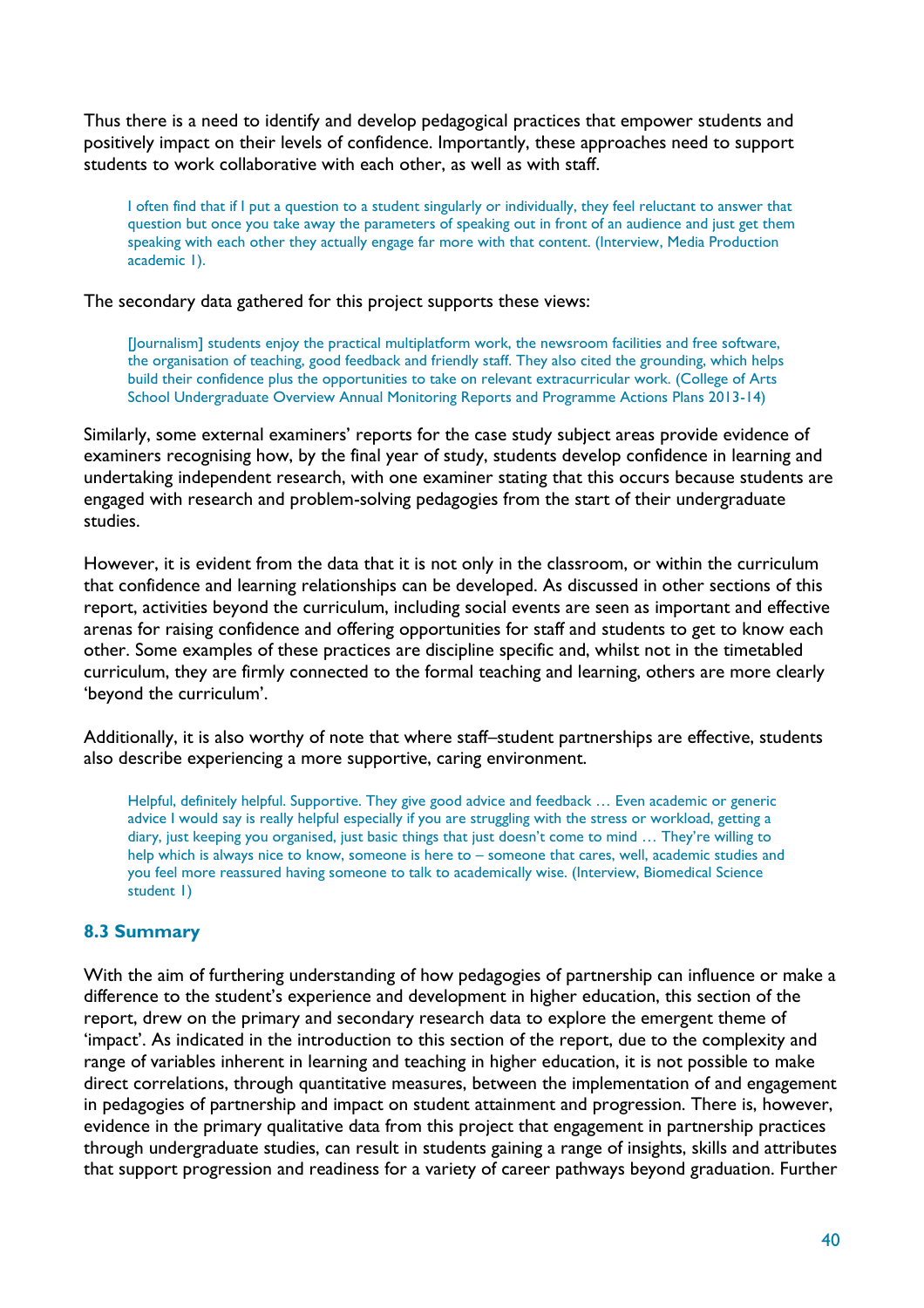Thus there is a need to identify and develop pedagogical practices that empower students and positively impact on their levels of confidence. Importantly, these approaches need to support students to work collaborative with each other, as well as with staff.

> I often find that if I put a question to a student singularly or individually, they feel reluctant to answer that question but once you take away the parameters of speaking out in front of an audience and just get them speaking with each other they actually engage far more with that content. (Interview, Media Production academic 1).

The secondary data gathered for this project supports these views:

> [Journalism] students enjoy the practical multiplatform work, the newsroom facilities and free software, the organisation of teaching, good feedback and friendly staff. They also cited the grounding, which helps build their confidence plus the opportunities to take on relevant extracurricular work. (College of Arts School Undergraduate Overview Annual Monitoring Reports and Programme Actions Plans 2013-14)

Similarly, some external examiners' reports for the case study subject areas provide evidence of examiners recognising how, by the final year of study, students develop confidence in learning and undertaking independent research, with one examiner stating that this occurs because students are engaged with research and problem-solving pedagogies from the start of their undergraduate studies.

However, it is evident from the data that it is not only in the classroom, or within the curriculum that confidence and learning relationships can be developed. As discussed in other sections of this report, activities beyond the curriculum, including social events are seen as important and effective arenas for raising confidence and offering opportunities for staff and students to get to know each other. Some examples of these practices are discipline specific and, whilst not in the timetabled curriculum, they are firmly connected to the formal teaching and learning, others are more clearly 'beyond the curriculum'.

Additionally, it is also worthy of note that where staff–student partnerships are effective, students also describe experiencing a more supportive, caring environment.

> Helpful, definitely helpful. Supportive. They give good advice and feedback … Even academic or generic advice I would say is really helpful especially if you are struggling with the stress or workload, getting a diary, just keeping you organised, just basic things that just doesn't come to mind … They're willing to help which is always nice to know, someone is here to – someone that cares, well, academic studies and you feel more reassured having someone to talk to academically wise. (Interview, Biomedical Science student 1)

### 8.3 Summary

With the aim of furthering understanding of how pedagogies of partnership can influence or make a difference to the student's experience and development in higher education, this section of the report, drew on the primary and secondary research data to explore the emergent theme of 'impact'. As indicated in the introduction to this section of the report, due to the complexity and range of variables inherent in learning and teaching in higher education, it is not possible to make direct correlations, through quantitative measures, between the implementation of and engagement in pedagogies of partnership and impact on student attainment and progression. There is, however, evidence in the primary qualitative data from this project that engagement in partnership practices through undergraduate studies, can result in students gaining a range of insights, skills and attributes that support progression and readiness for a variety of career pathways beyond graduation. Further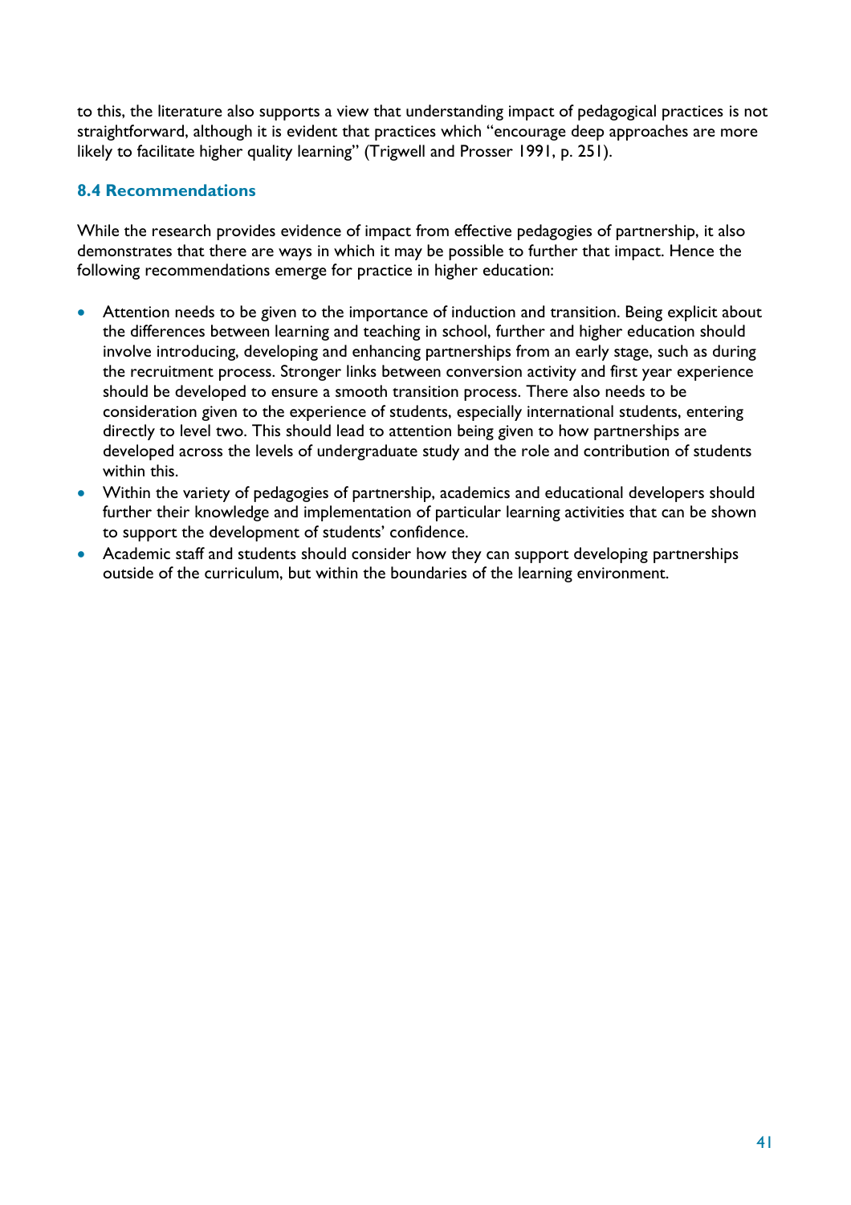to this, the literature also supports a view that understanding impact of pedagogical practices is not straightforward, although it is evident that practices which "encourage deep approaches are more likely to facilitate higher quality learning" (Trigwell and Prosser 1991, p. 251).

### 8.4 Recommendations

While the research provides evidence of impact from effective pedagogies of partnership, it also demonstrates that there are ways in which it may be possible to further that impact. Hence the following recommendations emerge for practice in higher education:

- Attention needs to be given to the importance of induction and transition. Being explicit about the differences between learning and teaching in school, further and higher education should involve introducing, developing and enhancing partnerships from an early stage, such as during the recruitment process. Stronger links between conversion activity and first year experience should be developed to ensure a smooth transition process. There also needs to be consideration given to the experience of students, especially international students, entering directly to level two. This should lead to attention being given to how partnerships are developed across the levels of undergraduate study and the role and contribution of students within this.
- Within the variety of pedagogies of partnership, academics and educational developers should further their knowledge and implementation of particular learning activities that can be shown to support the development of students' confidence.
- Academic staff and students should consider how they can support developing partnerships outside of the curriculum, but within the boundaries of the learning environment.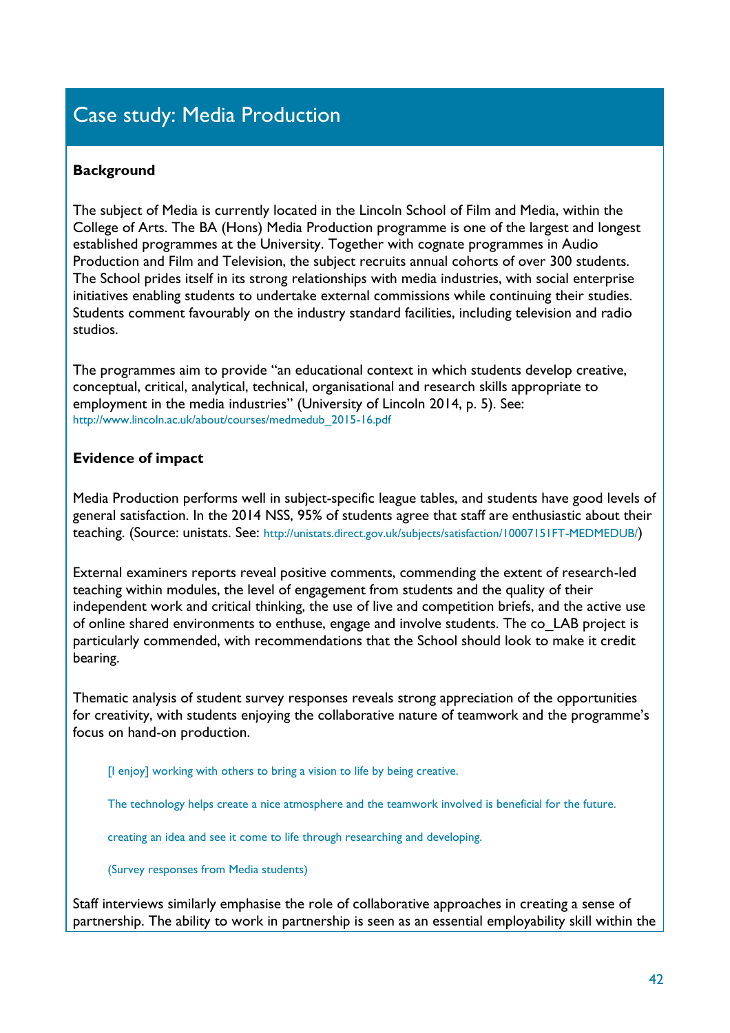## Case study: Media Production

**Background**

The subject of Media is currently located in the Lincoln School of Film and Media, within the College of Arts. The BA (Hons) Media Production programme is one of the largest and longest established programmes at the University. Together with cognate programmes in Audio Production and Film and Television, the subject recruits annual cohorts of over 300 students. The School prides itself in its strong relationships with media industries, with social enterprise initiatives enabling students to undertake external commissions while continuing their studies. Students comment favourably on the industry standard facilities, including television and radio studios.

The programmes aim to provide "an educational context in which students develop creative, conceptual, critical, analytical, technical, organisational and research skills appropriate to employment in the media industries" (University of Lincoln 2014, p. 5). See: http://www.lincoln.ac.uk/about/courses/medmedub_2015-16.pdf

**Evidence of impact**

Media Production performs well in subject-specific league tables, and students have good levels of general satisfaction. In the 2014 NSS, 95% of students agree that staff are enthusiastic about their teaching. (Source: unistats. See: http://unistats.direct.gov.uk/subjects/satisfaction/10007151FT-MEDMEDUB/)

External examiners reports reveal positive comments, commending the extent of research-led teaching within modules, the level of engagement from students and the quality of their independent work and critical thinking, the use of live and competition briefs, and the active use of online shared environments to enthuse, engage and involve students. The co_LAB project is particularly commended, with recommendations that the School should look to make it credit bearing.

Thematic analysis of student survey responses reveals strong appreciation of the opportunities for creativity, with students enjoying the collaborative nature of teamwork and the programme's focus on hand-on production.

> [I enjoy] working with others to bring a vision to life by being creative.
>
> The technology helps create a nice atmosphere and the teamwork involved is beneficial for the future.
>
> creating an idea and see it come to life through researching and developing.
>
> (Survey responses from Media students)

Staff interviews similarly emphasise the role of collaborative approaches in creating a sense of partnership. The ability to work in partnership is seen as an essential employability skill within the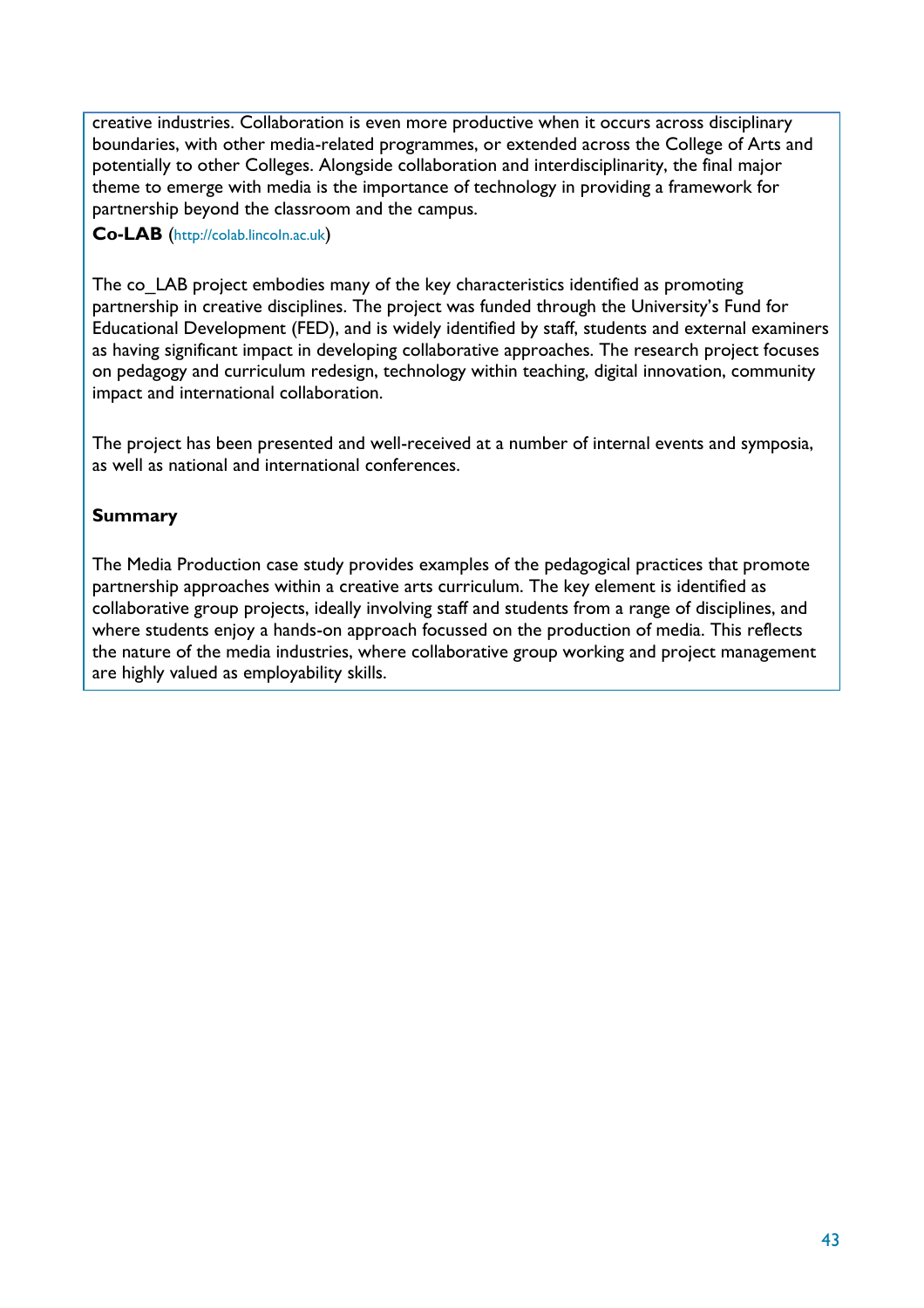creative industries. Collaboration is even more productive when it occurs across disciplinary boundaries, with other media-related programmes, or extended across the College of Arts and potentially to other Colleges. Alongside collaboration and interdisciplinarity, the final major theme to emerge with media is the importance of technology in providing a framework for partnership beyond the classroom and the campus.

**Co-LAB** (http://colab.lincoln.ac.uk)

The co_LAB project embodies many of the key characteristics identified as promoting partnership in creative disciplines. The project was funded through the University's Fund for Educational Development (FED), and is widely identified by staff, students and external examiners as having significant impact in developing collaborative approaches. The research project focuses on pedagogy and curriculum redesign, technology within teaching, digital innovation, community impact and international collaboration.

The project has been presented and well-received at a number of internal events and symposia, as well as national and international conferences.

**Summary**

The Media Production case study provides examples of the pedagogical practices that promote partnership approaches within a creative arts curriculum. The key element is identified as collaborative group projects, ideally involving staff and students from a range of disciplines, and where students enjoy a hands-on approach focussed on the production of media. This reflects the nature of the media industries, where collaborative group working and project management are highly valued as employability skills.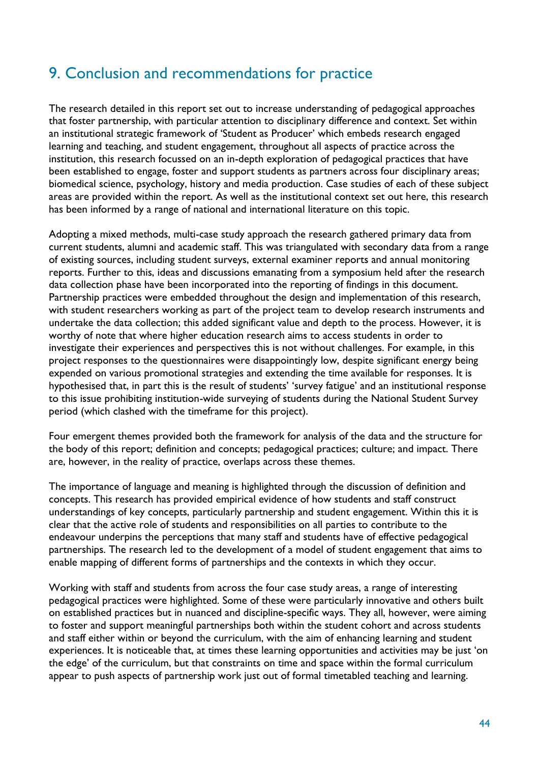## 9. Conclusion and recommendations for practice

The research detailed in this report set out to increase understanding of pedagogical approaches that foster partnership, with particular attention to disciplinary difference and context. Set within an institutional strategic framework of 'Student as Producer' which embeds research engaged learning and teaching, and student engagement, throughout all aspects of practice across the institution, this research focussed on an in-depth exploration of pedagogical practices that have been established to engage, foster and support students as partners across four disciplinary areas; biomedical science, psychology, history and media production. Case studies of each of these subject areas are provided within the report. As well as the institutional context set out here, this research has been informed by a range of national and international literature on this topic.

Adopting a mixed methods, multi-case study approach the research gathered primary data from current students, alumni and academic staff. This was triangulated with secondary data from a range of existing sources, including student surveys, external examiner reports and annual monitoring reports. Further to this, ideas and discussions emanating from a symposium held after the research data collection phase have been incorporated into the reporting of findings in this document. Partnership practices were embedded throughout the design and implementation of this research, with student researchers working as part of the project team to develop research instruments and undertake the data collection; this added significant value and depth to the process. However, it is worthy of note that where higher education research aims to access students in order to investigate their experiences and perspectives this is not without challenges. For example, in this project responses to the questionnaires were disappointingly low, despite significant energy being expended on various promotional strategies and extending the time available for responses. It is hypothesised that, in part this is the result of students' 'survey fatigue' and an institutional response to this issue prohibiting institution-wide surveying of students during the National Student Survey period (which clashed with the timeframe for this project).

Four emergent themes provided both the framework for analysis of the data and the structure for the body of this report; definition and concepts; pedagogical practices; culture; and impact. There are, however, in the reality of practice, overlaps across these themes.

The importance of language and meaning is highlighted through the discussion of definition and concepts. This research has provided empirical evidence of how students and staff construct understandings of key concepts, particularly partnership and student engagement. Within this it is clear that the active role of students and responsibilities on all parties to contribute to the endeavour underpins the perceptions that many staff and students have of effective pedagogical partnerships. The research led to the development of a model of student engagement that aims to enable mapping of different forms of partnerships and the contexts in which they occur.

Working with staff and students from across the four case study areas, a range of interesting pedagogical practices were highlighted. Some of these were particularly innovative and others built on established practices but in nuanced and discipline-specific ways. They all, however, were aiming to foster and support meaningful partnerships both within the student cohort and across students and staff either within or beyond the curriculum, with the aim of enhancing learning and student experiences. It is noticeable that, at times these learning opportunities and activities may be just 'on the edge' of the curriculum, but that constraints on time and space within the formal curriculum appear to push aspects of partnership work just out of formal timetabled teaching and learning.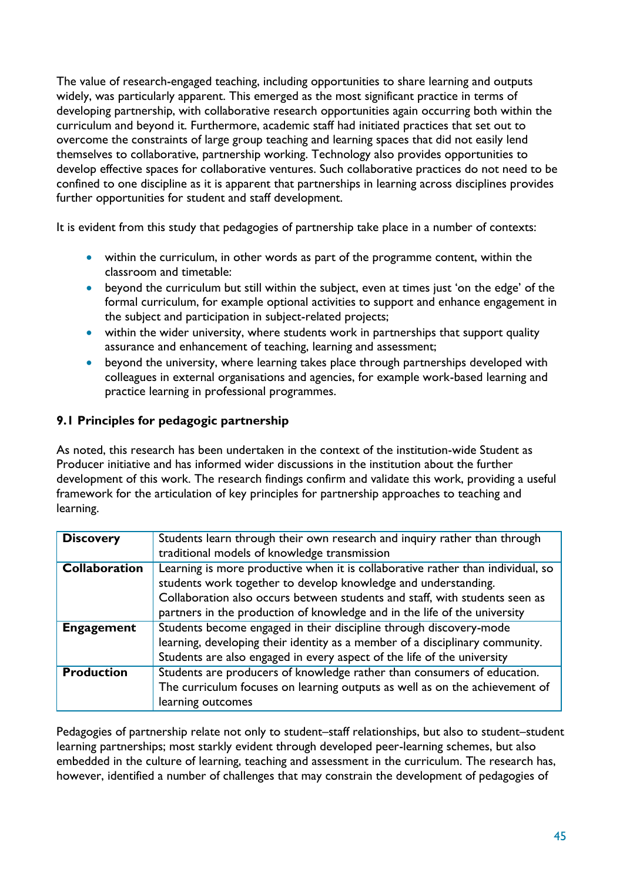The value of research-engaged teaching, including opportunities to share learning and outputs widely, was particularly apparent. This emerged as the most significant practice in terms of developing partnership, with collaborative research opportunities again occurring both within the curriculum and beyond it. Furthermore, academic staff had initiated practices that set out to overcome the constraints of large group teaching and learning spaces that did not easily lend themselves to collaborative, partnership working. Technology also provides opportunities to develop effective spaces for collaborative ventures. Such collaborative practices do not need to be confined to one discipline as it is apparent that partnerships in learning across disciplines provides further opportunities for student and staff development.

It is evident from this study that pedagogies of partnership take place in a number of contexts:

- within the curriculum, in other words as part of the programme content, within the classroom and timetable:
- beyond the curriculum but still within the subject, even at times just 'on the edge' of the formal curriculum, for example optional activities to support and enhance engagement in the subject and participation in subject-related projects;
- within the wider university, where students work in partnerships that support quality assurance and enhancement of teaching, learning and assessment;
- beyond the university, where learning takes place through partnerships developed with colleagues in external organisations and agencies, for example work-based learning and practice learning in professional programmes.

### 9.1 Principles for pedagogic partnership

As noted, this research has been undertaken in the context of the institution-wide Student as Producer initiative and has informed wider discussions in the institution about the further development of this work. The research findings confirm and validate this work, providing a useful framework for the articulation of key principles for partnership approaches to teaching and learning.

| | |
|---|---|
| **Discovery** | Students learn through their own research and inquiry rather than through traditional models of knowledge transmission |
| **Collaboration** | Learning is more productive when it is collaborative rather than individual, so students work together to develop knowledge and understanding. Collaboration also occurs between students and staff, with students seen as partners in the production of knowledge and in the life of the university |
| **Engagement** | Students become engaged in their discipline through discovery-mode learning, developing their identity as a member of a disciplinary community. Students are also engaged in every aspect of the life of the university |
| **Production** | Students are producers of knowledge rather than consumers of education. The curriculum focuses on learning outputs as well as on the achievement of learning outcomes |

Pedagogies of partnership relate not only to student–staff relationships, but also to student–student learning partnerships; most starkly evident through developed peer-learning schemes, but also embedded in the culture of learning, teaching and assessment in the curriculum. The research has, however, identified a number of challenges that may constrain the development of pedagogies of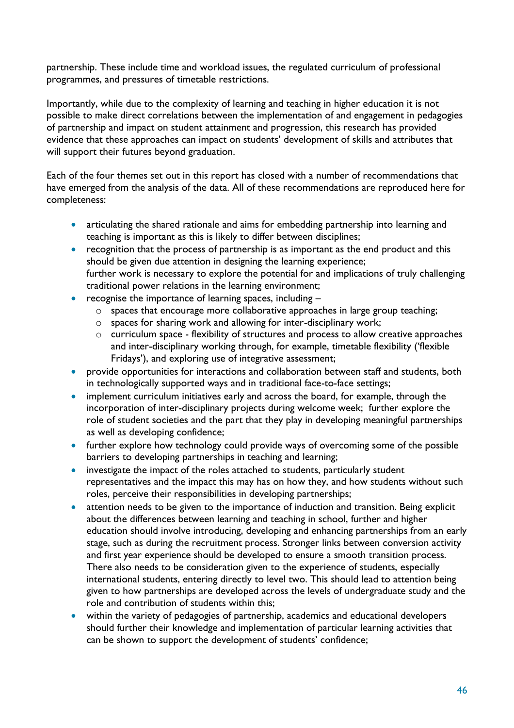partnership. These include time and workload issues, the regulated curriculum of professional programmes, and pressures of timetable restrictions.

Importantly, while due to the complexity of learning and teaching in higher education it is not possible to make direct correlations between the implementation of and engagement in pedagogies of partnership and impact on student attainment and progression, this research has provided evidence that these approaches can impact on students' development of skills and attributes that will support their futures beyond graduation.

Each of the four themes set out in this report has closed with a number of recommendations that have emerged from the analysis of the data. All of these recommendations are reproduced here for completeness:

- articulating the shared rationale and aims for embedding partnership into learning and teaching is important as this is likely to differ between disciplines;
- recognition that the process of partnership is as important as the end product and this should be given due attention in designing the learning experience;
  further work is necessary to explore the potential for and implications of truly challenging traditional power relations in the learning environment;
- recognise the importance of learning spaces, including –
  - spaces that encourage more collaborative approaches in large group teaching;
  - spaces for sharing work and allowing for inter-disciplinary work;
  - curriculum space - flexibility of structures and process to allow creative approaches and inter-disciplinary working through, for example, timetable flexibility ('flexible Fridays'), and exploring use of integrative assessment;
- provide opportunities for interactions and collaboration between staff and students, both in technologically supported ways and in traditional face-to-face settings;
- implement curriculum initiatives early and across the board, for example, through the incorporation of inter-disciplinary projects during welcome week; further explore the role of student societies and the part that they play in developing meaningful partnerships as well as developing confidence;
- further explore how technology could provide ways of overcoming some of the possible barriers to developing partnerships in teaching and learning;
- investigate the impact of the roles attached to students, particularly student representatives and the impact this may has on how they, and how students without such roles, perceive their responsibilities in developing partnerships;
- attention needs to be given to the importance of induction and transition. Being explicit about the differences between learning and teaching in school, further and higher education should involve introducing, developing and enhancing partnerships from an early stage, such as during the recruitment process. Stronger links between conversion activity and first year experience should be developed to ensure a smooth transition process. There also needs to be consideration given to the experience of students, especially international students, entering directly to level two. This should lead to attention being given to how partnerships are developed across the levels of undergraduate study and the role and contribution of students within this;
- within the variety of pedagogies of partnership, academics and educational developers should further their knowledge and implementation of particular learning activities that can be shown to support the development of students' confidence;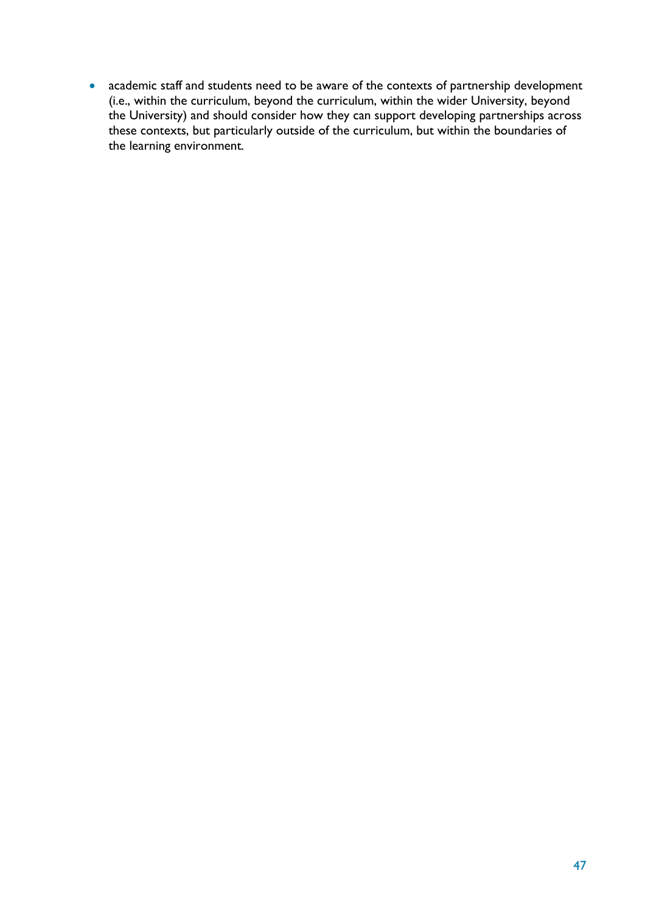- academic staff and students need to be aware of the contexts of partnership development (i.e., within the curriculum, beyond the curriculum, within the wider University, beyond the University) and should consider how they can support developing partnerships across these contexts, but particularly outside of the curriculum, but within the boundaries of the learning environment.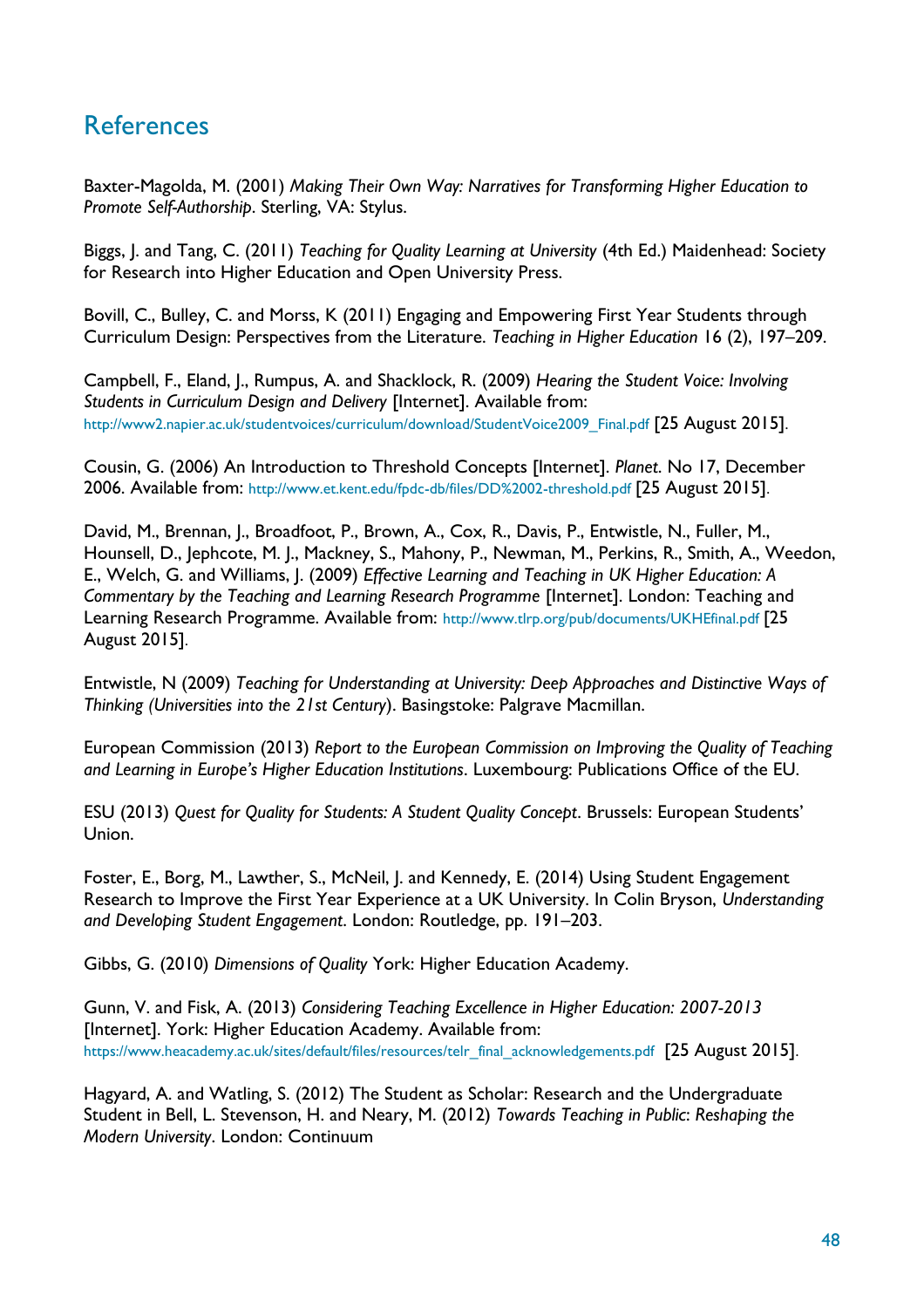# References

Baxter-Magolda, M. (2001) *Making Their Own Way: Narratives for Transforming Higher Education to Promote Self-Authorship*. Sterling, VA: Stylus.

Biggs, J. and Tang, C. (2011) *Teaching for Quality Learning at University* (4th Ed.) Maidenhead: Society for Research into Higher Education and Open University Press.

Bovill, C., Bulley, C. and Morss, K (2011) Engaging and Empowering First Year Students through Curriculum Design: Perspectives from the Literature. *Teaching in Higher Education* 16 (2), 197–209.

Campbell, F., Eland, J., Rumpus, A. and Shacklock, R. (2009) *Hearing the Student Voice: Involving Students in Curriculum Design and Delivery* [Internet]. Available from: http://www2.napier.ac.uk/studentvoices/curriculum/download/StudentVoice2009_Final.pdf [25 August 2015].

Cousin, G. (2006) An Introduction to Threshold Concepts [Internet]. *Planet*. No 17, December 2006. Available from: http://www.et.kent.edu/fpdc-db/files/DD%2002-threshold.pdf [25 August 2015].

David, M., Brennan, J., Broadfoot, P., Brown, A., Cox, R., Davis, P., Entwistle, N., Fuller, M., Hounsell, D., Jephcote, M. J., Mackney, S., Mahony, P., Newman, M., Perkins, R., Smith, A., Weedon, E., Welch, G. and Williams, J. (2009) *Effective Learning and Teaching in UK Higher Education: A Commentary by the Teaching and Learning Research Programme* [Internet]. London: Teaching and Learning Research Programme. Available from: http://www.tlrp.org/pub/documents/UKHEfinal.pdf [25 August 2015].

Entwistle, N (2009) *Teaching for Understanding at University: Deep Approaches and Distinctive Ways of Thinking (Universities into the 21st Century*). Basingstoke: Palgrave Macmillan.

European Commission (2013) *Report to the European Commission on Improving the Quality of Teaching and Learning in Europe's Higher Education Institutions*. Luxembourg: Publications Office of the EU.

ESU (2013) *Quest for Quality for Students: A Student Quality Concept*. Brussels: European Students' Union.

Foster, E., Borg, M., Lawther, S., McNeil, J. and Kennedy, E. (2014) Using Student Engagement Research to Improve the First Year Experience at a UK University. In Colin Bryson, *Understanding and Developing Student Engagement*. London: Routledge, pp. 191–203.

Gibbs, G. (2010) *Dimensions of Quality* York: Higher Education Academy.

Gunn, V. and Fisk, A. (2013) *Considering Teaching Excellence in Higher Education: 2007-2013* [Internet]. York: Higher Education Academy. Available from: https://www.heacademy.ac.uk/sites/default/files/resources/telr_final_acknowledgements.pdf [25 August 2015].

Hagyard, A. and Watling, S. (2012) The Student as Scholar: Research and the Undergraduate Student in Bell, L. Stevenson, H. and Neary, M. (2012) *Towards Teaching in Public: Reshaping the Modern University*. London: Continuum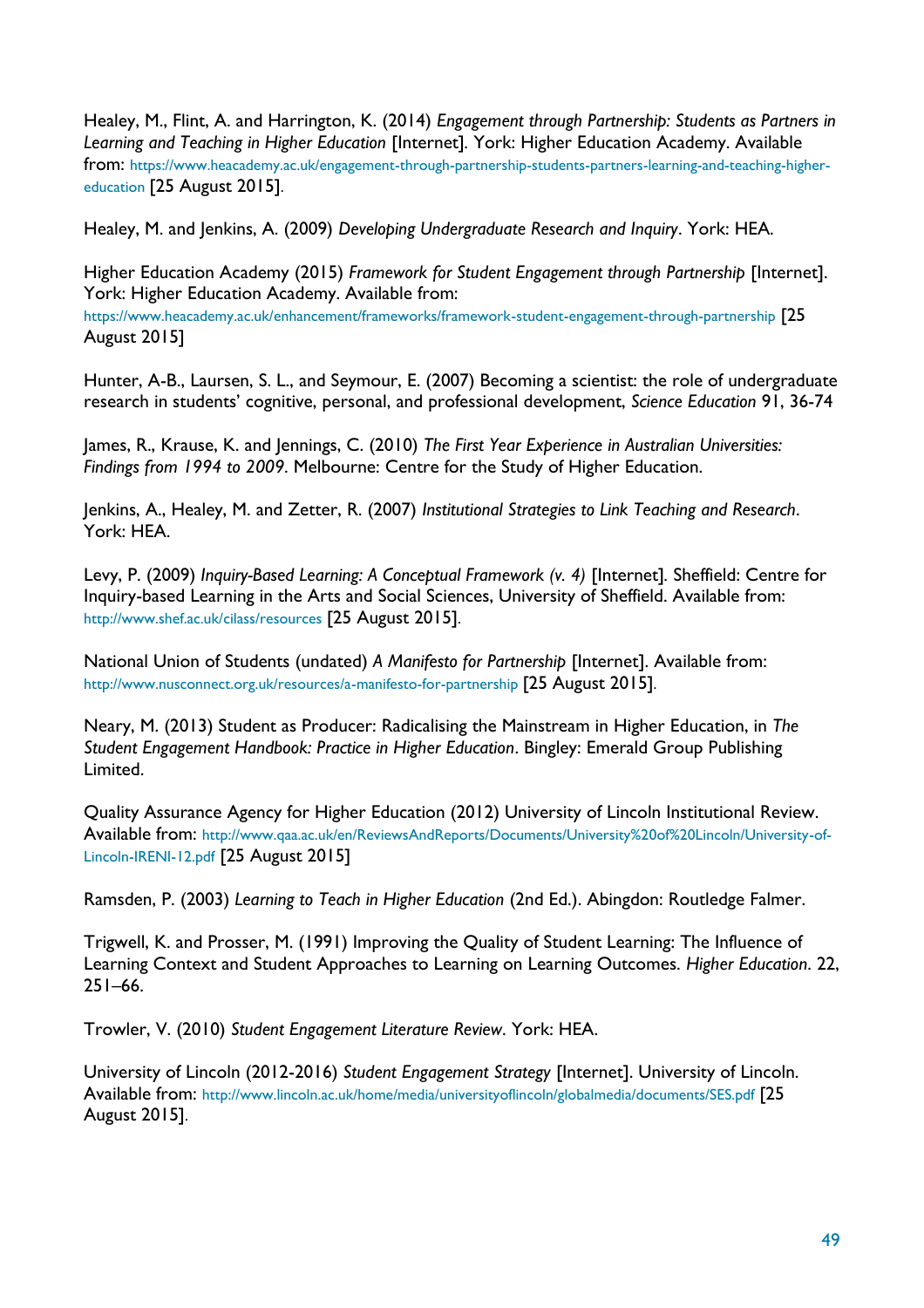Healey, M., Flint, A. and Harrington, K. (2014) *Engagement through Partnership: Students as Partners in Learning and Teaching in Higher Education* [Internet]. York: Higher Education Academy. Available from: https://www.heacademy.ac.uk/engagement-through-partnership-students-partners-learning-and-teaching-higher-education [25 August 2015].

Healey, M. and Jenkins, A. (2009) *Developing Undergraduate Research and Inquiry*. York: HEA.

Higher Education Academy (2015) *Framework for Student Engagement through Partnership* [Internet]. York: Higher Education Academy. Available from: https://www.heacademy.ac.uk/enhancement/frameworks/framework-student-engagement-through-partnership [25 August 2015]

Hunter, A-B., Laursen, S. L., and Seymour, E. (2007) Becoming a scientist: the role of undergraduate research in students' cognitive, personal, and professional development, *Science Education* 91, 36-74

James, R., Krause, K. and Jennings, C. (2010) *The First Year Experience in Australian Universities: Findings from 1994 to 2009*. Melbourne: Centre for the Study of Higher Education.

Jenkins, A., Healey, M. and Zetter, R. (2007) *Institutional Strategies to Link Teaching and Research*. York: HEA.

Levy, P. (2009) *Inquiry-Based Learning: A Conceptual Framework (v. 4)* [Internet]. Sheffield: Centre for Inquiry-based Learning in the Arts and Social Sciences, University of Sheffield. Available from: http://www.shef.ac.uk/cilass/resources [25 August 2015].

National Union of Students (undated) *A Manifesto for Partnership* [Internet]. Available from: http://www.nusconnect.org.uk/resources/a-manifesto-for-partnership [25 August 2015].

Neary, M. (2013) Student as Producer: Radicalising the Mainstream in Higher Education, in *The Student Engagement Handbook: Practice in Higher Education*. Bingley: Emerald Group Publishing Limited.

Quality Assurance Agency for Higher Education (2012) University of Lincoln Institutional Review. Available from: http://www.qaa.ac.uk/en/ReviewsAndReports/Documents/University%20of%20Lincoln/University-of-Lincoln-IRENI-12.pdf [25 August 2015]

Ramsden, P. (2003) *Learning to Teach in Higher Education* (2nd Ed.). Abingdon: Routledge Falmer.

Trigwell, K. and Prosser, M. (1991) Improving the Quality of Student Learning: The Influence of Learning Context and Student Approaches to Learning on Learning Outcomes. *Higher Education*. 22, 251–66.

Trowler, V. (2010) *Student Engagement Literature Review*. York: HEA.

University of Lincoln (2012-2016) *Student Engagement Strategy* [Internet]. University of Lincoln. Available from: http://www.lincoln.ac.uk/home/media/universityoflincoln/globalmedia/documents/SES.pdf [25 August 2015].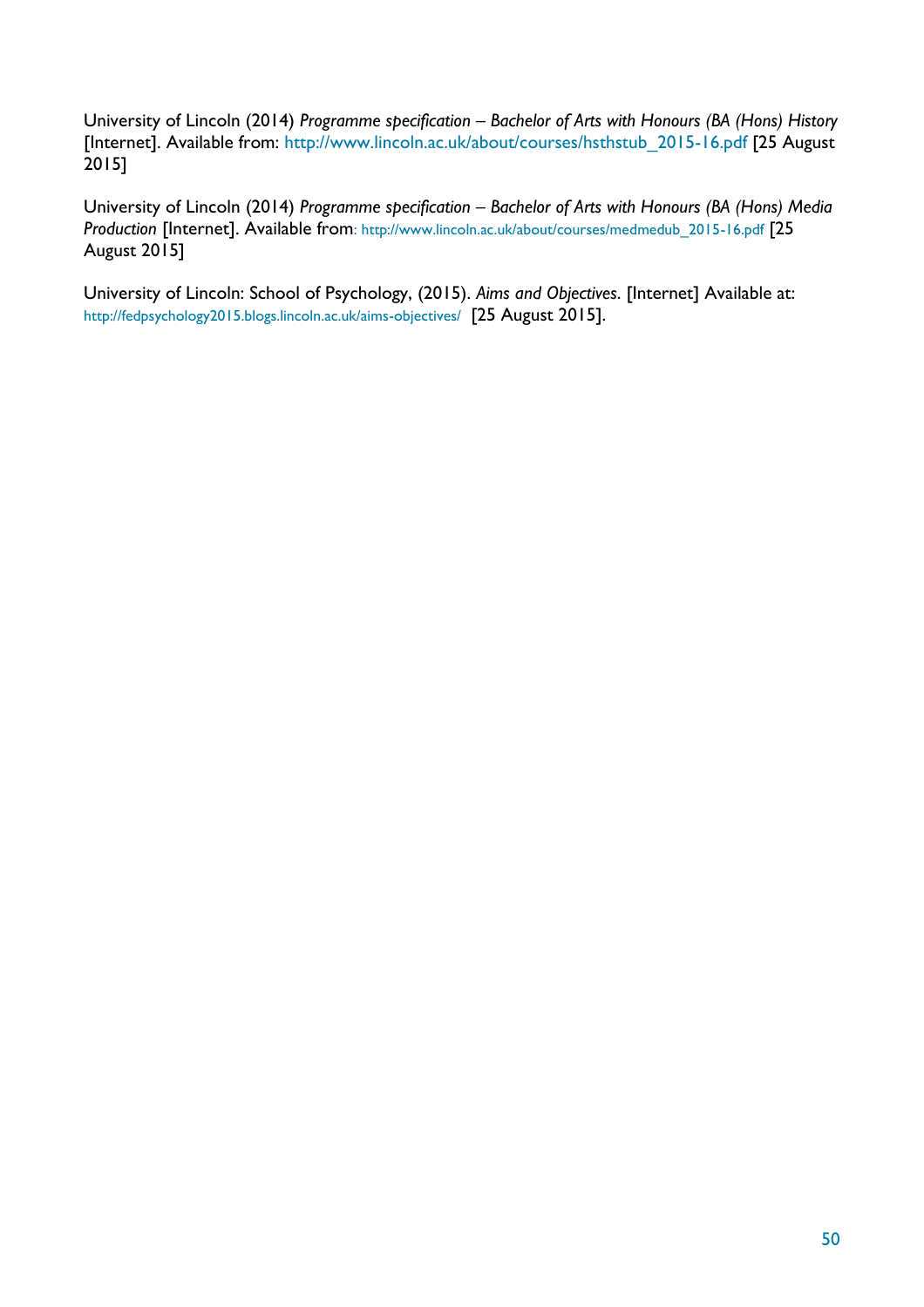University of Lincoln (2014) *Programme specification – Bachelor of Arts with Honours (BA (Hons) History* [Internet]. Available from: http://www.lincoln.ac.uk/about/courses/hsthstub_2015-16.pdf [25 August 2015]

University of Lincoln (2014) *Programme specification – Bachelor of Arts with Honours (BA (Hons) Media Production* [Internet]. Available from: http://www.lincoln.ac.uk/about/courses/medmedub_2015-16.pdf [25 August 2015]

University of Lincoln: School of Psychology, (2015). *Aims and Objectives*. [Internet] Available at: http://fedpsychology2015.blogs.lincoln.ac.uk/aims-objectives/ [25 August 2015].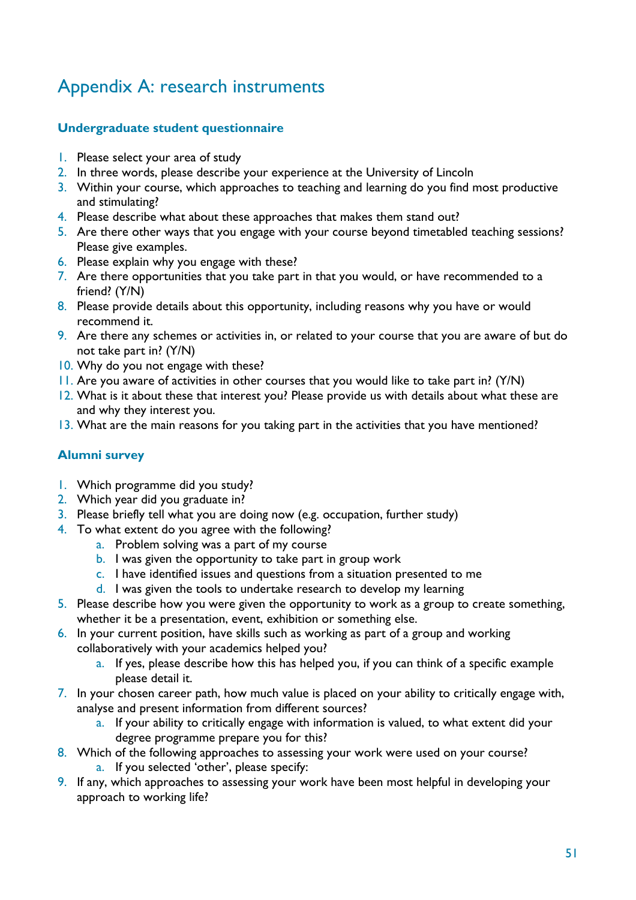# Appendix A: research instruments

## Undergraduate student questionnaire

1. Please select your area of study
2. In three words, please describe your experience at the University of Lincoln
3. Within your course, which approaches to teaching and learning do you find most productive and stimulating?
4. Please describe what about these approaches that makes them stand out?
5. Are there other ways that you engage with your course beyond timetabled teaching sessions? Please give examples.
6. Please explain why you engage with these?
7. Are there opportunities that you take part in that you would, or have recommended to a friend? (Y/N)
8. Please provide details about this opportunity, including reasons why you have or would recommend it.
9. Are there any schemes or activities in, or related to your course that you are aware of but do not take part in? (Y/N)
10. Why do you not engage with these?
11. Are you aware of activities in other courses that you would like to take part in? (Y/N)
12. What is it about these that interest you? Please provide us with details about what these are and why they interest you.
13. What are the main reasons for you taking part in the activities that you have mentioned?

## Alumni survey

1. Which programme did you study?
2. Which year did you graduate in?
3. Please briefly tell what you are doing now (e.g. occupation, further study)
4. To what extent do you agree with the following?
    a. Problem solving was a part of my course
    b. I was given the opportunity to take part in group work
    c. I have identified issues and questions from a situation presented to me
    d. I was given the tools to undertake research to develop my learning
5. Please describe how you were given the opportunity to work as a group to create something, whether it be a presentation, event, exhibition or something else.
6. In your current position, have skills such as working as part of a group and working collaboratively with your academics helped you?
    a. If yes, please describe how this has helped you, if you can think of a specific example please detail it.
7. In your chosen career path, how much value is placed on your ability to critically engage with, analyse and present information from different sources?
    a. If your ability to critically engage with information is valued, to what extent did your degree programme prepare you for this?
8. Which of the following approaches to assessing your work were used on your course?
    a. If you selected 'other', please specify:
9. If any, which approaches to assessing your work have been most helpful in developing your approach to working life?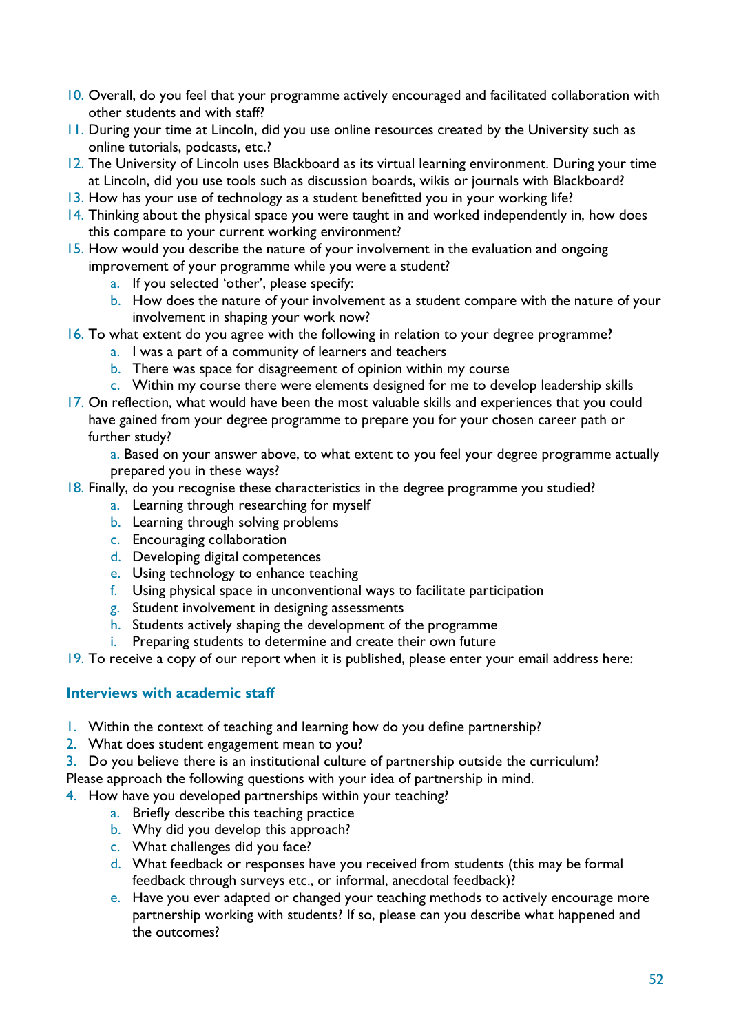10. Overall, do you feel that your programme actively encouraged and facilitated collaboration with other students and with staff?
11. During your time at Lincoln, did you use online resources created by the University such as online tutorials, podcasts, etc.?
12. The University of Lincoln uses Blackboard as its virtual learning environment. During your time at Lincoln, did you use tools such as discussion boards, wikis or journals with Blackboard?
13. How has your use of technology as a student benefitted you in your working life?
14. Thinking about the physical space you were taught in and worked independently in, how does this compare to your current working environment?
15. How would you describe the nature of your involvement in the evaluation and ongoing improvement of your programme while you were a student?
    a. If you selected 'other', please specify:
    b. How does the nature of your involvement as a student compare with the nature of your involvement in shaping your work now?
16. To what extent do you agree with the following in relation to your degree programme?
    a. I was a part of a community of learners and teachers
    b. There was space for disagreement of opinion within my course
    c. Within my course there were elements designed for me to develop leadership skills
17. On reflection, what would have been the most valuable skills and experiences that you could have gained from your degree programme to prepare you for your chosen career path or further study?
    a. Based on your answer above, to what extent to you feel your degree programme actually prepared you in these ways?
18. Finally, do you recognise these characteristics in the degree programme you studied?
    a. Learning through researching for myself
    b. Learning through solving problems
    c. Encouraging collaboration
    d. Developing digital competences
    e. Using technology to enhance teaching
    f. Using physical space in unconventional ways to facilitate participation
    g. Student involvement in designing assessments
    h. Students actively shaping the development of the programme
    i. Preparing students to determine and create their own future
19. To receive a copy of our report when it is published, please enter your email address here:

### Interviews with academic staff

1. Within the context of teaching and learning how do you define partnership?
2. What does student engagement mean to you?
3. Do you believe there is an institutional culture of partnership outside the curriculum?

Please approach the following questions with your idea of partnership in mind.

4. How have you developed partnerships within your teaching?
    a. Briefly describe this teaching practice
    b. Why did you develop this approach?
    c. What challenges did you face?
    d. What feedback or responses have you received from students (this may be formal feedback through surveys etc., or informal, anecdotal feedback)?
    e. Have you ever adapted or changed your teaching methods to actively encourage more partnership working with students? If so, please can you describe what happened and the outcomes?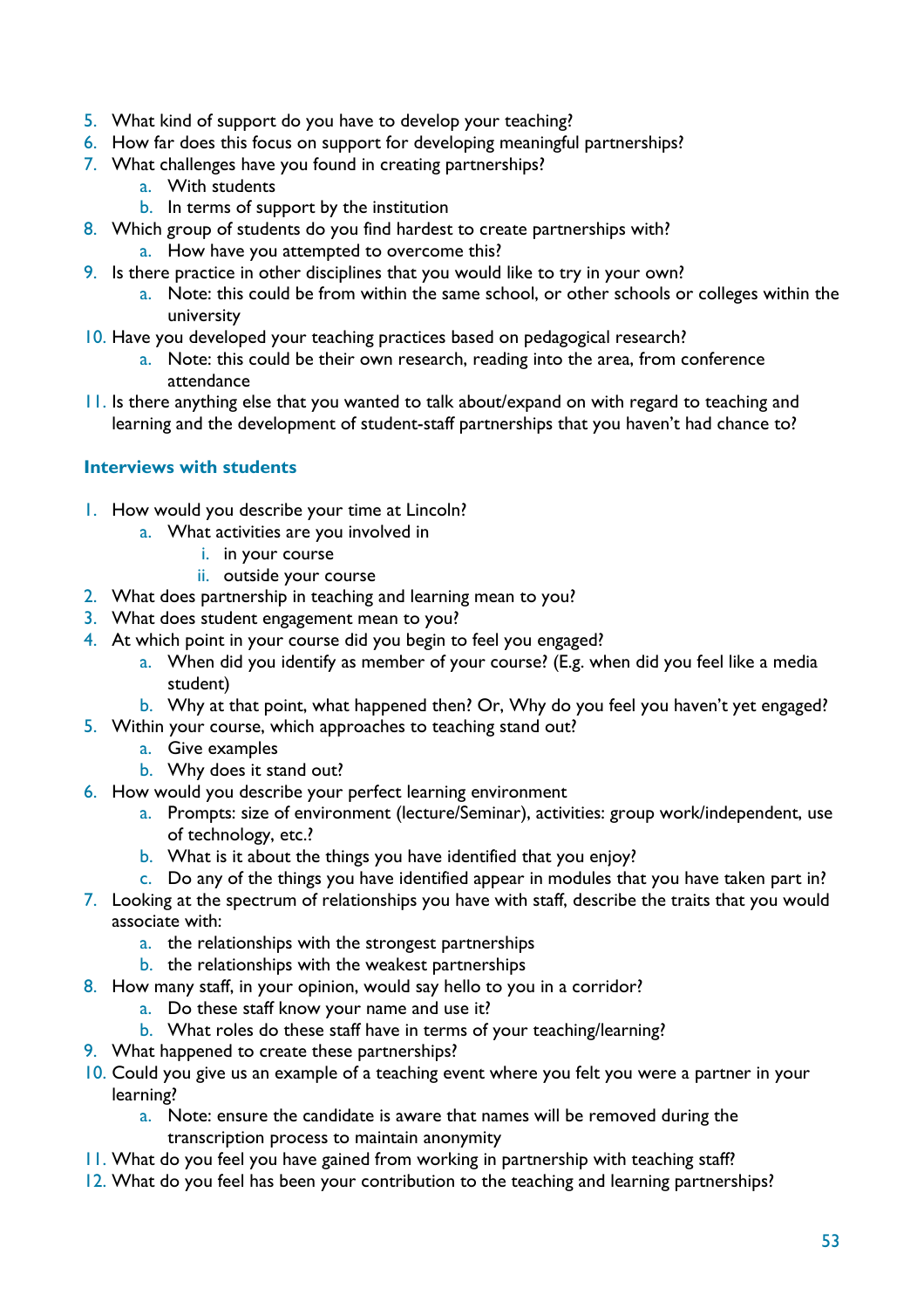5. What kind of support do you have to develop your teaching?
6. How far does this focus on support for developing meaningful partnerships?
7. What challenges have you found in creating partnerships?
    a. With students
    b. In terms of support by the institution
8. Which group of students do you find hardest to create partnerships with?
    a. How have you attempted to overcome this?
9. Is there practice in other disciplines that you would like to try in your own?
    a. Note: this could be from within the same school, or other schools or colleges within the university
10. Have you developed your teaching practices based on pedagogical research?
    a. Note: this could be their own research, reading into the area, from conference attendance
11. Is there anything else that you wanted to talk about/expand on with regard to teaching and learning and the development of student-staff partnerships that you haven't had chance to?

### Interviews with students

1. How would you describe your time at Lincoln?
    a. What activities are you involved in
        i. in your course
        ii. outside your course
2. What does partnership in teaching and learning mean to you?
3. What does student engagement mean to you?
4. At which point in your course did you begin to feel you engaged?
    a. When did you identify as member of your course? (E.g. when did you feel like a media student)
    b. Why at that point, what happened then? Or, Why do you feel you haven't yet engaged?
5. Within your course, which approaches to teaching stand out?
    a. Give examples
    b. Why does it stand out?
6. How would you describe your perfect learning environment
    a. Prompts: size of environment (lecture/Seminar), activities: group work/independent, use of technology, etc.?
    b. What is it about the things you have identified that you enjoy?
    c. Do any of the things you have identified appear in modules that you have taken part in?
7. Looking at the spectrum of relationships you have with staff, describe the traits that you would associate with:
    a. the relationships with the strongest partnerships
    b. the relationships with the weakest partnerships
8. How many staff, in your opinion, would say hello to you in a corridor?
    a. Do these staff know your name and use it?
    b. What roles do these staff have in terms of your teaching/learning?
9. What happened to create these partnerships?
10. Could you give us an example of a teaching event where you felt you were a partner in your learning?
    a. Note: ensure the candidate is aware that names will be removed during the transcription process to maintain anonymity
11. What do you feel you have gained from working in partnership with teaching staff?
12. What do you feel has been your contribution to the teaching and learning partnerships?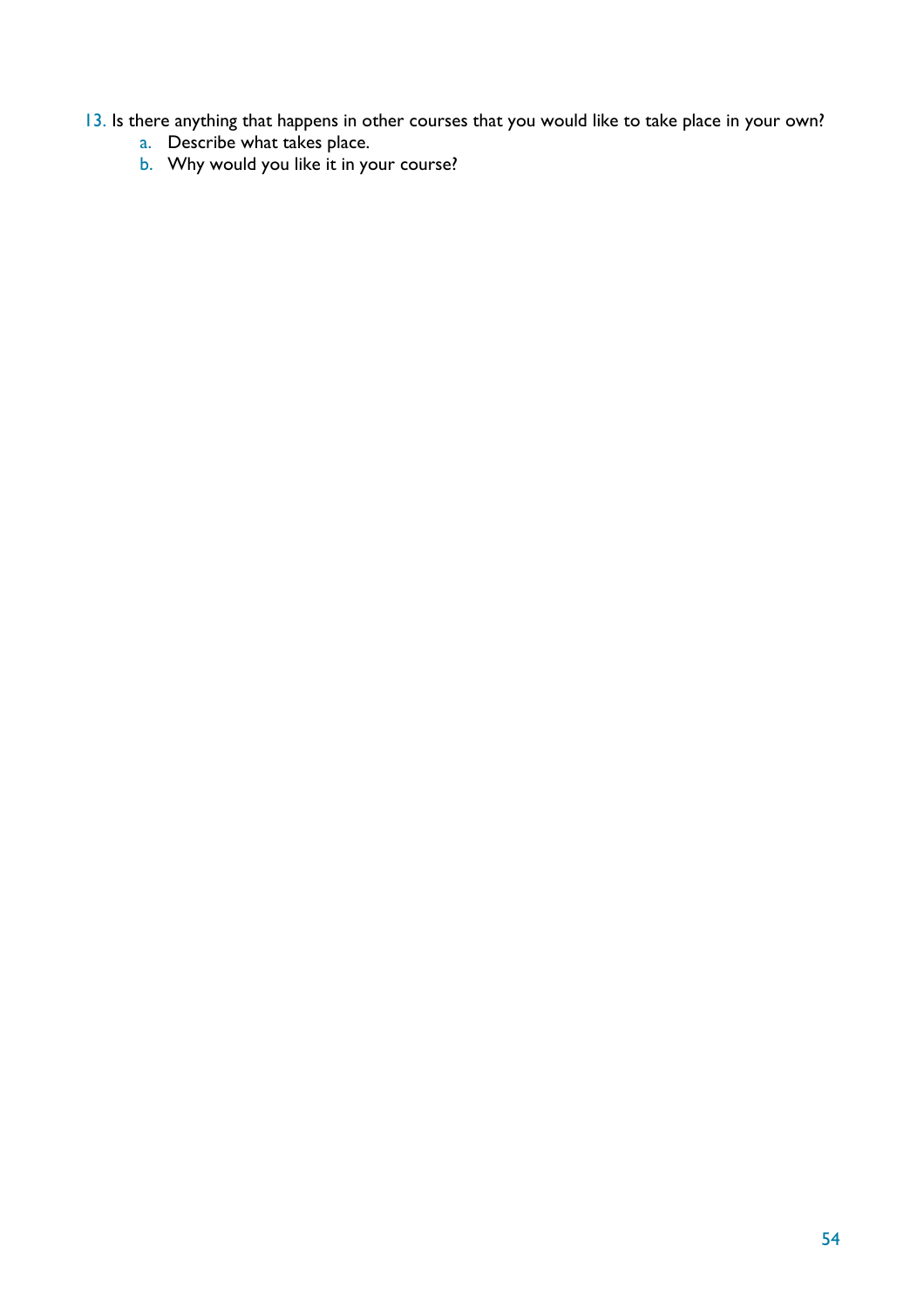13. Is there anything that happens in other courses that you would like to take place in your own?
    a. Describe what takes place.
    b. Why would you like it in your course?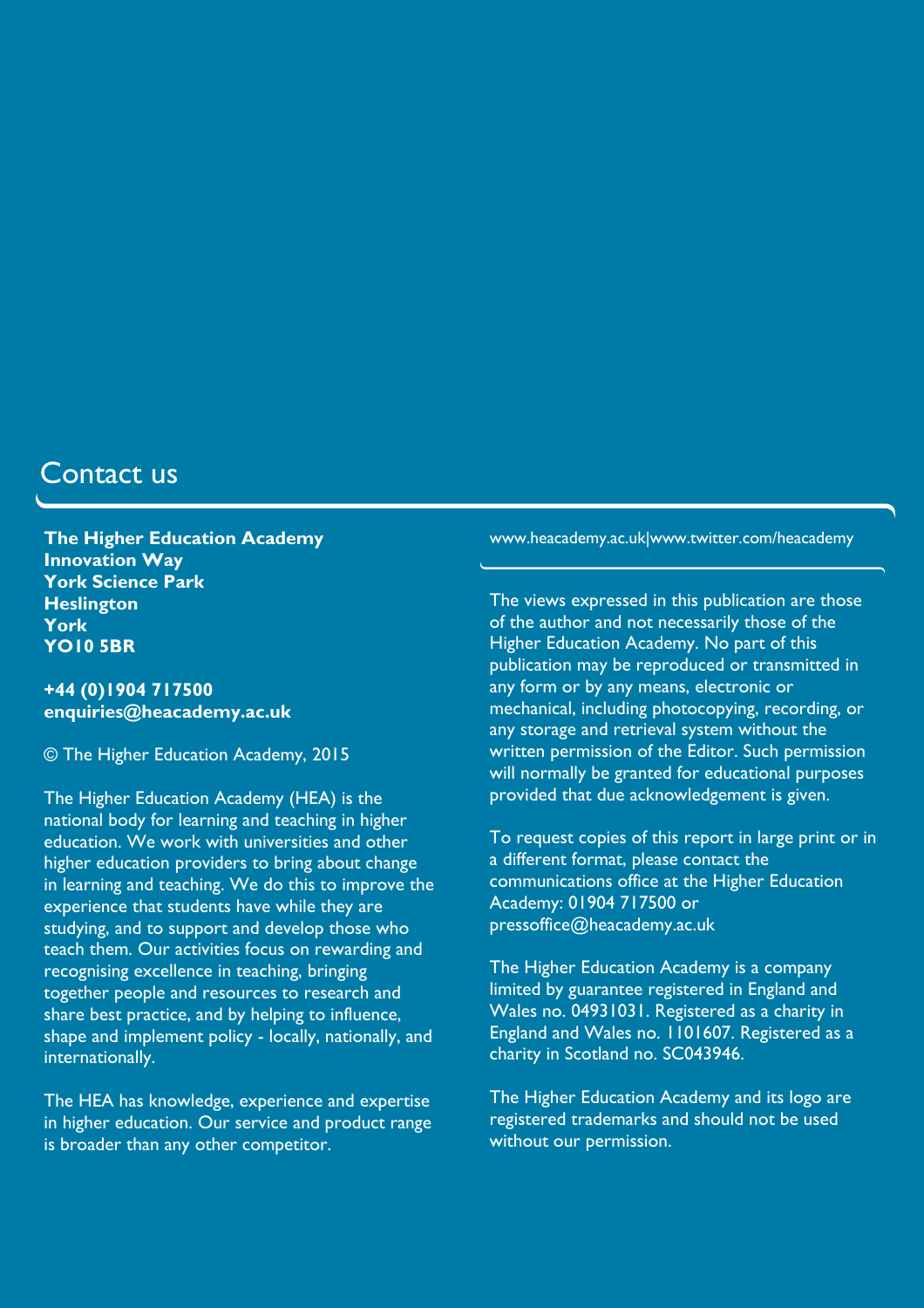# Contact us

**The Higher Education Academy**
**Innovation Way**
**York Science Park**
**Heslington**
**York**
**YO10 5BR**

**+44 (0)1904 717500**
**enquiries@heacademy.ac.uk**

© The Higher Education Academy, 2015

The Higher Education Academy (HEA) is the national body for learning and teaching in higher education. We work with universities and other higher education providers to bring about change in learning and teaching. We do this to improve the experience that students have while they are studying, and to support and develop those who teach them. Our activities focus on rewarding and recognising excellence in teaching, bringing together people and resources to research and share best practice, and by helping to influence, shape and implement policy - locally, nationally, and internationally.

The HEA has knowledge, experience and expertise in higher education. Our service and product range is broader than any other competitor.

www.heacademy.ac.uk|www.twitter.com/heacademy

The views expressed in this publication are those of the author and not necessarily those of the Higher Education Academy. No part of this publication may be reproduced or transmitted in any form or by any means, electronic or mechanical, including photocopying, recording, or any storage and retrieval system without the written permission of the Editor. Such permission will normally be granted for educational purposes provided that due acknowledgement is given.

To request copies of this report in large print or in a different format, please contact the communications office at the Higher Education Academy: 01904 717500 or pressoffice@heacademy.ac.uk

The Higher Education Academy is a company limited by guarantee registered in England and Wales no. 04931031. Registered as a charity in England and Wales no. 1101607. Registered as a charity in Scotland no. SC043946.

The Higher Education Academy and its logo are registered trademarks and should not be used without our permission.